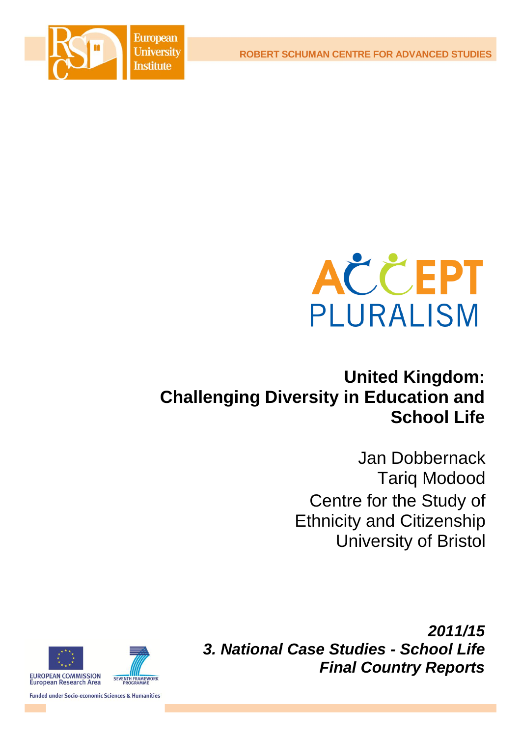ROBERT SCHUMAN CENTRE FOR ADVANCED STUDIES

European University Institute

ACCEPT PLURALISM

# United Kingdom: Challenging Diversity in Education and School Life

Jan Dobbernack
Tariq Modood
Centre for the Study of Ethnicity and Citizenship
University of Bristol

***2011/15***
***3. National Case Studies - School Life***
***Final Country Reports***

EUROPEAN COMMISSION
European Research Area

SEVENTH FRAMEWORK PROGRAMME

Funded under Socio-economic Sciences & Humanities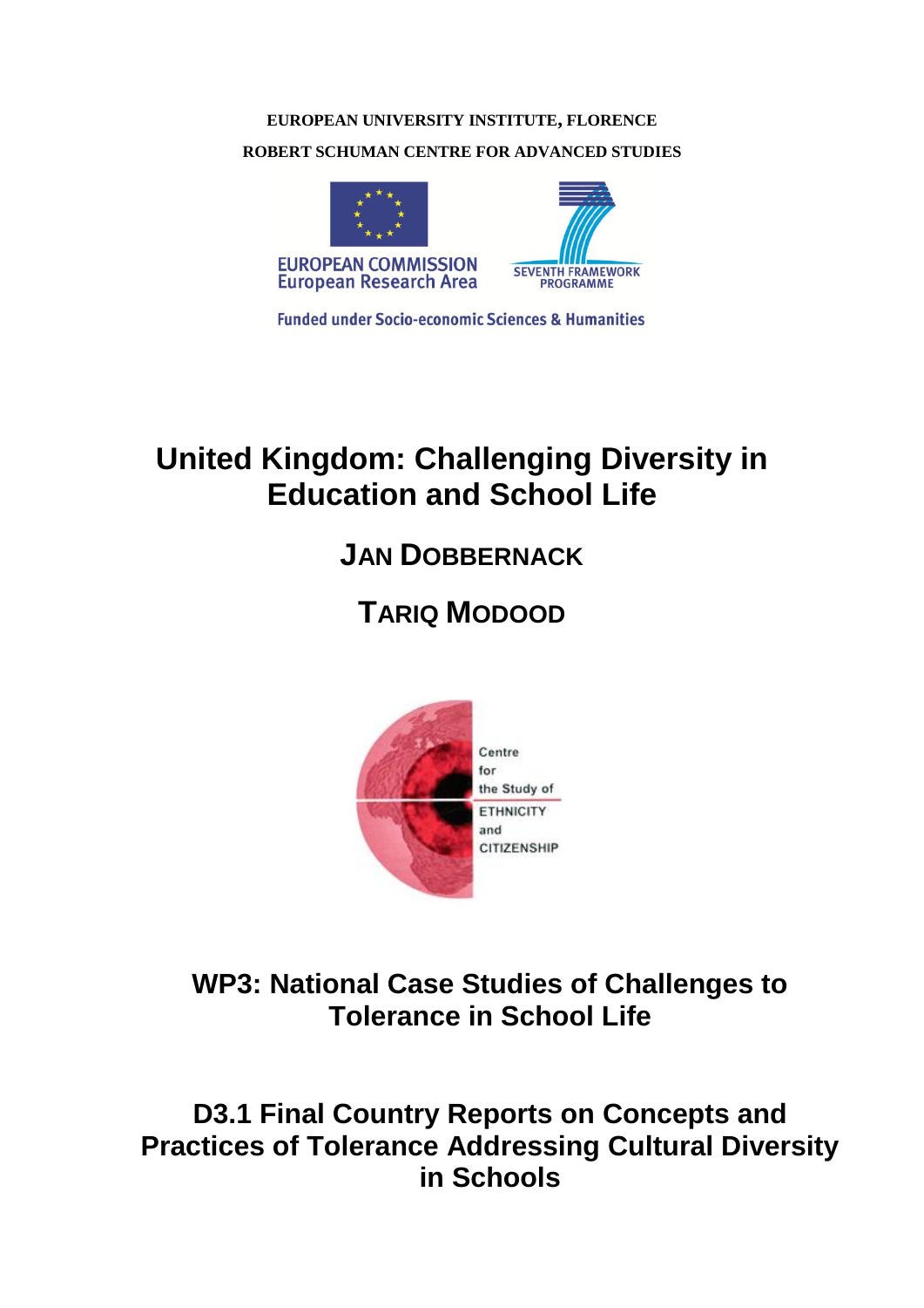**EUROPEAN UNIVERSITY INSTITUTE, FLORENCE**

**ROBERT SCHUMAN CENTRE FOR ADVANCED STUDIES**

EUROPEAN COMMISSION
European Research Area

SEVENTH FRAMEWORK PROGRAMME

Funded under Socio-economic Sciences & Humanities

# United Kingdom: Challenging Diversity in Education and School Life

## JAN DOBBERNACK

## TARIQ MODOOD

Centre for the Study of ETHNICITY and CITIZENSHIP

## WP3: National Case Studies of Challenges to Tolerance in School Life

## D3.1 Final Country Reports on Concepts and Practices of Tolerance Addressing Cultural Diversity in Schools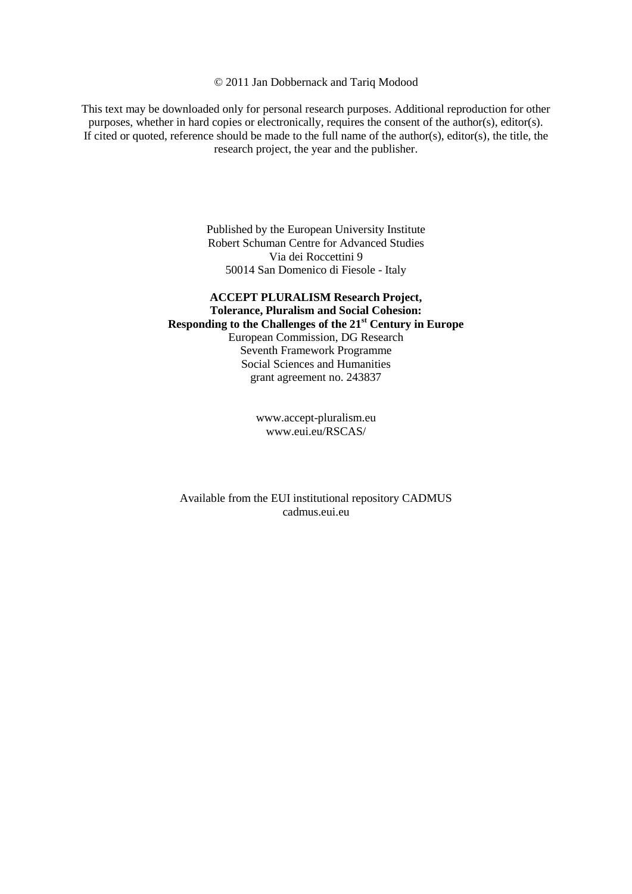© 2011 Jan Dobbernack and Tariq Modood

This text may be downloaded only for personal research purposes. Additional reproduction for other purposes, whether in hard copies or electronically, requires the consent of the author(s), editor(s). If cited or quoted, reference should be made to the full name of the author(s), editor(s), the title, the research project, the year and the publisher.

Published by the European University Institute
Robert Schuman Centre for Advanced Studies
Via dei Roccettini 9
50014 San Domenico di Fiesole - Italy

**ACCEPT PLURALISM Research Project,**
**Tolerance, Pluralism and Social Cohesion:**
**Responding to the Challenges of the 21st Century in Europe**
European Commission, DG Research
Seventh Framework Programme
Social Sciences and Humanities
grant agreement no. 243837

www.accept-pluralism.eu
www.eui.eu/RSCAS/

Available from the EUI institutional repository CADMUS
cadmus.eui.eu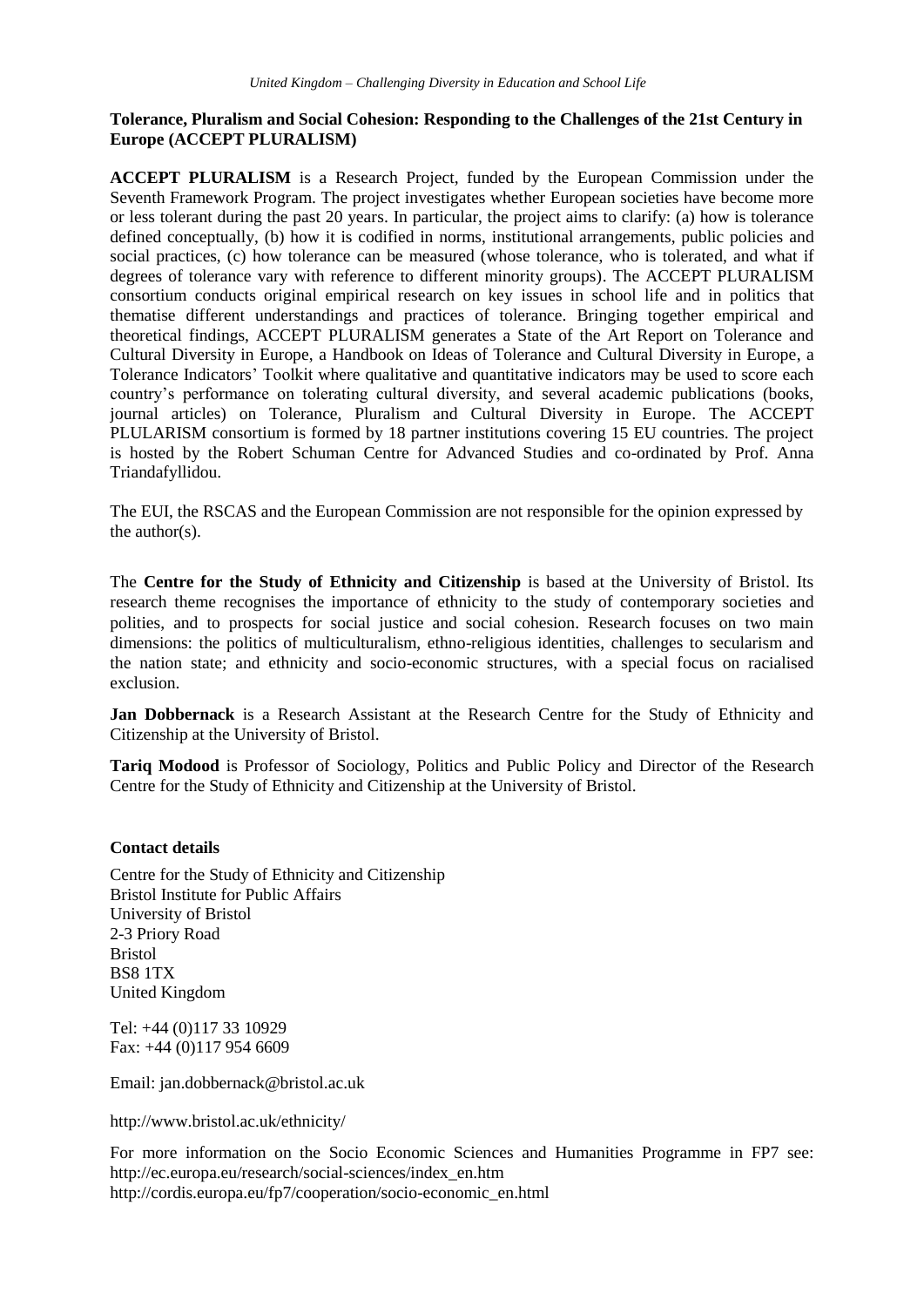**Tolerance, Pluralism and Social Cohesion: Responding to the Challenges of the 21st Century in Europe (ACCEPT PLURALISM)**

**ACCEPT PLURALISM** is a Research Project, funded by the European Commission under the Seventh Framework Program. The project investigates whether European societies have become more or less tolerant during the past 20 years. In particular, the project aims to clarify: (a) how is tolerance defined conceptually, (b) how it is codified in norms, institutional arrangements, public policies and social practices, (c) how tolerance can be measured (whose tolerance, who is tolerated, and what if degrees of tolerance vary with reference to different minority groups). The ACCEPT PLURALISM consortium conducts original empirical research on key issues in school life and in politics that thematise different understandings and practices of tolerance. Bringing together empirical and theoretical findings, ACCEPT PLURALISM generates a State of the Art Report on Tolerance and Cultural Diversity in Europe, a Handbook on Ideas of Tolerance and Cultural Diversity in Europe, a Tolerance Indicators' Toolkit where qualitative and quantitative indicators may be used to score each country's performance on tolerating cultural diversity, and several academic publications (books, journal articles) on Tolerance, Pluralism and Cultural Diversity in Europe. The ACCEPT PLULARISM consortium is formed by 18 partner institutions covering 15 EU countries. The project is hosted by the Robert Schuman Centre for Advanced Studies and co-ordinated by Prof. Anna Triandafyllidou.

The EUI, the RSCAS and the European Commission are not responsible for the opinion expressed by the author(s).

The **Centre for the Study of Ethnicity and Citizenship** is based at the University of Bristol. Its research theme recognises the importance of ethnicity to the study of contemporary societies and polities, and to prospects for social justice and social cohesion. Research focuses on two main dimensions: the politics of multiculturalism, ethno-religious identities, challenges to secularism and the nation state; and ethnicity and socio-economic structures, with a special focus on racialised exclusion.

**Jan Dobbernack** is a Research Assistant at the Research Centre for the Study of Ethnicity and Citizenship at the University of Bristol.

**Tariq Modood** is Professor of Sociology, Politics and Public Policy and Director of the Research Centre for the Study of Ethnicity and Citizenship at the University of Bristol.

**Contact details**

Centre for the Study of Ethnicity and Citizenship
Bristol Institute for Public Affairs
University of Bristol
2-3 Priory Road
Bristol
BS8 1TX
United Kingdom

Tel: +44 (0)117 33 10929
Fax: +44 (0)117 954 6609

Email: jan.dobbernack@bristol.ac.uk

http://www.bristol.ac.uk/ethnicity/

For more information on the Socio Economic Sciences and Humanities Programme in FP7 see:
http://ec.europa.eu/research/social-sciences/index_en.htm
http://cordis.europa.eu/fp7/cooperation/socio-economic_en.html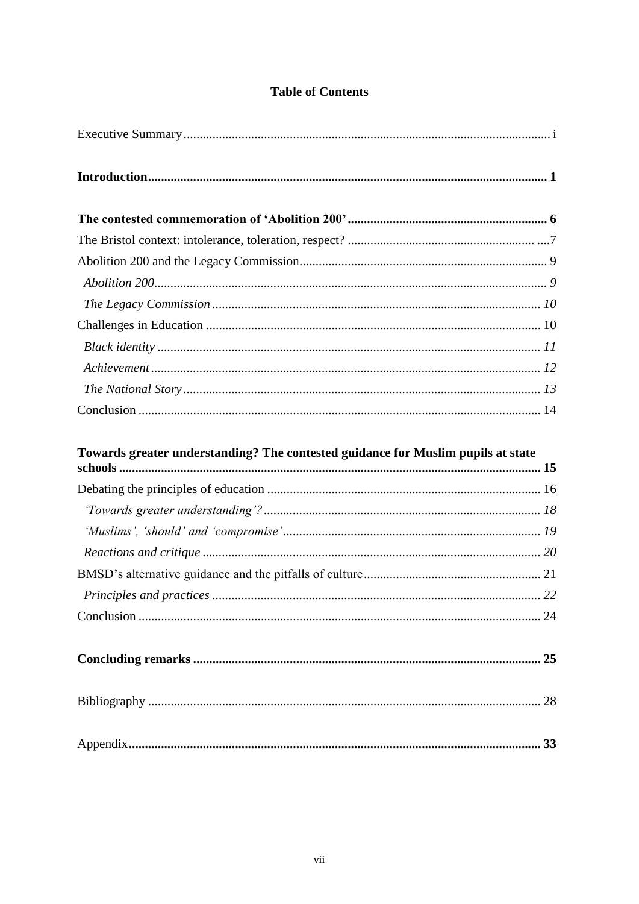**Table of Contents**

Executive Summary ................................................................................................................ i

**Introduction ......................................................................................................................... 1**

**The contested commemoration of 'Abolition 200' ............................................................ 6**

The Bristol context: intolerance, toleration, respect? .......................................................... ....7

Abolition 200 and the Legacy Commission ............................................................................ 9

*Abolition 200 ......................................................................................................................... 9*

*The Legacy Commission ..................................................................................................... 10*

Challenges in Education ....................................................................................................... 10

*Black identity ...................................................................................................................... 11*

*Achievement ........................................................................................................................ 12*

*The National Story .............................................................................................................. 13*

Conclusion ............................................................................................................................ 14

**Towards greater understanding? The contested guidance for Muslim pupils at state schools ................................................................................................................................ 15**

Debating the principles of education .................................................................................... 16

*'Towards greater understanding'? ...................................................................................... 18*

*'Muslims', 'should' and 'compromise' ............................................................................... 19*

*Reactions and critique ........................................................................................................ 20*

BMSD's alternative guidance and the pitfalls of culture ...................................................... 21

*Principles and practices ..................................................................................................... 22*

Conclusion ............................................................................................................................ 24

**Concluding remarks .......................................................................................................... 25**

Bibliography ......................................................................................................................... 28

Appendix **............................................................................................................................. 33**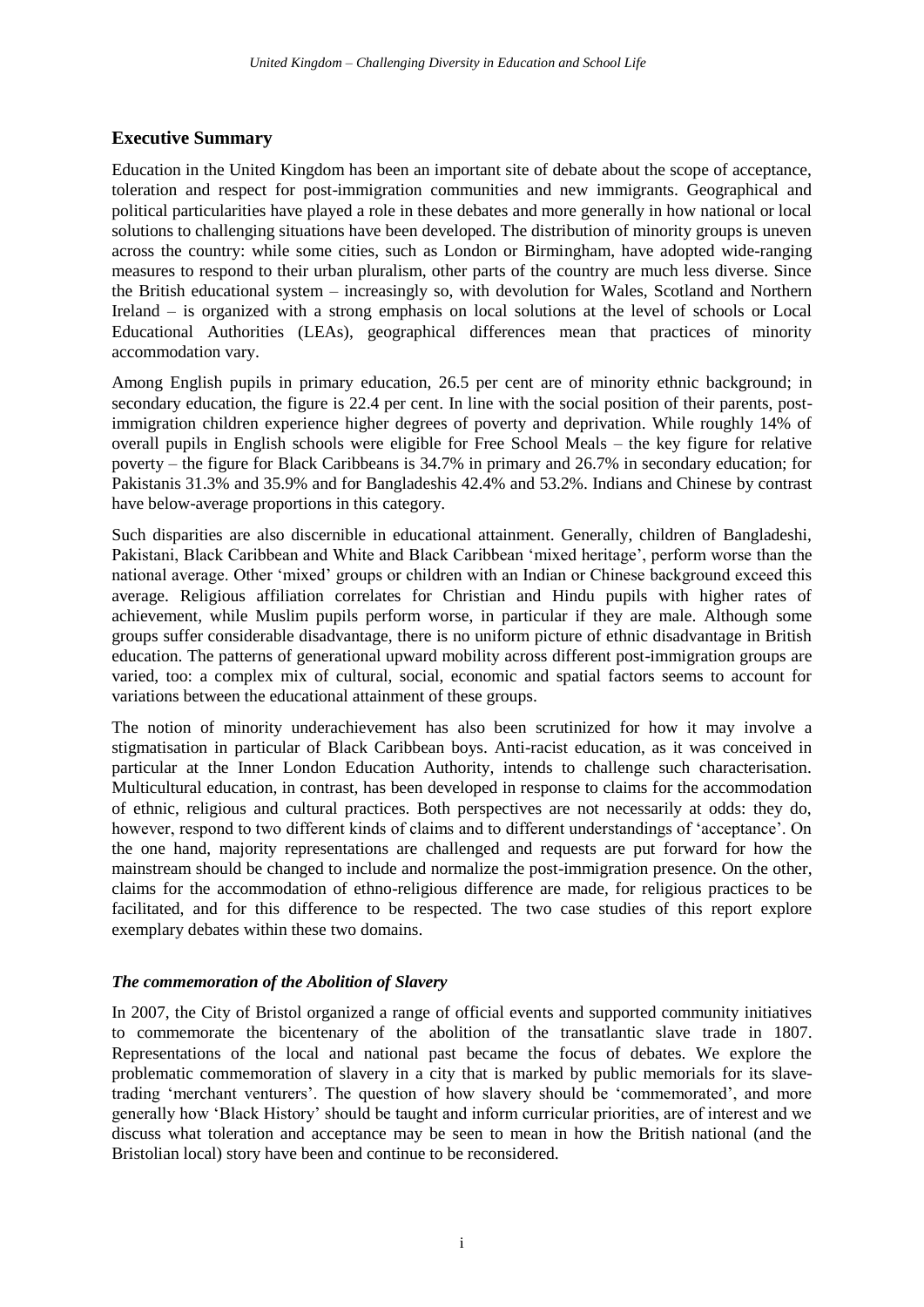## Executive Summary

Education in the United Kingdom has been an important site of debate about the scope of acceptance, toleration and respect for post-immigration communities and new immigrants. Geographical and political particularities have played a role in these debates and more generally in how national or local solutions to challenging situations have been developed. The distribution of minority groups is uneven across the country: while some cities, such as London or Birmingham, have adopted wide-ranging measures to respond to their urban pluralism, other parts of the country are much less diverse. Since the British educational system – increasingly so, with devolution for Wales, Scotland and Northern Ireland – is organized with a strong emphasis on local solutions at the level of schools or Local Educational Authorities (LEAs), geographical differences mean that practices of minority accommodation vary.

Among English pupils in primary education, 26.5 per cent are of minority ethnic background; in secondary education, the figure is 22.4 per cent. In line with the social position of their parents, post-immigration children experience higher degrees of poverty and deprivation. While roughly 14% of overall pupils in English schools were eligible for Free School Meals – the key figure for relative poverty – the figure for Black Caribbeans is 34.7% in primary and 26.7% in secondary education; for Pakistanis 31.3% and 35.9% and for Bangladeshis 42.4% and 53.2%. Indians and Chinese by contrast have below-average proportions in this category.

Such disparities are also discernible in educational attainment. Generally, children of Bangladeshi, Pakistani, Black Caribbean and White and Black Caribbean 'mixed heritage', perform worse than the national average. Other 'mixed' groups or children with an Indian or Chinese background exceed this average. Religious affiliation correlates for Christian and Hindu pupils with higher rates of achievement, while Muslim pupils perform worse, in particular if they are male. Although some groups suffer considerable disadvantage, there is no uniform picture of ethnic disadvantage in British education. The patterns of generational upward mobility across different post-immigration groups are varied, too: a complex mix of cultural, social, economic and spatial factors seems to account for variations between the educational attainment of these groups.

The notion of minority underachievement has also been scrutinized for how it may involve a stigmatisation in particular of Black Caribbean boys. Anti-racist education, as it was conceived in particular at the Inner London Education Authority, intends to challenge such characterisation. Multicultural education, in contrast, has been developed in response to claims for the accommodation of ethnic, religious and cultural practices. Both perspectives are not necessarily at odds: they do, however, respond to two different kinds of claims and to different understandings of 'acceptance'. On the one hand, majority representations are challenged and requests are put forward for how the mainstream should be changed to include and normalize the post-immigration presence. On the other, claims for the accommodation of ethno-religious difference are made, for religious practices to be facilitated, and for this difference to be respected. The two case studies of this report explore exemplary debates within these two domains.

### *The commemoration of the Abolition of Slavery*

In 2007, the City of Bristol organized a range of official events and supported community initiatives to commemorate the bicentenary of the abolition of the transatlantic slave trade in 1807. Representations of the local and national past became the focus of debates. We explore the problematic commemoration of slavery in a city that is marked by public memorials for its slave-trading 'merchant venturers'. The question of how slavery should be 'commemorated', and more generally how 'Black History' should be taught and inform curricular priorities, are of interest and we discuss what toleration and acceptance may be seen to mean in how the British national (and the Bristolian local) story have been and continue to be reconsidered.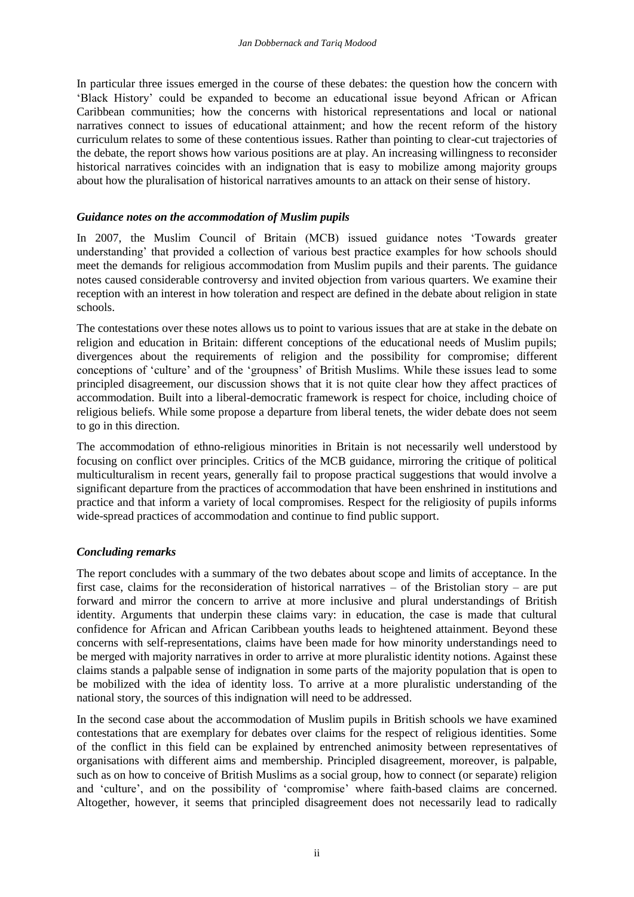In particular three issues emerged in the course of these debates: the question how the concern with 'Black History' could be expanded to become an educational issue beyond African or African Caribbean communities; how the concerns with historical representations and local or national narratives connect to issues of educational attainment; and how the recent reform of the history curriculum relates to some of these contentious issues. Rather than pointing to clear-cut trajectories of the debate, the report shows how various positions are at play. An increasing willingness to reconsider historical narratives coincides with an indignation that is easy to mobilize among majority groups about how the pluralisation of historical narratives amounts to an attack on their sense of history.

### *Guidance notes on the accommodation of Muslim pupils*

In 2007, the Muslim Council of Britain (MCB) issued guidance notes 'Towards greater understanding' that provided a collection of various best practice examples for how schools should meet the demands for religious accommodation from Muslim pupils and their parents. The guidance notes caused considerable controversy and invited objection from various quarters. We examine their reception with an interest in how toleration and respect are defined in the debate about religion in state schools.

The contestations over these notes allows us to point to various issues that are at stake in the debate on religion and education in Britain: different conceptions of the educational needs of Muslim pupils; divergences about the requirements of religion and the possibility for compromise; different conceptions of 'culture' and of the 'groupness' of British Muslims. While these issues lead to some principled disagreement, our discussion shows that it is not quite clear how they affect practices of accommodation. Built into a liberal-democratic framework is respect for choice, including choice of religious beliefs. While some propose a departure from liberal tenets, the wider debate does not seem to go in this direction.

The accommodation of ethno-religious minorities in Britain is not necessarily well understood by focusing on conflict over principles. Critics of the MCB guidance, mirroring the critique of political multiculturalism in recent years, generally fail to propose practical suggestions that would involve a significant departure from the practices of accommodation that have been enshrined in institutions and practice and that inform a variety of local compromises. Respect for the religiosity of pupils informs wide-spread practices of accommodation and continue to find public support.

### *Concluding remarks*

The report concludes with a summary of the two debates about scope and limits of acceptance. In the first case, claims for the reconsideration of historical narratives – of the Bristolian story – are put forward and mirror the concern to arrive at more inclusive and plural understandings of British identity. Arguments that underpin these claims vary: in education, the case is made that cultural confidence for African and African Caribbean youths leads to heightened attainment. Beyond these concerns with self-representations, claims have been made for how minority understandings need to be merged with majority narratives in order to arrive at more pluralistic identity notions. Against these claims stands a palpable sense of indignation in some parts of the majority population that is open to be mobilized with the idea of identity loss. To arrive at a more pluralistic understanding of the national story, the sources of this indignation will need to be addressed.

In the second case about the accommodation of Muslim pupils in British schools we have examined contestations that are exemplary for debates over claims for the respect of religious identities. Some of the conflict in this field can be explained by entrenched animosity between representatives of organisations with different aims and membership. Principled disagreement, moreover, is palpable, such as on how to conceive of British Muslims as a social group, how to connect (or separate) religion and 'culture', and on the possibility of 'compromise' where faith-based claims are concerned. Altogether, however, it seems that principled disagreement does not necessarily lead to radically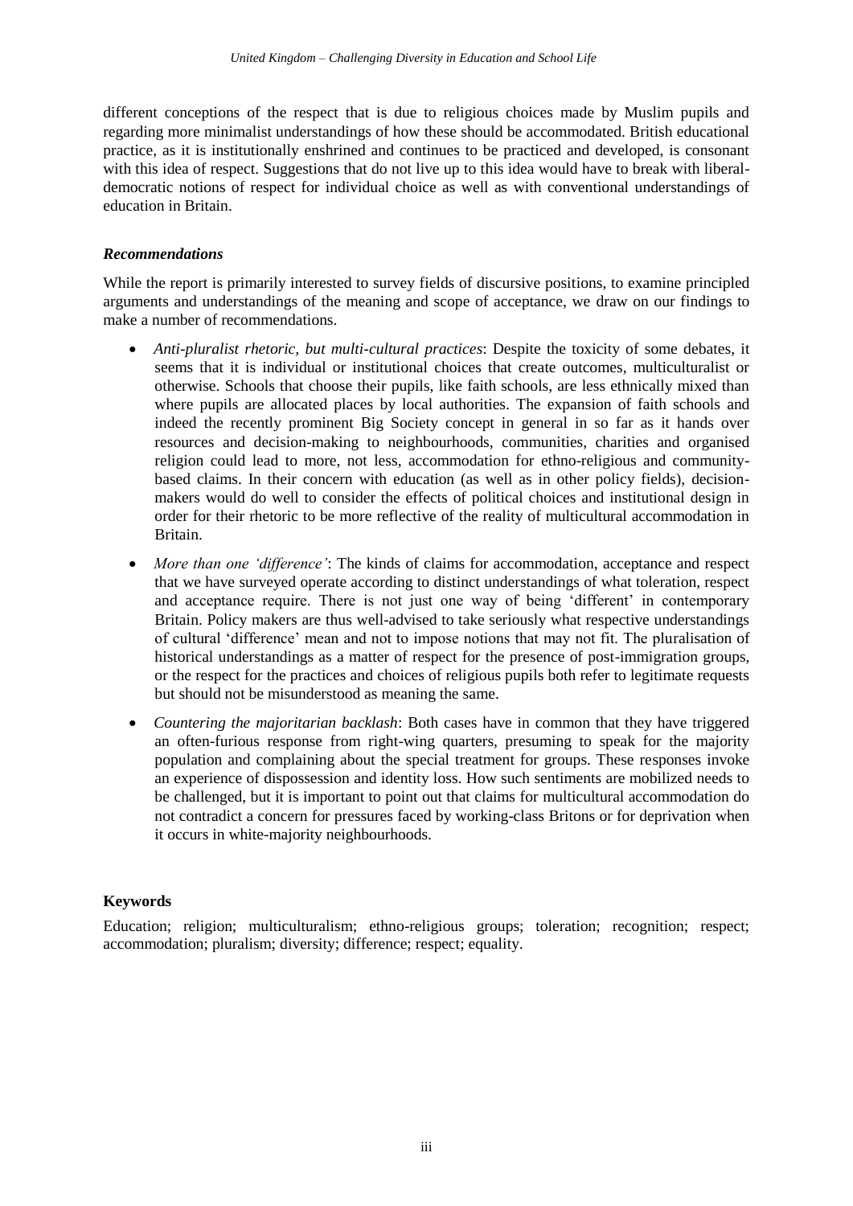different conceptions of the respect that is due to religious choices made by Muslim pupils and regarding more minimalist understandings of how these should be accommodated. British educational practice, as it is institutionally enshrined and continues to be practiced and developed, is consonant with this idea of respect. Suggestions that do not live up to this idea would have to break with liberal-democratic notions of respect for individual choice as well as with conventional understandings of education in Britain.

### *Recommendations*

While the report is primarily interested to survey fields of discursive positions, to examine principled arguments and understandings of the meaning and scope of acceptance, we draw on our findings to make a number of recommendations.

- *Anti-pluralist rhetoric, but multi-cultural practices*: Despite the toxicity of some debates, it seems that it is individual or institutional choices that create outcomes, multiculturalist or otherwise. Schools that choose their pupils, like faith schools, are less ethnically mixed than where pupils are allocated places by local authorities. The expansion of faith schools and indeed the recently prominent Big Society concept in general in so far as it hands over resources and decision-making to neighbourhoods, communities, charities and organised religion could lead to more, not less, accommodation for ethno-religious and community-based claims. In their concern with education (as well as in other policy fields), decision-makers would do well to consider the effects of political choices and institutional design in order for their rhetoric to be more reflective of the reality of multicultural accommodation in Britain.
- *More than one 'difference'*: The kinds of claims for accommodation, acceptance and respect that we have surveyed operate according to distinct understandings of what toleration, respect and acceptance require. There is not just one way of being 'different' in contemporary Britain. Policy makers are thus well-advised to take seriously what respective understandings of cultural 'difference' mean and not to impose notions that may not fit. The pluralisation of historical understandings as a matter of respect for the presence of post-immigration groups, or the respect for the practices and choices of religious pupils both refer to legitimate requests but should not be misunderstood as meaning the same.
- *Countering the majoritarian backlash*: Both cases have in common that they have triggered an often-furious response from right-wing quarters, presuming to speak for the majority population and complaining about the special treatment for groups. These responses invoke an experience of dispossession and identity loss. How such sentiments are mobilized needs to be challenged, but it is important to point out that claims for multicultural accommodation do not contradict a concern for pressures faced by working-class Britons or for deprivation when it occurs in white-majority neighbourhoods.

## **Keywords**

Education; religion; multiculturalism; ethno-religious groups; toleration; recognition; respect; accommodation; pluralism; diversity; difference; respect; equality.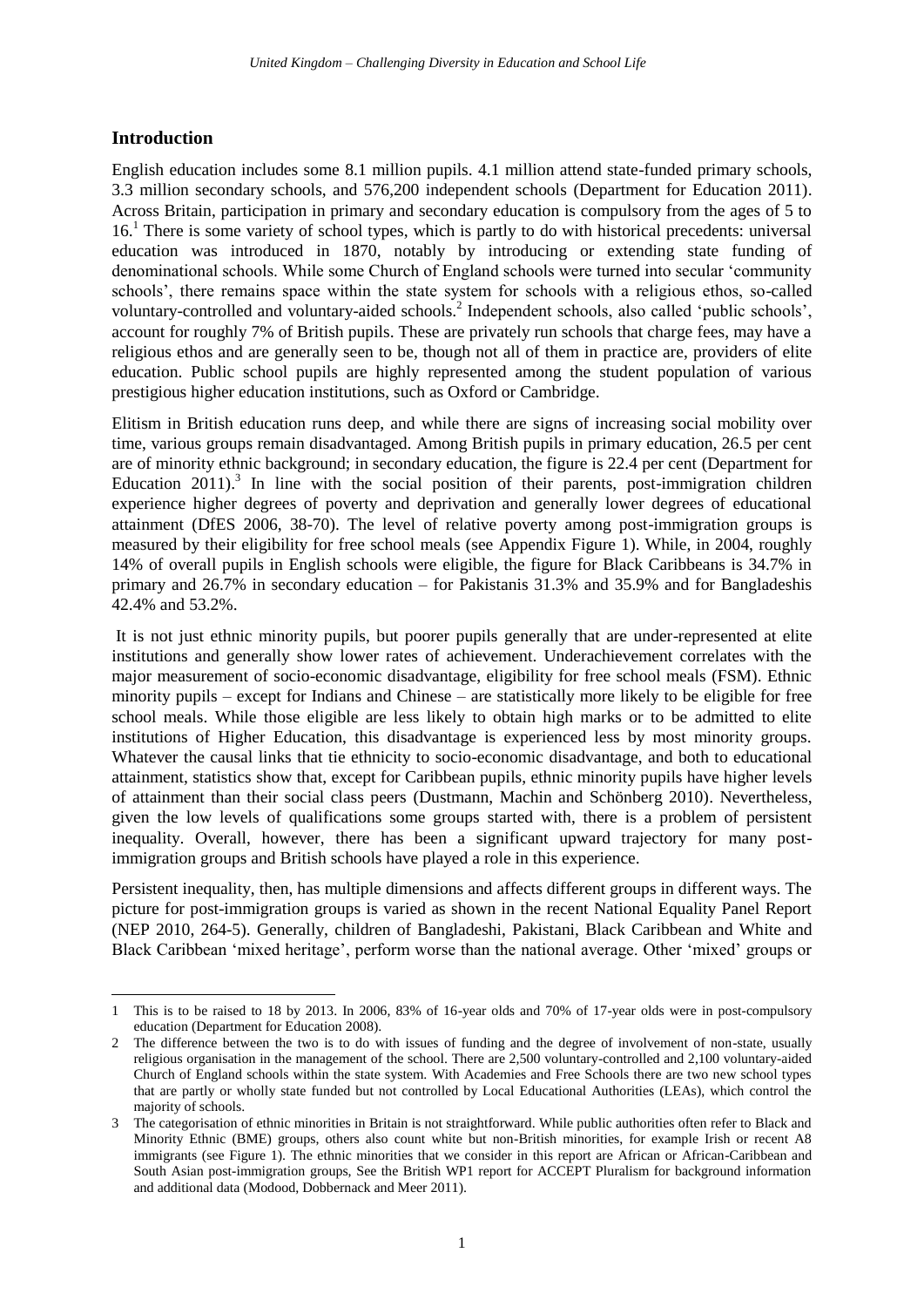## Introduction

English education includes some 8.1 million pupils. 4.1 million attend state-funded primary schools, 3.3 million secondary schools, and 576,200 independent schools (Department for Education 2011). Across Britain, participation in primary and secondary education is compulsory from the ages of 5 to 16.[1] There is some variety of school types, which is partly to do with historical precedents: universal education was introduced in 1870, notably by introducing or extending state funding of denominational schools. While some Church of England schools were turned into secular 'community schools', there remains space within the state system for schools with a religious ethos, so-called voluntary-controlled and voluntary-aided schools.[2] Independent schools, also called 'public schools', account for roughly 7% of British pupils. These are privately run schools that charge fees, may have a religious ethos and are generally seen to be, though not all of them in practice are, providers of elite education. Public school pupils are highly represented among the student population of various prestigious higher education institutions, such as Oxford or Cambridge.

Elitism in British education runs deep, and while there are signs of increasing social mobility over time, various groups remain disadvantaged. Among British pupils in primary education, 26.5 per cent are of minority ethnic background; in secondary education, the figure is 22.4 per cent (Department for Education 2011).[3] In line with the social position of their parents, post-immigration children experience higher degrees of poverty and deprivation and generally lower degrees of educational attainment (DfES 2006, 38-70). The level of relative poverty among post-immigration groups is measured by their eligibility for free school meals (see Appendix Figure 1). While, in 2004, roughly 14% of overall pupils in English schools were eligible, the figure for Black Caribbeans is 34.7% in primary and 26.7% in secondary education – for Pakistanis 31.3% and 35.9% and for Bangladeshis 42.4% and 53.2%.

It is not just ethnic minority pupils, but poorer pupils generally that are under-represented at elite institutions and generally show lower rates of achievement. Underachievement correlates with the major measurement of socio-economic disadvantage, eligibility for free school meals (FSM). Ethnic minority pupils – except for Indians and Chinese – are statistically more likely to be eligible for free school meals. While those eligible are less likely to obtain high marks or to be admitted to elite institutions of Higher Education, this disadvantage is experienced less by most minority groups. Whatever the causal links that tie ethnicity to socio-economic disadvantage, and both to educational attainment, statistics show that, except for Caribbean pupils, ethnic minority pupils have higher levels of attainment than their social class peers (Dustmann, Machin and Schönberg 2010). Nevertheless, given the low levels of qualifications some groups started with, there is a problem of persistent inequality. Overall, however, there has been a significant upward trajectory for many post-immigration groups and British schools have played a role in this experience.

Persistent inequality, then, has multiple dimensions and affects different groups in different ways. The picture for post-immigration groups is varied as shown in the recent National Equality Panel Report (NEP 2010, 264-5). Generally, children of Bangladeshi, Pakistani, Black Caribbean and White and Black Caribbean 'mixed heritage', perform worse than the national average. Other 'mixed' groups or

---

1 This is to be raised to 18 by 2013. In 2006, 83% of 16-year olds and 70% of 17-year olds were in post-compulsory education (Department for Education 2008).

2 The difference between the two is to do with issues of funding and the degree of involvement of non-state, usually religious organisation in the management of the school. There are 2,500 voluntary-controlled and 2,100 voluntary-aided Church of England schools within the state system. With Academies and Free Schools there are two new school types that are partly or wholly state funded but not controlled by Local Educational Authorities (LEAs), which control the majority of schools.

3 The categorisation of ethnic minorities in Britain is not straightforward. While public authorities often refer to Black and Minority Ethnic (BME) groups, others also count white but non-British minorities, for example Irish or recent A8 immigrants (see Figure 1). The ethnic minorities that we consider in this report are African or African-Caribbean and South Asian post-immigration groups, See the British WP1 report for ACCEPT Pluralism for background information and additional data (Modood, Dobbernack and Meer 2011).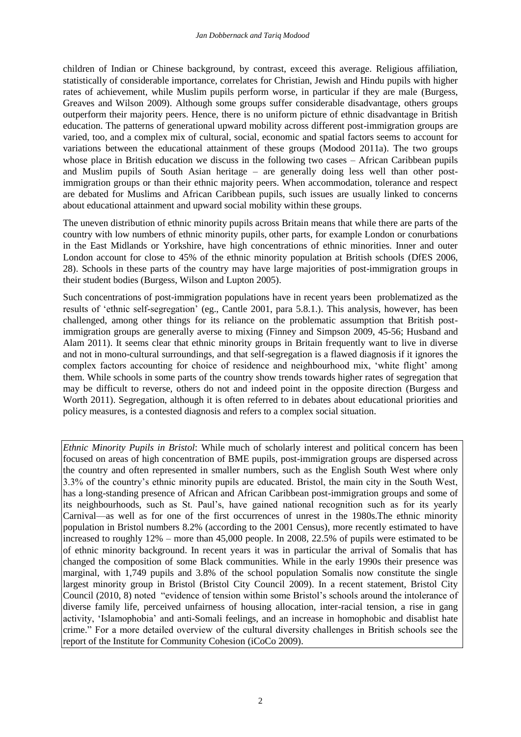children of Indian or Chinese background, by contrast, exceed this average. Religious affiliation, statistically of considerable importance, correlates for Christian, Jewish and Hindu pupils with higher rates of achievement, while Muslim pupils perform worse, in particular if they are male (Burgess, Greaves and Wilson 2009). Although some groups suffer considerable disadvantage, others groups outperform their majority peers. Hence, there is no uniform picture of ethnic disadvantage in British education. The patterns of generational upward mobility across different post-immigration groups are varied, too, and a complex mix of cultural, social, economic and spatial factors seems to account for variations between the educational attainment of these groups (Modood 2011a). The two groups whose place in British education we discuss in the following two cases – African Caribbean pupils and Muslim pupils of South Asian heritage – are generally doing less well than other post-immigration groups or than their ethnic majority peers. When accommodation, tolerance and respect are debated for Muslims and African Caribbean pupils, such issues are usually linked to concerns about educational attainment and upward social mobility within these groups.

The uneven distribution of ethnic minority pupils across Britain means that while there are parts of the country with low numbers of ethnic minority pupils, other parts, for example London or conurbations in the East Midlands or Yorkshire, have high concentrations of ethnic minorities. Inner and outer London account for close to 45% of the ethnic minority population at British schools (DfES 2006, 28). Schools in these parts of the country may have large majorities of post-immigration groups in their student bodies (Burgess, Wilson and Lupton 2005).

Such concentrations of post-immigration populations have in recent years been problematized as the results of 'ethnic self-segregation' (eg., Cantle 2001, para 5.8.1.). This analysis, however, has been challenged, among other things for its reliance on the problematic assumption that British post-immigration groups are generally averse to mixing (Finney and Simpson 2009, 45-56; Husband and Alam 2011). It seems clear that ethnic minority groups in Britain frequently want to live in diverse and not in mono-cultural surroundings, and that self-segregation is a flawed diagnosis if it ignores the complex factors accounting for choice of residence and neighbourhood mix, 'white flight' among them. While schools in some parts of the country show trends towards higher rates of segregation that may be difficult to reverse, others do not and indeed point in the opposite direction (Burgess and Worth 2011). Segregation, although it is often referred to in debates about educational priorities and policy measures, is a contested diagnosis and refers to a complex social situation.

*Ethnic Minority Pupils in Bristol*: While much of scholarly interest and political concern has been focused on areas of high concentration of BME pupils, post-immigration groups are dispersed across the country and often represented in smaller numbers, such as the English South West where only 3.3% of the country's ethnic minority pupils are educated. Bristol, the main city in the South West, has a long-standing presence of African and African Caribbean post-immigration groups and some of its neighbourhoods, such as St. Paul's, have gained national recognition such as for its yearly Carnival—as well as for one of the first occurrences of unrest in the 1980s.The ethnic minority population in Bristol numbers 8.2% (according to the 2001 Census), more recently estimated to have increased to roughly 12% – more than 45,000 people. In 2008, 22.5% of pupils were estimated to be of ethnic minority background. In recent years it was in particular the arrival of Somalis that has changed the composition of some Black communities. While in the early 1990s their presence was marginal, with 1,749 pupils and 3.8% of the school population Somalis now constitute the single largest minority group in Bristol (Bristol City Council 2009). In a recent statement, Bristol City Council (2010, 8) noted "evidence of tension within some Bristol's schools around the intolerance of diverse family life, perceived unfairness of housing allocation, inter-racial tension, a rise in gang activity, 'Islamophobia' and anti-Somali feelings, and an increase in homophobic and disablist hate crime." For a more detailed overview of the cultural diversity challenges in British schools see the report of the Institute for Community Cohesion (iCoCo 2009).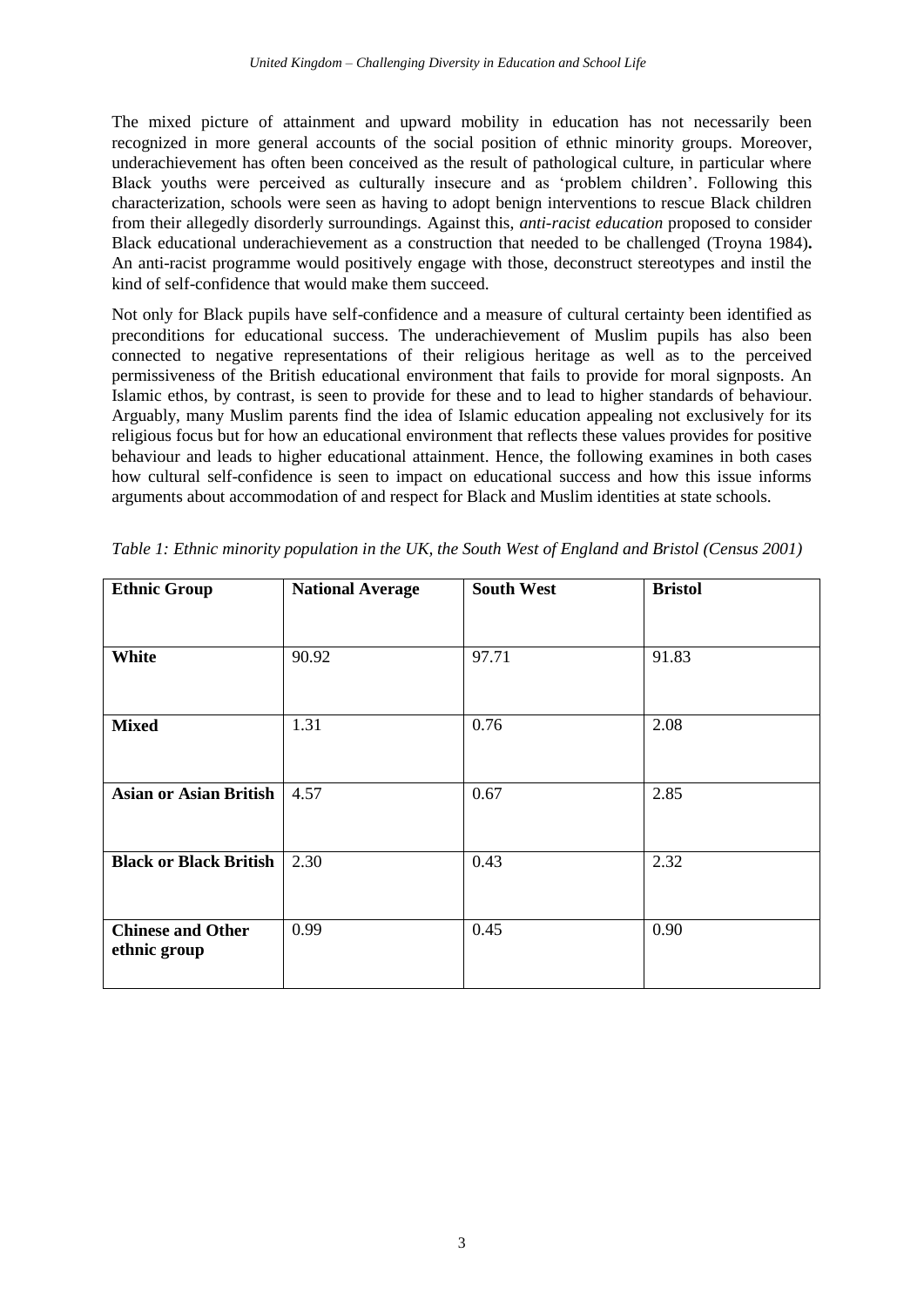The mixed picture of attainment and upward mobility in education has not necessarily been recognized in more general accounts of the social position of ethnic minority groups. Moreover, underachievement has often been conceived as the result of pathological culture, in particular where Black youths were perceived as culturally insecure and as 'problem children'. Following this characterization, schools were seen as having to adopt benign interventions to rescue Black children from their allegedly disorderly surroundings. Against this, *anti-racist education* proposed to consider Black educational underachievement as a construction that needed to be challenged (Troyna 1984)**.** An anti-racist programme would positively engage with those, deconstruct stereotypes and instil the kind of self-confidence that would make them succeed.

Not only for Black pupils have self-confidence and a measure of cultural certainty been identified as preconditions for educational success. The underachievement of Muslim pupils has also been connected to negative representations of their religious heritage as well as to the perceived permissiveness of the British educational environment that fails to provide for moral signposts. An Islamic ethos, by contrast, is seen to provide for these and to lead to higher standards of behaviour. Arguably, many Muslim parents find the idea of Islamic education appealing not exclusively for its religious focus but for how an educational environment that reflects these values provides for positive behaviour and leads to higher educational attainment. Hence, the following examines in both cases how cultural self-confidence is seen to impact on educational success and how this issue informs arguments about accommodation of and respect for Black and Muslim identities at state schools.

*Table 1: Ethnic minority population in the UK, the South West of England and Bristol (Census 2001)*

| Ethnic Group | National Average | South West | Bristol |
|---|---|---|---|
| **White** | 90.92 | 97.71 | 91.83 |
| **Mixed** | 1.31 | 0.76 | 2.08 |
| **Asian or Asian British** | 4.57 | 0.67 | 2.85 |
| **Black or Black British** | 2.30 | 0.43 | 2.32 |
| **Chinese and Other ethnic group** | 0.99 | 0.45 | 0.90 |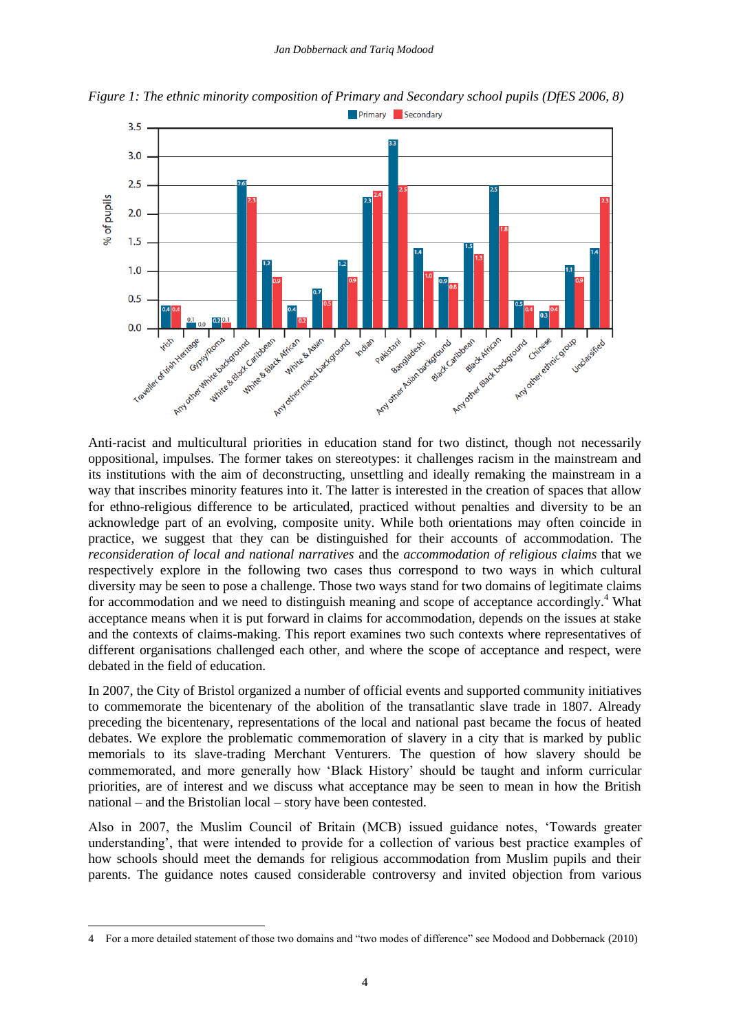*Figure 1: The ethnic minority composition of Primary and Secondary school pupils (DfES 2006, 8)*

| Group | Primary (% of pupils) | Secondary (% of pupils) |
|---|---|---|
| Irish | 0.4 | 0.4 |
| Traveller of Irish Heritage | 0.1 | 0.0 |
| Gypsy/Roma | 0.2 | 0.1 |
| Any other White background | 2.6 | 2.3 |
| White & Black Caribbean | 1.2 | 0.9 |
| White & Black African | 0.4 | 0.2 |
| White & Asian | 0.7 | 0.5 |
| Any other mixed background | 1.2 | 0.9 |
| Indian | 2.3 | 2.4 |
| Pakistani | 3.3 | 2.5 |
| Bangladeshi | 1.4 | 1.0 |
| Any other Asian background | 0.9 | 0.8 |
| Black Caribbean | 1.5 | 1.3 |
| Black African | 2.5 | 1.8 |
| Any other Black background | 0.5 | 0.4 |
| Chinese | 0.3 | 0.4 |
| Any other ethnic group | 1.1 | 0.9 |
| Unclassified | 1.4 | 2.3 |

Anti-racist and multicultural priorities in education stand for two distinct, though not necessarily oppositional, impulses. The former takes on stereotypes: it challenges racism in the mainstream and its institutions with the aim of deconstructing, unsettling and ideally remaking the mainstream in a way that inscribes minority features into it. The latter is interested in the creation of spaces that allow for ethno-religious difference to be articulated, practiced without penalties and diversity to be an acknowledge part of an evolving, composite unity. While both orientations may often coincide in practice, we suggest that they can be distinguished for their accounts of accommodation. The *reconsideration of local and national narratives* and the *accommodation of religious claims* that we respectively explore in the following two cases thus correspond to two ways in which cultural diversity may be seen to pose a challenge. Those two ways stand for two domains of legitimate claims for accommodation and we need to distinguish meaning and scope of acceptance accordingly.[4] What acceptance means when it is put forward in claims for accommodation, depends on the issues at stake and the contexts of claims-making. This report examines two such contexts where representatives of different organisations challenged each other, and where the scope of acceptance and respect, were debated in the field of education.

In 2007, the City of Bristol organized a number of official events and supported community initiatives to commemorate the bicentenary of the abolition of the transatlantic slave trade in 1807. Already preceding the bicentenary, representations of the local and national past became the focus of heated debates. We explore the problematic commemoration of slavery in a city that is marked by public memorials to its slave-trading Merchant Venturers. The question of how slavery be commemorated, and more generally how 'Black History' should be taught and inform curricular priorities, are of interest and we discuss what acceptance may be seen to mean in how the British national – and the Bristolian local – story have been contested.

Also in 2007, the Muslim Council of Britain (MCB) issued guidance notes, 'Towards greater understanding', that were intended to provide for a collection of various best practice examples of how schools should meet the demands for religious accommodation from Muslim pupils and their parents. The guidance notes caused considerable controversy and invited objection from various

---

4 For a more detailed statement of those two domains and "two modes of difference" see Modood and Dobbernack (2010)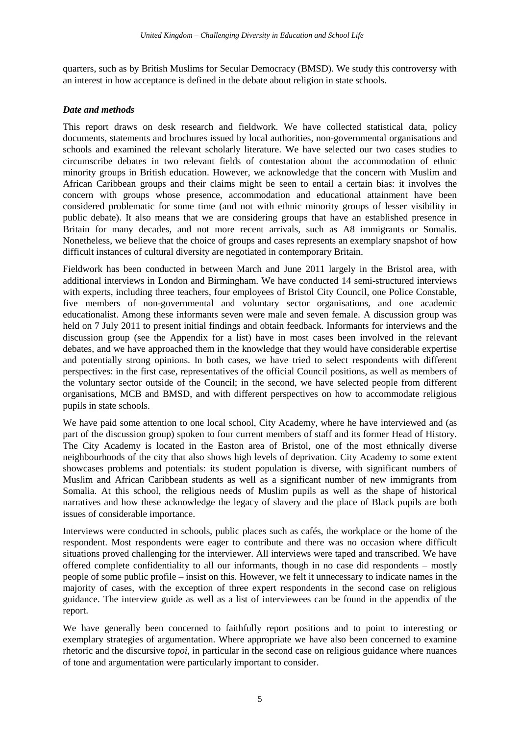quarters, such as by British Muslims for Secular Democracy (BMSD). We study this controversy with an interest in how acceptance is defined in the debate about religion in state schools.

### *Date and methods*

This report draws on desk research and fieldwork. We have collected statistical data, policy documents, statements and brochures issued by local authorities, non-governmental organisations and schools and examined the relevant scholarly literature. We have selected our two cases studies to circumscribe debates in two relevant fields of contestation about the accommodation of ethnic minority groups in British education. However, we acknowledge that the concern with Muslim and African Caribbean groups and their claims might be seen to entail a certain bias: it involves the concern with groups whose presence, accommodation and educational attainment have been considered problematic for some time (and not with ethnic minority groups of lesser visibility in public debate). It also means that we are considering groups that have an established presence in Britain for many decades, and not more recent arrivals, such as A8 immigrants or Somalis. Nonetheless, we believe that the choice of groups and cases represents an exemplary snapshot of how difficult instances of cultural diversity are negotiated in contemporary Britain.

Fieldwork has been conducted in between March and June 2011 largely in the Bristol area, with additional interviews in London and Birmingham. We have conducted 14 semi-structured interviews with experts, including three teachers, four employees of Bristol City Council, one Police Constable, five members of non-governmental and voluntary sector organisations, and one academic educationalist. Among these informants seven were male and seven female. A discussion group was held on 7 July 2011 to present initial findings and obtain feedback. Informants for interviews and the discussion group (see the Appendix for a list) have in most cases been involved in the relevant debates, and we have approached them in the knowledge that they would have considerable expertise and potentially strong opinions. In both cases, we have tried to select respondents with different perspectives: in the first case, representatives of the official Council positions, as well as members of the voluntary sector outside of the Council; in the second, we have selected people from different organisations, MCB and BMSD, and with different perspectives on how to accommodate religious pupils in state schools.

We have paid some attention to one local school, City Academy, where he have interviewed and (as part of the discussion group) spoken to four current members of staff and its former Head of History. The City Academy is located in the Easton area of Bristol, one of the most ethnically diverse neighbourhoods of the city that also shows high levels of deprivation. City Academy to some extent showcases problems and potentials: its student population is diverse, with significant numbers of Muslim and African Caribbean students as well as a significant number of new immigrants from Somalia. At this school, the religious needs of Muslim pupils as well as the shape of historical narratives and how these acknowledge the legacy of slavery and the place of Black pupils are both issues of considerable importance.

Interviews were conducted in schools, public places such as cafés, the workplace or the home of the respondent. Most respondents were eager to contribute and there was no occasion where difficult situations proved challenging for the interviewer. All interviews were taped and transcribed. We have offered complete confidentiality to all our informants, though in no case did respondents – mostly people of some public profile – insist on this. However, we felt it unnecessary to indicate names in the majority of cases, with the exception of three expert respondents in the second case on religious guidance. The interview guide as well as a list of interviewees can be found in the appendix of the report.

We have generally been concerned to faithfully report positions and to point to interesting or exemplary strategies of argumentation. Where appropriate we have also been concerned to examine rhetoric and the discursive *topoi*, in particular in the second case on religious guidance where nuances of tone and argumentation were particularly important to consider.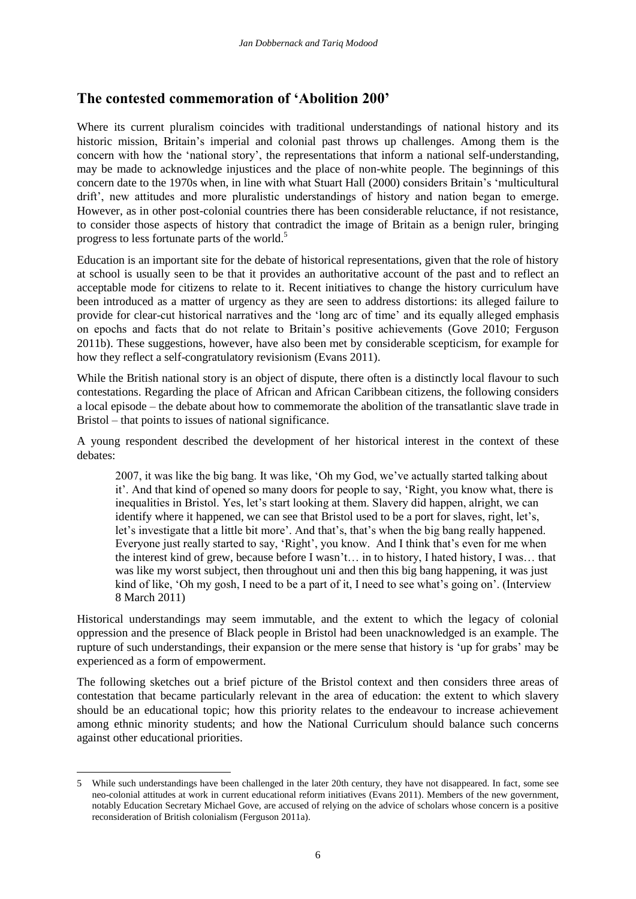## The contested commemoration of 'Abolition 200'

Where its current pluralism coincides with traditional understandings of national history and its historic mission, Britain's imperial and colonial past throws up challenges. Among them is the concern with how the 'national story', the representations that inform a national self-understanding, may be made to acknowledge injustices and the place of non-white people. The beginnings of this concern date to the 1970s when, in line with what Stuart Hall (2000) considers Britain's 'multicultural drift', new attitudes and more pluralistic understandings of history and nation began to emerge. However, as in other post-colonial countries there has been considerable reluctance, if not resistance, to consider those aspects of history that contradict the image of Britain as a benign ruler, bringing progress to less fortunate parts of the world.[5]

Education is an important site for the debate of historical representations, given that the role of history at school is usually seen to be that it provides an authoritative account of the past and to reflect an acceptable mode for citizens to relate to it. Recent initiatives to change the history curriculum have been introduced as a matter of urgency as they are seen to address distortions: its alleged failure to provide for clear-cut historical narratives and the 'long arc of time' and its equally alleged emphasis on epochs and facts that do not relate to Britain's positive achievements (Gove 2010; Ferguson 2011b). These suggestions, however, have also been met by considerable scepticism, for example for how they reflect a self-congratulatory revisionism (Evans 2011).

While the British national story is an object of dispute, there often is a distinctly local flavour to such contestations. Regarding the place of African and African Caribbean citizens, the following considers a local episode – the debate about how to commemorate the abolition of the transatlantic slave trade in Bristol – that points to issues of national significance.

A young respondent described the development of her historical interest in the context of these debates:

> 2007, it was like the big bang. It was like, 'Oh my God, we've actually started talking about it'. And that kind of opened so many doors for people to say, 'Right, you know what, there is inequalities in Bristol. Yes, let's start looking at them. Slavery did happen, alright, we can identify where it happened, we can see that Bristol used to be a port for slaves, right, let's, let's investigate that a little bit more'. And that's, that's when the big bang really happened. Everyone just really started to say, 'Right', you know. And I think that's even for me when the interest kind of grew, because before I wasn't… in to history, I hated history, I was… that was like my worst subject, then throughout uni and then this big bang happening, it was just kind of like, 'Oh my gosh, I need to be a part of it, I need to see what's going on'. (Interview 8 March 2011)

Historical understandings may seem immutable, and the extent to which the legacy of colonial oppression and the presence of Black people in Bristol had been unacknowledged is an example. The rupture of such understandings, their expansion or the mere sense that history is 'up for grabs' may be experienced as a form of empowerment.

The following sketches out a brief picture of the Bristol context and then considers three areas of contestation that became particularly relevant in the area of education: the extent to which slavery should be an educational topic; how this priority relates to the endeavour to increase achievement among ethnic minority students; and how the National Curriculum should balance such concerns against other educational priorities.

---

5 While such understandings have been challenged in the later 20th century, they have not disappeared. In fact, some see neo-colonial attitudes at work in current educational reform initiatives (Evans 2011). Members of the new government, notably Education Secretary Michael Gove, are accused of relying on the advice of scholars whose concern is a positive reconsideration of British colonialism (Ferguson 2011a).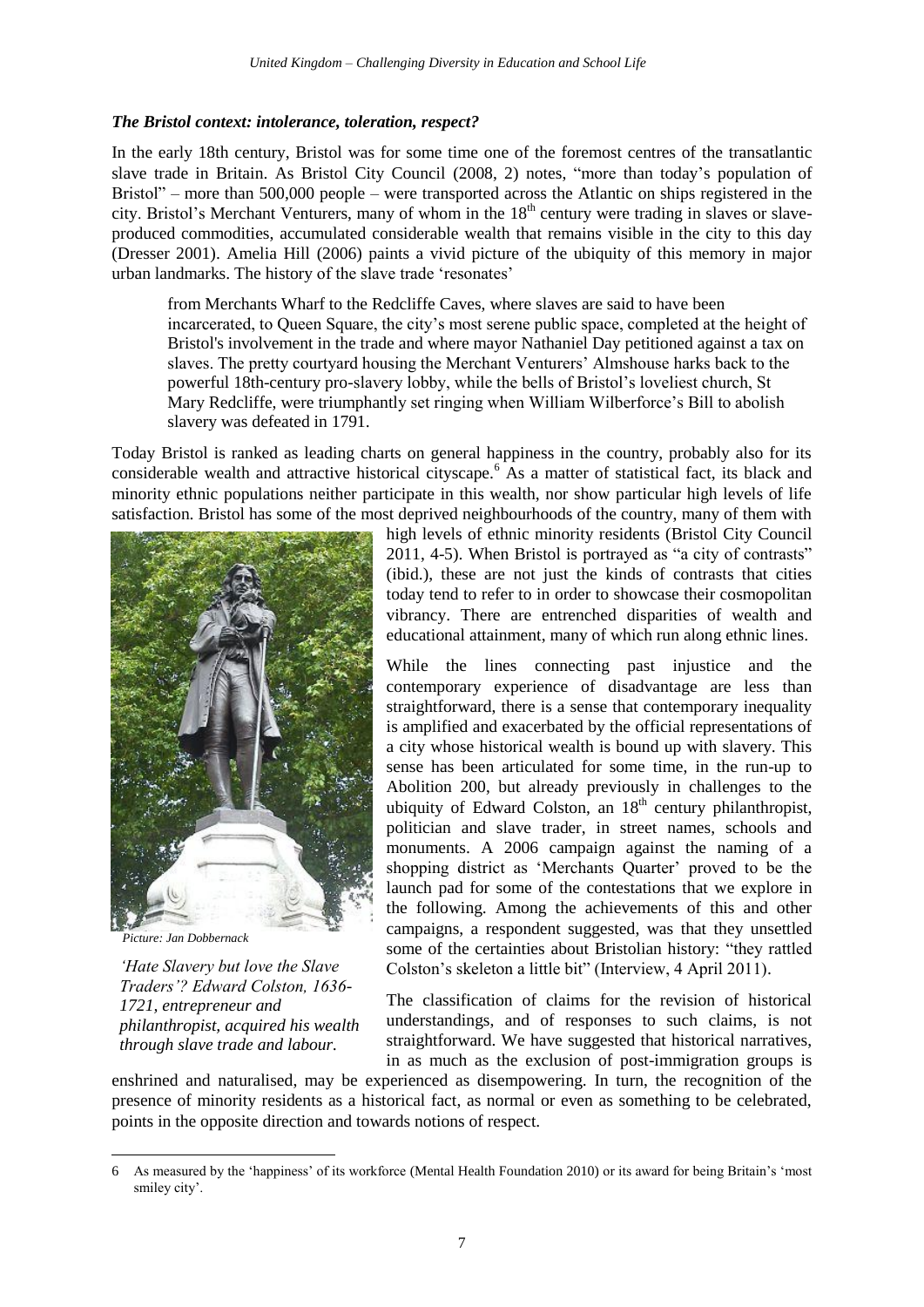### *The Bristol context: intolerance, toleration, respect?*

In the early 18th century, Bristol was for some time one of the foremost centres of the transatlantic slave trade in Britain. As Bristol City Council (2008, 2) notes, "more than today's population of Bristol" – more than 500,000 people – were transported across the Atlantic on ships registered in the city. Bristol's Merchant Venturers, many of whom in the 18th century were trading in slaves or slave-produced commodities, accumulated considerable wealth that remains visible in the city to this day (Dresser 2001). Amelia Hill (2006) paints a vivid picture of the ubiquity of this memory in major urban landmarks. The history of the slave trade 'resonates'

> from Merchants Wharf to the Redcliffe Caves, where slaves are said to have been incarcerated, to Queen Square, the city's most serene public space, completed at the height of Bristol's involvement in the trade and where mayor Nathaniel Day petitioned against a tax on slaves. The pretty courtyard housing the Merchant Venturers' Almshouse harks back to the powerful 18th-century pro-slavery lobby, while the bells of Bristol's loveliest church, St Mary Redcliffe, were triumphantly set ringing when William Wilberforce's Bill to abolish slavery was defeated in 1791.

Today Bristol is ranked as leading charts on general happiness in the country, probably also for its considerable wealth and attractive historical cityscape.[6] As a matter of statistical fact, its black and minority ethnic populations neither participate in this wealth, nor show particular high levels of life satisfaction. Bristol has some of the most deprived neighbourhoods of the country, many of them with high levels of ethnic minority residents (Bristol City Council 2011, 4-5). When Bristol is portrayed as "a city of contrasts" (ibid.), these are not just the kinds of contrasts that cities today tend to refer to in order to showcase their cosmopolitan vibrancy. There are entrenched disparities of wealth and educational attainment, many of which run along ethnic lines.

*Picture: Jan Dobbernack*

*'Hate Slavery but love the Slave Traders'? Edward Colston, 1636-1721, entrepreneur and philanthropist, acquired his wealth through slave trade and labour.*

While the lines connecting past injustice and the contemporary experience of disadvantage are less than straightforward, there is a sense that contemporary inequality is amplified and exacerbated by the official representations of a city whose historical wealth is bound up with slavery. This sense has been articulated for some time, in the run-up to Abolition 200, but already previously in challenges to the ubiquity of Edward Colston, an 18th century philanthropist, politician and slave trader, in street names, schools and monuments. A 2006 campaign against the naming of a shopping district as 'Merchants Quarter' proved to be the launch pad for some of the contestations that we explore in the following. Among the achievements of this and other campaigns, a respondent suggested, was that they unsettled some of the certainties about Bristolian history: "they rattled Colston's skeleton a little bit" (Interview, 4 April 2011).

The classification of claims for the revision of historical understandings, and of responses to such claims, is not straightforward. We have suggested that historical narratives, in as much as the exclusion of post-immigration groups is enshrined and naturalised, may be experienced as disempowering. In turn, the recognition of the presence of minority residents as a historical fact, as normal or even as something to be celebrated, points in the opposite direction and towards notions of respect.

---

6 As measured by the 'happiness' of its workforce (Mental Health Foundation 2010) or its award for being Britain's 'most smiley city'.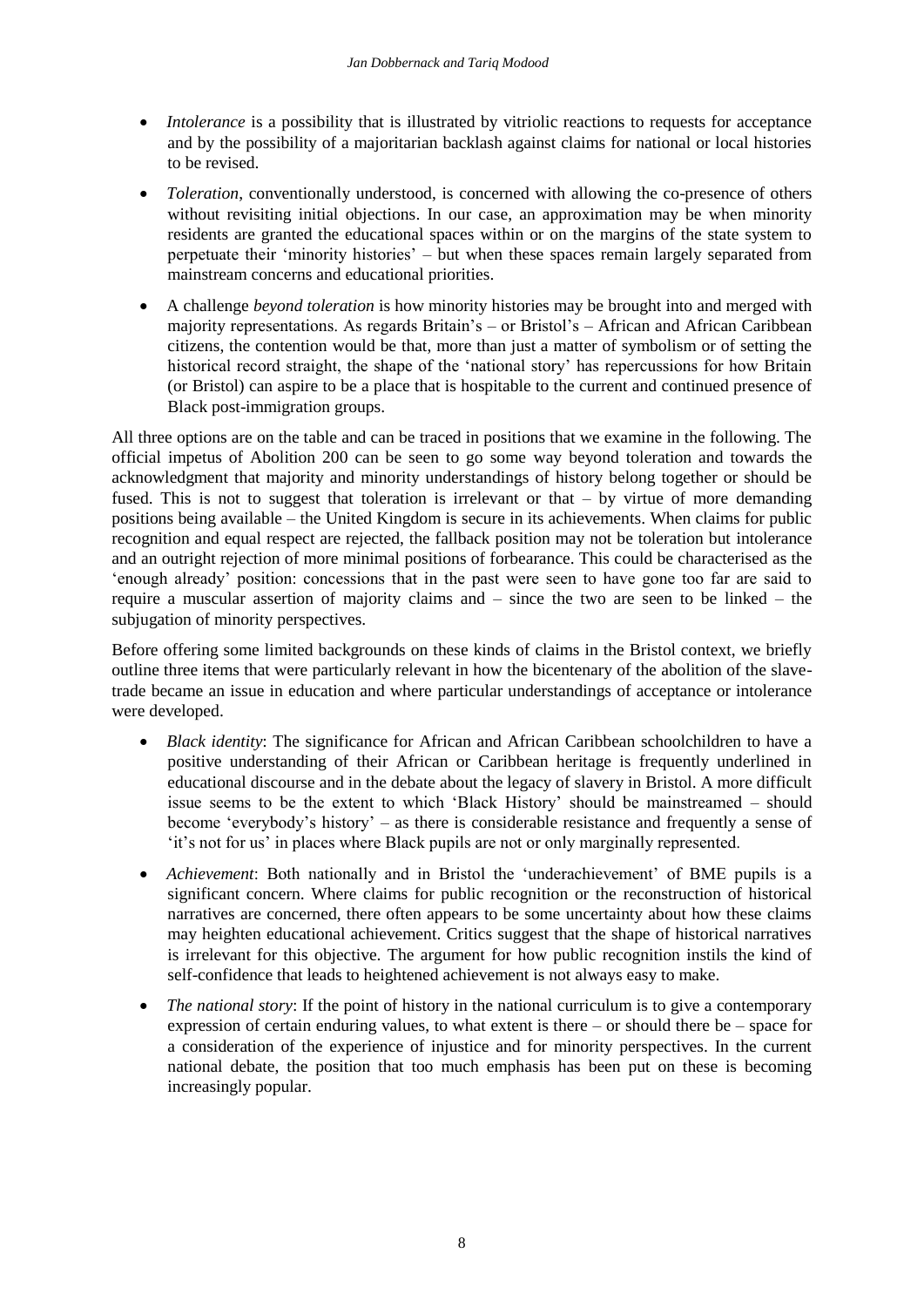- *Intolerance* is a possibility that is illustrated by vitriolic reactions to requests for acceptance and by the possibility of a majoritarian backlash against claims for national or local histories to be revised.
- *Toleration*, conventionally understood, is concerned with allowing the co-presence of others without revisiting initial objections. In our case, an approximation may be when minority residents are granted the educational spaces within or on the margins of the state system to perpetuate their 'minority histories' – but when these spaces remain largely separated from mainstream concerns and educational priorities.
- A challenge *beyond toleration* is how minority histories may be brought into and merged with majority representations. As regards Britain's – or Bristol's – African and African Caribbean citizens, the contention would be that, more than just a matter of symbolism or of setting the historical record straight, the shape of the 'national story' has repercussions for how Britain (or Bristol) can aspire to be a place that is hospitable to the current and continued presence of Black post-immigration groups.

All three options are on the table and can be traced in positions that we examine in the following. The official impetus of Abolition 200 can be seen to go some way beyond toleration and towards the acknowledgment that majority and minority understandings of history belong together or should be fused. This is not to suggest that toleration is irrelevant or that – by virtue of more demanding positions being available – the United Kingdom is secure in its achievements. When claims for public recognition and equal respect are rejected, the fallback position may not be toleration but intolerance and an outright rejection of more minimal positions of forbearance. This could be characterised as the 'enough already' position: concessions that in the past were seen to have gone too far are said to require a muscular assertion of majority claims and – since the two are seen to be linked – the subjugation of minority perspectives.

Before offering some limited backgrounds on these kinds of claims in the Bristol context, we briefly outline three items that were particularly relevant in how the bicentenary of the abolition of the slave-trade became an issue in education and where particular understandings of acceptance or intolerance were developed.

- *Black identity*: The significance for African and African Caribbean schoolchildren to have a positive understanding of their African or Caribbean heritage is frequently underlined in educational discourse and in the debate about the legacy of slavery in Bristol. A more difficult issue seems to be the extent to which 'Black History' should be mainstreamed – should become 'everybody's history' – as there is considerable resistance and frequently a sense of 'it's not for us' in places where Black pupils are not or only marginally represented.
- *Achievement*: Both nationally and in Bristol the 'underachievement' of BME pupils is a significant concern. Where claims for public recognition or the reconstruction of historical narratives are concerned, there often appears to be some uncertainty about how these claims may heighten educational achievement. Critics suggest that the shape of historical narratives is irrelevant for this objective. The argument for how public recognition instils the kind of self-confidence that leads to heightened achievement is not always easy to make.
- *The national story*: If the point of history in the national curriculum is to give a contemporary expression of certain enduring values, to what extent is there – or should there be – space for a consideration of the experience of injustice and for minority perspectives. In the current national debate, the position that too much emphasis has been put on these is becoming increasingly popular.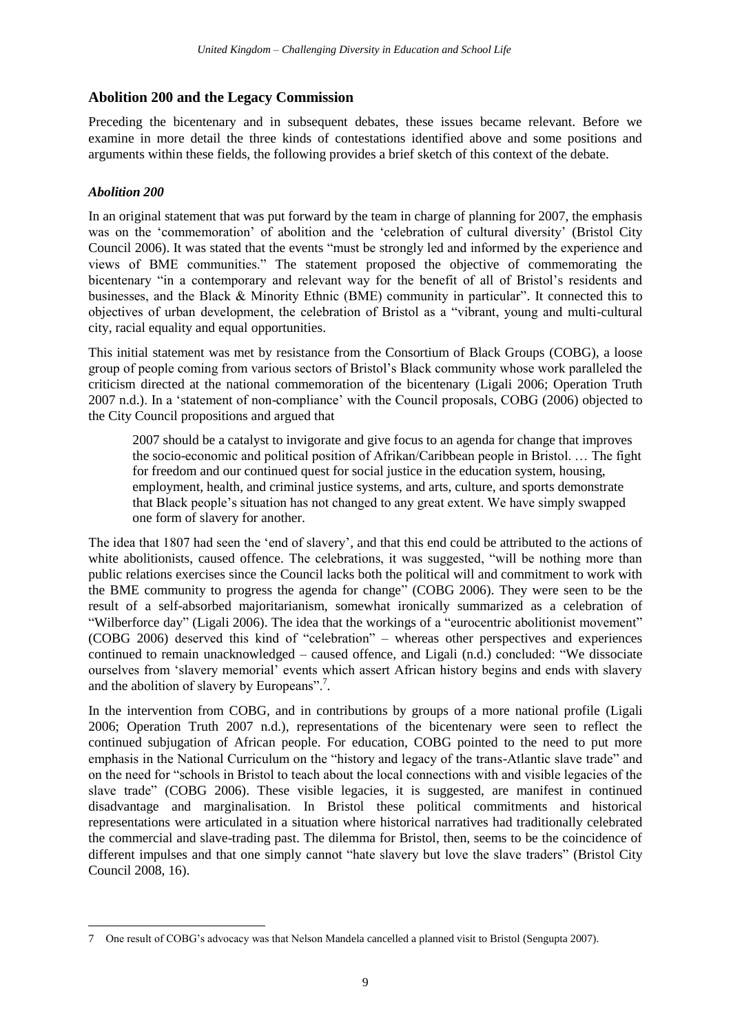## Abolition 200 and the Legacy Commission

Preceding the bicentenary and in subsequent debates, these issues became relevant. Before we examine in more detail the three kinds of contestations identified above and some positions and arguments within these fields, the following provides a brief sketch of this context of the debate.

### *Abolition 200*

In an original statement that was put forward by the team in charge of planning for 2007, the emphasis was on the 'commemoration' of abolition and the 'celebration of cultural diversity' (Bristol City Council 2006). It was stated that the events "must be strongly led and informed by the experience and views of BME communities." The statement proposed the objective of commemorating the bicentenary "in a contemporary and relevant way for the benefit of all of Bristol's residents and businesses, and the Black & Minority Ethnic (BME) community in particular". It connected this to objectives of urban development, the celebration of Bristol as a "vibrant, young and multi-cultural city, racial equality and equal opportunities.

This initial statement was met by resistance from the Consortium of Black Groups (COBG), a loose group of people coming from various sectors of Bristol's Black community whose work paralleled the criticism directed at the national commemoration of the bicentenary (Ligali 2006; Operation Truth 2007 n.d.). In a 'statement of non-compliance' with the Council proposals, COBG (2006) objected to the City Council propositions and argued that

> 2007 should be a catalyst to invigorate and give focus to an agenda for change that improves the socio-economic and political position of Afrikan/Caribbean people in Bristol. … The fight for freedom and our continued quest for social justice in the education system, housing, employment, health, and criminal justice systems, and arts, culture, and sports demonstrate that Black people's situation has not changed to any great extent. We have simply swapped one form of slavery for another.

The idea that 1807 had seen the 'end of slavery', and that this end could be attributed to the actions of white abolitionists, caused offence. The celebrations, it was suggested, "will be nothing more than public relations exercises since the Council lacks both the political will and commitment to work with the BME community to progress the agenda for change" (COBG 2006). They were seen to be the result of a self-absorbed majoritarianism, somewhat ironically summarized as a celebration of "Wilberforce day" (Ligali 2006). The idea that the workings of a "eurocentric abolitionist movement" (COBG 2006) deserved this kind of "celebration" – whereas other perspectives and experiences continued to remain unacknowledged – caused offence, and Ligali (n.d.) concluded: "We dissociate ourselves from 'slavery memorial' events which assert African history begins and ends with slavery and the abolition of slavery by Europeans".[7].

In the intervention from COBG, and in contributions by groups of a more national profile (Ligali 2006; Operation Truth 2007 n.d.), representations of the bicentenary were seen to reflect the continued subjugation of African people. For education, COBG pointed to the need to put more emphasis in the National Curriculum on the "history and legacy of the trans-Atlantic slave trade" and on the need for "schools in Bristol to teach about the local connections with and visible legacies of the slave trade" (COBG 2006). These visible legacies, it is suggested, are manifest in continued disadvantage and marginalisation. In Bristol these political commitments and historical representations were articulated in a situation where historical narratives had traditionally celebrated the commercial and slave-trading past. The dilemma for Bristol, then, seems to be the coincidence of different impulses and that one simply cannot "hate slavery but love the slave traders" (Bristol City Council 2008, 16).

---

7 One result of COBG's advocacy was that Nelson Mandela cancelled a planned visit to Bristol (Sengupta 2007).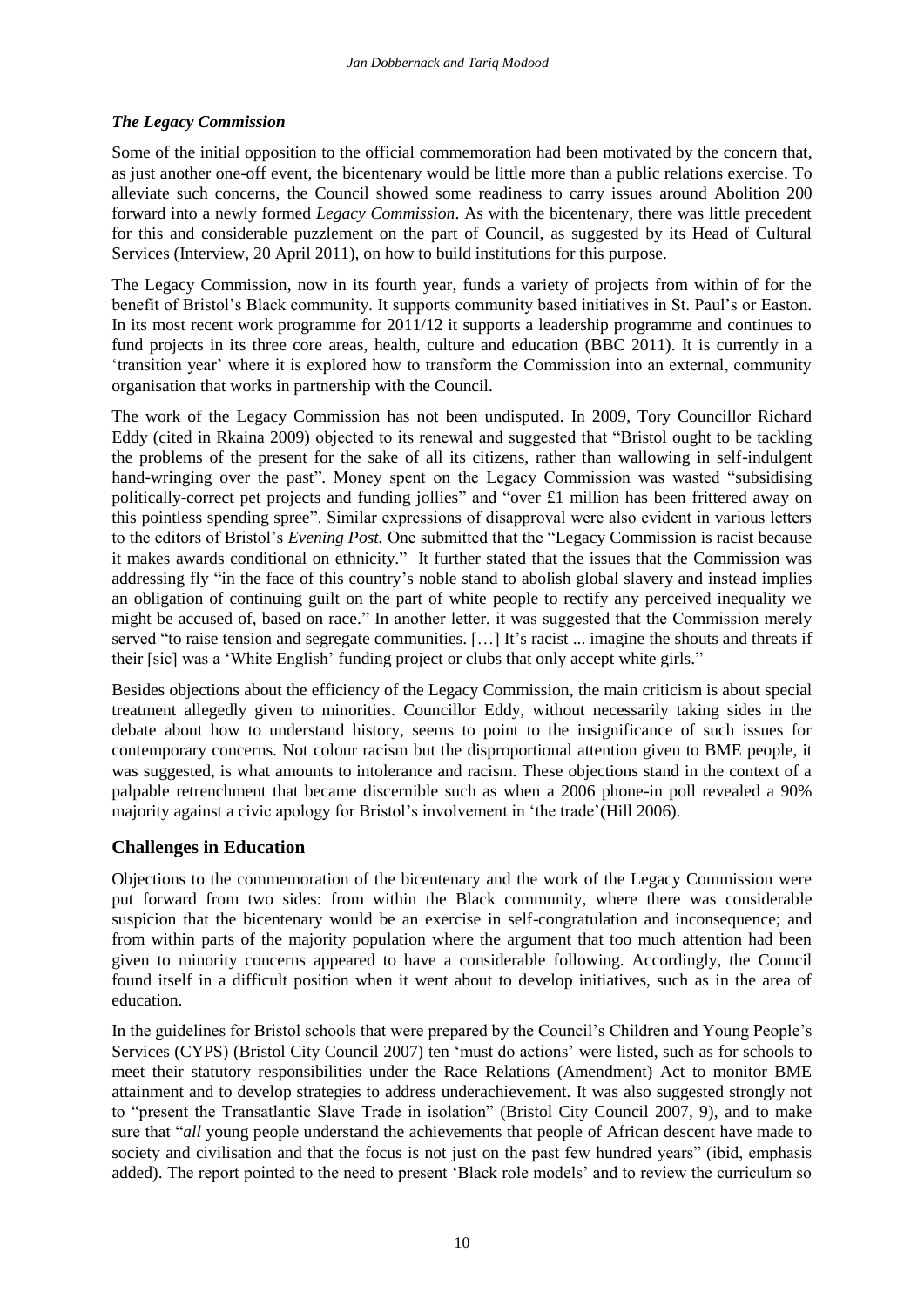### *The Legacy Commission*

Some of the initial opposition to the official commemoration had been motivated by the concern that, as just another one-off event, the bicentenary would be little more than a public relations exercise. To alleviate such concerns, the Council showed some readiness to carry issues around Abolition 200 forward into a newly formed *Legacy Commission*. As with the bicentenary, there was little precedent for this and considerable puzzlement on the part of Council, as suggested by its Head of Cultural Services (Interview, 20 April 2011), on how to build institutions for this purpose.

The Legacy Commission, now in its fourth year, funds a variety of projects from within of for the benefit of Bristol's Black community. It supports community based initiatives in St. Paul's or Easton. In its most recent work programme for 2011/12 it supports a leadership programme and continues to fund projects in its three core areas, health, culture and education (BBC 2011). It is currently in a 'transition year' where it is explored how to transform the Commission into an external, community organisation that works in partnership with the Council.

The work of the Legacy Commission has not been undisputed. In 2009, Tory Councillor Richard Eddy (cited in Rkaina 2009) objected to its renewal and suggested that "Bristol ought to be tackling the problems of the present for the sake of all its citizens, rather than wallowing in self-indulgent hand-wringing over the past". Money spent on the Legacy Commission was wasted "subsidising politically-correct pet projects and funding jollies" and "over £1 million has been frittered away on this pointless spending spree". Similar expressions of disapproval were also evident in various letters to the editors of Bristol's *Evening Post.* One submitted that the "Legacy Commission is racist because it makes awards conditional on ethnicity." It further stated that the issues that the Commission was addressing fly "in the face of this country's noble stand to abolish global slavery and instead implies an obligation of continuing guilt on the part of white people to rectify any perceived inequality we might be accused of, based on race." In another letter, it was suggested that the Commission merely served "to raise tension and segregate communities. […] It's racist ... imagine the shouts and threats if their [sic] was a 'White English' funding project or clubs that only accept white girls."

Besides objections about the efficiency of the Legacy Commission, the main criticism is about special treatment allegedly given to minorities. Councillor Eddy, without necessarily taking sides in the debate about how to understand history, seems to point to the insignificance of such issues for contemporary concerns. Not colour racism but the disproportional attention given to BME people, it was suggested, is what amounts to intolerance and racism. These objections stand in the context of a palpable retrenchment that became discernible such as when a 2006 phone-in poll revealed a 90% majority against a civic apology for Bristol's involvement in 'the trade'(Hill 2006).

## Challenges in Education

Objections to the commemoration of the bicentenary and the work of the Legacy Commission were put forward from two sides: from within the Black community, where there was considerable suspicion that the bicentenary would be an exercise in self-congratulation and inconsequence; and from within parts of the majority population where the argument that too much attention had been given to minority concerns appeared to have a considerable following. Accordingly, the Council found itself in a difficult position when it went about to develop initiatives, such as in the area of education.

In the guidelines for Bristol schools that were prepared by the Council's Children and Young People's Services (CYPS) (Bristol City Council 2007) ten 'must do actions' were listed, such as for schools to meet their statutory responsibilities under the Race Relations (Amendment) Act to monitor BME attainment and to develop strategies to address underachievement. It was also suggested strongly not to "present the Transatlantic Slave Trade in isolation" (Bristol City Council 2007, 9), and to make sure that "*all* young people understand the achievements that people of African descent have made to society and civilisation and that the focus is not just on the past few hundred years" (ibid, emphasis added). The report pointed to the need to present 'Black role models' and to review the curriculum so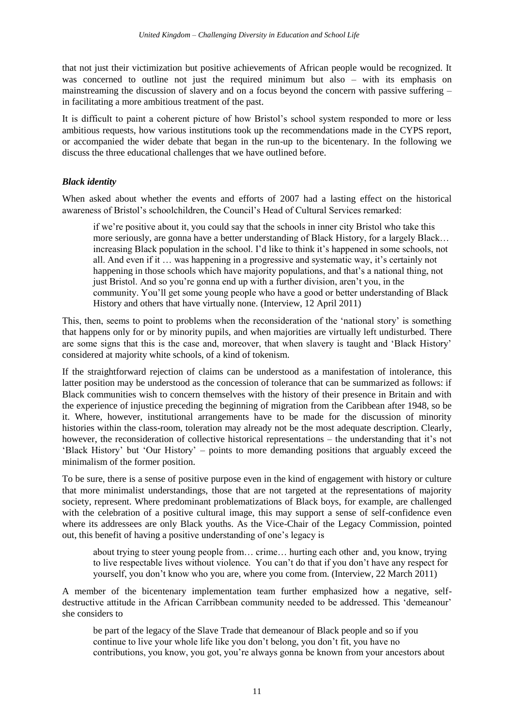that not just their victimization but positive achievements of African people would be recognized. It was concerned to outline not just the required minimum but also – with its emphasis on mainstreaming the discussion of slavery and on a focus beyond the concern with passive suffering – in facilitating a more ambitious treatment of the past.

It is difficult to paint a coherent picture of how Bristol's school system responded to more or less ambitious requests, how various institutions took up the recommendations made in the CYPS report, or accompanied the wider debate that began in the run-up to the bicentenary. In the following we discuss the three educational challenges that we have outlined before.

### *Black identity*

When asked about whether the events and efforts of 2007 had a lasting effect on the historical awareness of Bristol's schoolchildren, the Council's Head of Cultural Services remarked:

> if we're positive about it, you could say that the schools in inner city Bristol who take this more seriously, are gonna have a better understanding of Black History, for a largely Black… increasing Black population in the school. I'd like to think it's happened in some schools, not all. And even if it … was happening in a progressive and systematic way, it's certainly not happening in those schools which have majority populations, and that's a national thing, not just Bristol. And so you're gonna end up with a further division, aren't you, in the community. You'll get some young people who have a good or better understanding of Black History and others that have virtually none. (Interview, 12 April 2011)

This, then, seems to point to problems when the reconsideration of the 'national story' is something that happens only for or by minority pupils, and when majorities are virtually left undisturbed. There are some signs that this is the case and, moreover, that when slavery is taught and 'Black History' considered at majority white schools, of a kind of tokenism.

If the straightforward rejection of claims can be understood as a manifestation of intolerance, this latter position may be understood as the concession of tolerance that can be summarized as follows: if Black communities wish to concern themselves with the history of their presence in Britain and with the experience of injustice preceding the beginning of migration from the Caribbean after 1948, so be it. Where, however, institutional arrangements have to be made for the discussion of minority histories within the class-room, toleration may already not be the most adequate description. Clearly, however, the reconsideration of collective historical representations – the understanding that it's not 'Black History' but 'Our History' – points to more demanding positions that arguably exceed the minimalism of the former position.

To be sure, there is a sense of positive purpose even in the kind of engagement with history or culture that more minimalist understandings, those that are not targeted at the representations of majority society, represent. Where predominant problematizations of Black boys, for example, are challenged with the celebration of a positive cultural image, this may support a sense of self-confidence even where its addressees are only Black youths. As the Vice-Chair of the Legacy Commission, pointed out, this benefit of having a positive understanding of one's legacy is

> about trying to steer young people from… crime… hurting each other and, you know, trying to live respectable lives without violence. You can't do that if you don't have any respect for yourself, you don't know who you are, where you come from. (Interview, 22 March 2011)

A member of the bicentenary implementation team further emphasized how a negative, self-destructive attitude in the African Carribbean community needed to be addressed. This 'demeanour' she considers to

> be part of the legacy of the Slave Trade that demeanour of Black people and so if you continue to live your whole life like you don't belong, you don't fit, you have no contributions, you know, you got, you're always gonna be known from your ancestors about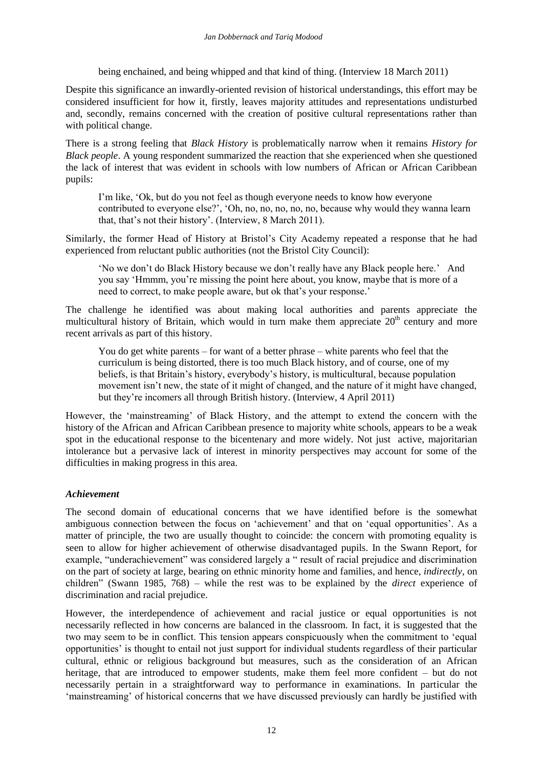being enchained, and being whipped and that kind of thing. (Interview 18 March 2011)

Despite this significance an inwardly-oriented revision of historical understandings, this effort may be considered insufficient for how it, firstly, leaves majority attitudes and representations undisturbed and, secondly, remains concerned with the creation of positive cultural representations rather than with political change.

There is a strong feeling that *Black History* is problematically narrow when it remains *History for Black people*. A young respondent summarized the reaction that she experienced when she questioned the lack of interest that was evident in schools with low numbers of African or African Caribbean pupils:

> I'm like, 'Ok, but do you not feel as though everyone needs to know how everyone contributed to everyone else?', 'Oh, no, no, no, no, no, because why would they wanna learn that, that's not their history'. (Interview, 8 March 2011).

Similarly, the former Head of History at Bristol's City Academy repeated a response that he had experienced from reluctant public authorities (not the Bristol City Council):

> 'No we don't do Black History because we don't really have any Black people here.' And you say 'Hmmm, you're missing the point here about, you know, maybe that is more of a need to correct, to make people aware, but ok that's your response.'

The challenge he identified was about making local authorities and parents appreciate the multicultural history of Britain, which would in turn make them appreciate 20th century and more recent arrivals as part of this history.

> You do get white parents – for want of a better phrase – white parents who feel that the curriculum is being distorted, there is too much Black history, and of course, one of my beliefs, is that Britain's history, everybody's history, is multicultural, because population movement isn't new, the state of it might of changed, and the nature of it might have changed, but they're incomers all through British history. (Interview, 4 April 2011)

However, the 'mainstreaming' of Black History, and the attempt to extend the concern with the history of the African and African Caribbean presence to majority white schools, appears to be a weak spot in the educational response to the bicentenary and more widely. Not just active, majoritarian intolerance but a pervasive lack of interest in minority perspectives may account for some of the difficulties in making progress in this area.

### *Achievement*

The second domain of educational concerns that we have identified before is the somewhat ambiguous connection between the focus on 'achievement' and that on 'equal opportunities'. As a matter of principle, the two are usually thought to coincide: the concern with promoting equality is seen to allow for higher achievement of otherwise disadvantaged pupils. In the Swann Report, for example, "underachievement" was considered largely a " result of racial prejudice and discrimination on the part of society at large, bearing on ethnic minority home and families, and hence, *indirectly*, on children" (Swann 1985, 768) – while the rest was to be explained by the *direct* experience of discrimination and racial prejudice.

However, the interdependence of achievement and racial justice or equal opportunities is not necessarily reflected in how concerns are balanced in the classroom. In fact, it is suggested that the two may seem to be in conflict. This tension appears conspicuously when the commitment to 'equal opportunities' is thought to entail not just support for individual students regardless of their particular cultural, ethnic or religious background but measures, such as the consideration of an African heritage, that are introduced to empower students, make them feel more confident – but do not necessarily pertain in a straightforward way to performance in examinations. In particular the 'mainstreaming' of historical concerns that we have discussed previously can hardly be justified with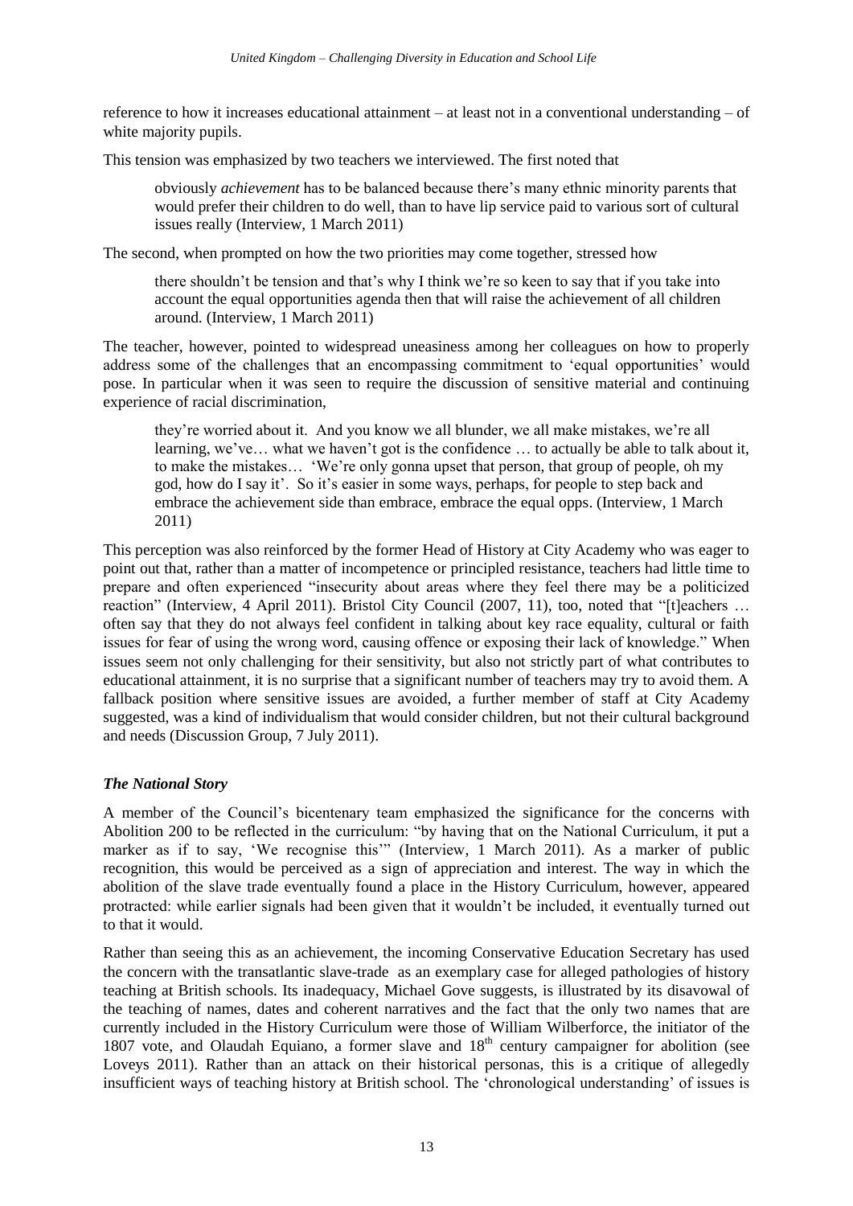reference to how it increases educational attainment – at least not in a conventional understanding – of white majority pupils.

This tension was emphasized by two teachers we interviewed. The first noted that

> obviously *achievement* has to be balanced because there's many ethnic minority parents that would prefer their children to do well, than to have lip service paid to various sort of cultural issues really (Interview, 1 March 2011)

The second, when prompted on how the two priorities may come together, stressed how

> there shouldn't be tension and that's why I think we're so keen to say that if you take into account the equal opportunities agenda then that will raise the achievement of all children around. (Interview, 1 March 2011)

The teacher, however, pointed to widespread uneasiness among her colleagues on how to properly address some of the challenges that an encompassing commitment to 'equal opportunities' would pose. In particular when it was seen to require the discussion of sensitive material and continuing experience of racial discrimination,

> they're worried about it. And you know we all blunder, we all make mistakes, we're all learning, we've… what we haven't got is the confidence … to actually be able to talk about it, to make the mistakes… 'We're only gonna upset that person, that group of people, oh my god, how do I say it'. So it's easier in some ways, perhaps, for people to step back and embrace the achievement side than embrace, embrace the equal opps. (Interview, 1 March 2011)

This perception was also reinforced by the former Head of History at City Academy who was eager to point out that, rather than a matter of incompetence or principled resistance, teachers had little time to prepare and often experienced "insecurity about areas where they feel there may be a politicized reaction" (Interview, 4 April 2011). Bristol City Council (2007, 11), too, noted that "[t]eachers … often say that they do not always feel confident in talking about key race equality, cultural or faith issues for fear of using the wrong word, causing offence or exposing their lack of knowledge." When issues seem not only challenging for their sensitivity, but also not strictly part of what contributes to educational attainment, it is no surprise that a significant number of teachers may try to avoid them. A fallback position where sensitive issues are avoided, a further member of staff at City Academy suggested, was a kind of individualism that would consider children, but not their cultural background and needs (Discussion Group, 7 July 2011).

### *The National Story*

A member of the Council's bicentenary team emphasized the significance for the concerns with Abolition 200 to be reflected in the curriculum: "by having that on the National Curriculum, it put a marker as if to say, 'We recognise this'" (Interview, 1 March 2011). As a marker of public recognition, this would be perceived as a sign of appreciation and interest. The way in which the abolition of the slave trade eventually found a place in the History Curriculum, however, appeared protracted: while earlier signals had been given that it wouldn't be included, it eventually turned out to that it would.

Rather than seeing this as an achievement, the incoming Conservative Education Secretary has used the concern with the transatlantic slave-trade as an exemplary case for alleged pathologies of history teaching at British schools. Its inadequacy, Michael Gove suggests, is illustrated by its disavowal of the teaching of names, dates and coherent narratives and the fact that the only two names that are currently included in the History Curriculum were those of William Wilberforce, the initiator of the 1807 vote, and Olaudah Equiano, a former slave and 18th century campaigner for abolition (see Loveys 2011). Rather than an attack on their historical personas, this is a critique of allegedly insufficient ways of teaching history at British school. The 'chronological understanding' of issues is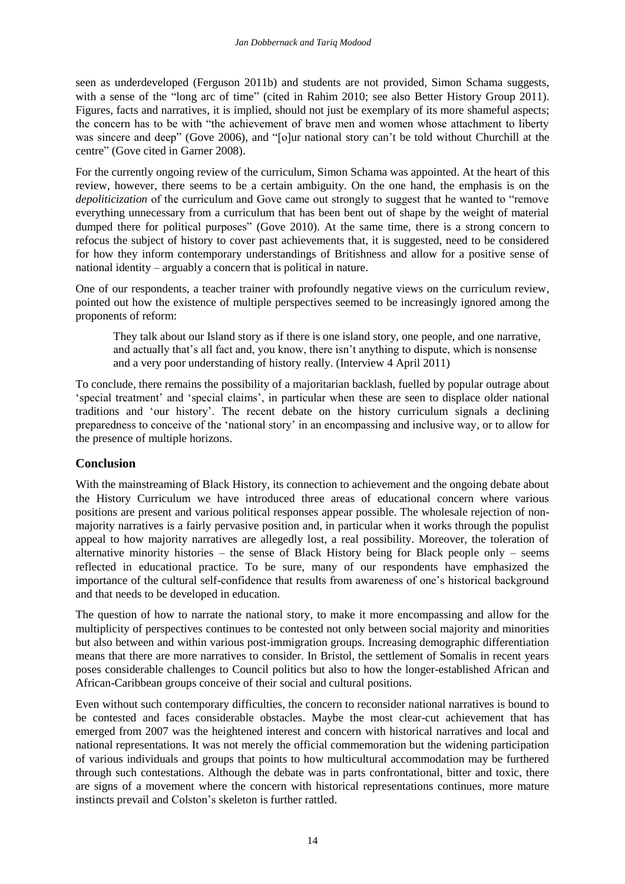seen as underdeveloped (Ferguson 2011b) and students are not provided, Simon Schama suggests, with a sense of the "long arc of time" (cited in Rahim 2010; see also Better History Group 2011). Figures, facts and narratives, it is implied, should not just be exemplary of its more shameful aspects; the concern has to be with "the achievement of brave men and women whose attachment to liberty was sincere and deep" (Gove 2006), and "[o]ur national story can't be told without Churchill at the centre" (Gove cited in Garner 2008).

For the currently ongoing review of the curriculum, Simon Schama was appointed. At the heart of this review, however, there seems to be a certain ambiguity. On the one hand, the emphasis is on the *depoliticization* of the curriculum and Gove came out strongly to suggest that he wanted to "remove everything unnecessary from a curriculum that has been bent out of shape by the weight of material dumped there for political purposes" (Gove 2010). At the same time, there is a strong concern to refocus the subject of history to cover past achievements that, it is suggested, need to be considered for how they inform contemporary understandings of Britishness and allow for a positive sense of national identity – arguably a concern that is political in nature.

One of our respondents, a teacher trainer with profoundly negative views on the curriculum review, pointed out how the existence of multiple perspectives seemed to be increasingly ignored among the proponents of reform:

> They talk about our Island story as if there is one island story, one people, and one narrative, and actually that's all fact and, you know, there isn't anything to dispute, which is nonsense and a very poor understanding of history really. (Interview 4 April 2011)

To conclude, there remains the possibility of a majoritarian backlash, fuelled by popular outrage about 'special treatment' and 'special claims', in particular when these are seen to displace older national traditions and 'our history'. The recent debate on the history curriculum signals a declining preparedness to conceive of the 'national story' in an encompassing and inclusive way, or to allow for the presence of multiple horizons.

## Conclusion

With the mainstreaming of Black History, its connection to achievement and the ongoing debate about the History Curriculum we have introduced three areas of educational concern where various positions are present and various political responses appear possible. The wholesale rejection of non-majority narratives is a fairly pervasive position and, in particular when it works through the populist appeal to how majority narratives are allegedly lost, a real possibility. Moreover, the toleration of alternative minority histories – the sense of Black History being for Black people only – seems reflected in educational practice. To be sure, many of our respondents have emphasized the importance of the cultural self-confidence that results from awareness of one's historical background and that needs to be developed in education.

The question of how to narrate the national story, to make it more encompassing and allow for the multiplicity of perspectives continues to be contested not only between social majority and minorities but also between and within various post-immigration groups. Increasing demographic differentiation means that there are more narratives to consider. In Bristol, the settlement of Somalis in recent years poses considerable challenges to Council politics but also to how the longer-established African and African-Caribbean groups conceive of their social and cultural positions.

Even without such contemporary difficulties, the concern to reconsider national narratives is bound to be contested and faces considerable obstacles. Maybe the most clear-cut achievement that has emerged from 2007 was the heightened interest and concern with historical narratives and local and national representations. It was not merely the official commemoration but the widening participation of various individuals and groups that points to how multicultural accommodation may be furthered through such contestations. Although the debate was in parts confrontational, bitter and toxic, there are signs of a movement where the concern with historical representations continues, more mature instincts prevail and Colston's skeleton is further rattled.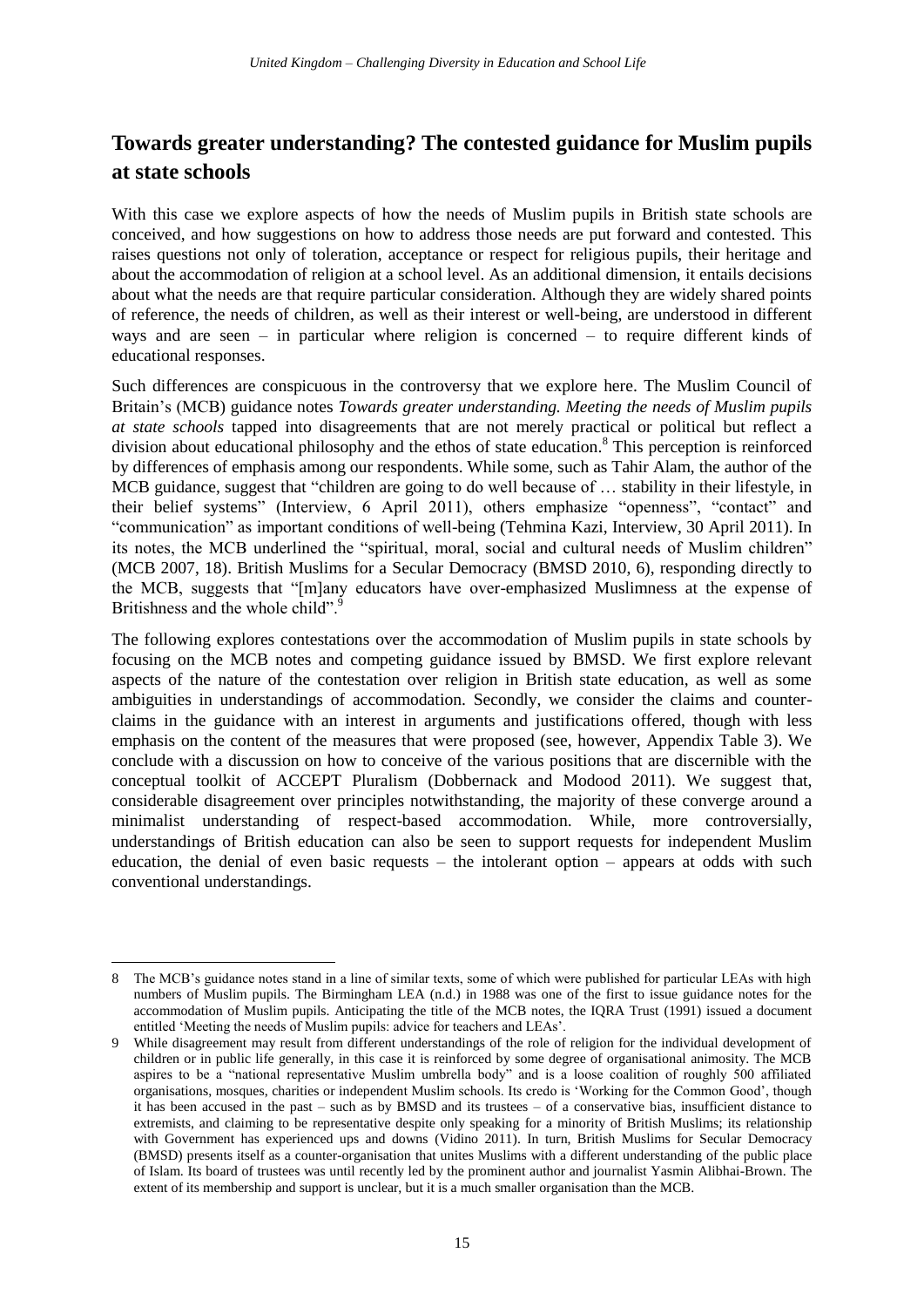## Towards greater understanding? The contested guidance for Muslim pupils at state schools

With this case we explore aspects of how the needs of Muslim pupils in British state schools are conceived, and how suggestions on how to address those needs are put forward and contested. This raises questions not only of toleration, acceptance or respect for religious pupils, their heritage and about the accommodation of religion at a school level. As an additional dimension, it entails decisions about what the needs are that require particular consideration. Although they are widely shared points of reference, the needs of children, as well as their interest or well-being, are understood in different ways and are seen – in particular where religion is concerned – to require different kinds of educational responses.

Such differences are conspicuous in the controversy that we explore here. The Muslim Council of Britain's (MCB) guidance notes *Towards greater understanding. Meeting the needs of Muslim pupils at state schools* tapped into disagreements that are not merely practical or political but reflect a division about educational philosophy and the ethos of state education.[8] This perception is reinforced by differences of emphasis among our respondents. While some, such as Tahir Alam, the author of the MCB guidance, suggest that "children are going to do well because of … stability in their lifestyle, in their belief systems" (Interview, 6 April 2011), others emphasize "openness", "contact" and "communication" as important conditions of well-being (Tehmina Kazi, Interview, 30 April 2011). In its notes, the MCB underlined the "spiritual, moral, social and cultural needs of Muslim children" (MCB 2007, 18). British Muslims for a Secular Democracy (BMSD 2010, 6), responding directly to the MCB, suggests that "[m]any educators have over-emphasized Muslimness at the expense of Britishness and the whole child".[9]

The following explores contestations over the accommodation of Muslim pupils in state schools by focusing on the MCB notes and competing guidance issued by BMSD. We first explore relevant aspects of the nature of the contestation over religion in British state education, as well as some ambiguities in understandings of accommodation. Secondly, we consider the claims and counter-claims in the guidance with an interest in arguments and justifications offered, though with less emphasis on the content of the measures that were proposed (see, however, Appendix Table 3). We conclude with a discussion on how to conceive of the various positions that are discernible with the conceptual toolkit of ACCEPT Pluralism (Dobbernack and Modood 2011). We suggest that, considerable disagreement over principles notwithstanding, the majority of these converge around a minimalist understanding of respect-based accommodation. While, more controversially, understandings of British education can also be seen to support requests for independent Muslim education, the denial of even basic requests – the intolerant option – appears at odds with such conventional understandings.

---

8 The MCB's guidance notes stand in a line of similar texts, some of which were published for particular LEAs with high numbers of Muslim pupils. The Birmingham LEA (n.d.) in 1988 was one of the first to issue guidance notes for the accommodation of Muslim pupils. Anticipating the title of the MCB notes, the IQRA Trust (1991) issued a document entitled 'Meeting the needs of Muslim pupils: advice for teachers and LEAs'.

9 While disagreement may result from different understandings of the role of religion for the individual development of children or in public life generally, in this case it is reinforced by some degree of organisational animosity. The MCB aspires to be a "national representative Muslim umbrella body" and is a loose coalition of roughly 500 affiliated organisations, mosques, charities or independent Muslim schools. Its credo is 'Working for the Common Good', though it has been accused in the past – such as by BMSD and its trustees – of a conservative bias, insufficient distance to extremists, and claiming to be representative despite only speaking for a minority of British Muslims; its relationship with Government has experienced ups and downs (Vidino 2011). In turn, British Muslims for Secular Democracy (BMSD) presents itself as a counter-organisation that unites Muslims with a different understanding of the public place of Islam. Its board of trustees was until recently led by the prominent author and journalist Yasmin Alibhai-Brown. The extent of its membership and support is unclear, but it is a much smaller organisation than the MCB.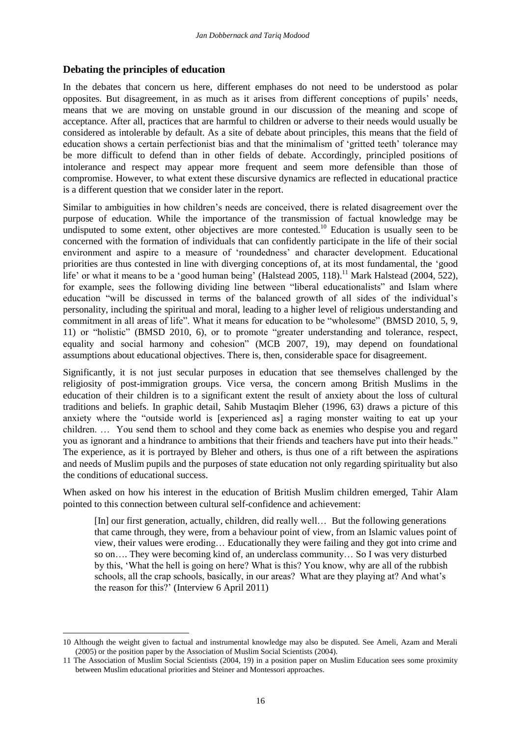## Debating the principles of education

In the debates that concern us here, different emphases do not need to be understood as polar opposites. But disagreement, in as much as it arises from different conceptions of pupils' needs, means that we are moving on unstable ground in our discussion of the meaning and scope of acceptance. After all, practices that are harmful to children or adverse to their needs would usually be considered as intolerable by default. As a site of debate about principles, this means that the field of education shows a certain perfectionist bias and that the minimalism of 'gritted teeth' tolerance may be more difficult to defend than in other fields of debate. Accordingly, principled positions of intolerance and respect may appear more frequent and seem more defensible than those of compromise. However, to what extent these discursive dynamics are reflected in educational practice is a different question that we consider later in the report.

Similar to ambiguities in how children's needs are conceived, there is related disagreement over the purpose of education. While the importance of the transmission of factual knowledge may be undisputed to some extent, other objectives are more contested.[10] Education is usually seen to be concerned with the formation of individuals that can confidently participate in the life of their social environment and aspire to a measure of 'roundedness' and character development. Educational priorities are thus contested in line with diverging conceptions of, at its most fundamental, the 'good life' or what it means to be a 'good human being' (Halstead 2005, 118).[11] Mark Halstead (2004, 522), for example, sees the following dividing line between "liberal educationalists" and Islam where education "will be discussed in terms of the balanced growth of all sides of the individual's personality, including the spiritual and moral, leading to a higher level of religious understanding and commitment in all areas of life". What it means for education to be "wholesome" (BMSD 2010, 5, 9, 11) or "holistic" (BMSD 2010, 6), or to promote "greater understanding and tolerance, respect, equality and social harmony and cohesion" (MCB 2007, 19), may depend on foundational assumptions about educational objectives. There is, then, considerable space for disagreement.

Significantly, it is not just secular purposes in education that see themselves challenged by the religiosity of post-immigration groups. Vice versa, the concern among British Muslims in the education of their children is to a significant extent the result of anxiety about the loss of cultural traditions and beliefs. In graphic detail, Sahib Mustaqim Bleher (1996, 63) draws a picture of this anxiety where the "outside world is [experienced as] a raging monster waiting to eat up your children. … You send them to school and they come back as enemies who despise you and regard you as ignorant and a hindrance to ambitions that their friends and teachers have put into their heads." The experience, as it is portrayed by Bleher and others, is thus one of a rift between the aspirations and needs of Muslim pupils and the purposes of state education not only regarding spirituality but also the conditions of educational success.

When asked on how his interest in the education of British Muslim children emerged, Tahir Alam pointed to this connection between cultural self-confidence and achievement:

> [In] our first generation, actually, children, did really well… But the following generations that came through, they were, from a behaviour point of view, from an Islamic values point of view, their values were eroding… Educationally they were failing and they got into crime and so on…. They were becoming kind of, an underclass community… So I was very disturbed by this, 'What the hell is going on here? What is this? You know, why are all of the rubbish schools, all the crap schools, basically, in our areas? What are they playing at? And what's the reason for this?' (Interview 6 April 2011)

---

10 Although the weight given to factual and instrumental knowledge may also be disputed. See Ameli, Azam and Merali (2005) or the position paper by the Association of Muslim Social Scientists (2004).

11 The Association of Muslim Social Scientists (2004, 19) in a position paper on Muslim Education sees some proximity between Muslim educational priorities and Steiner and Montessori approaches.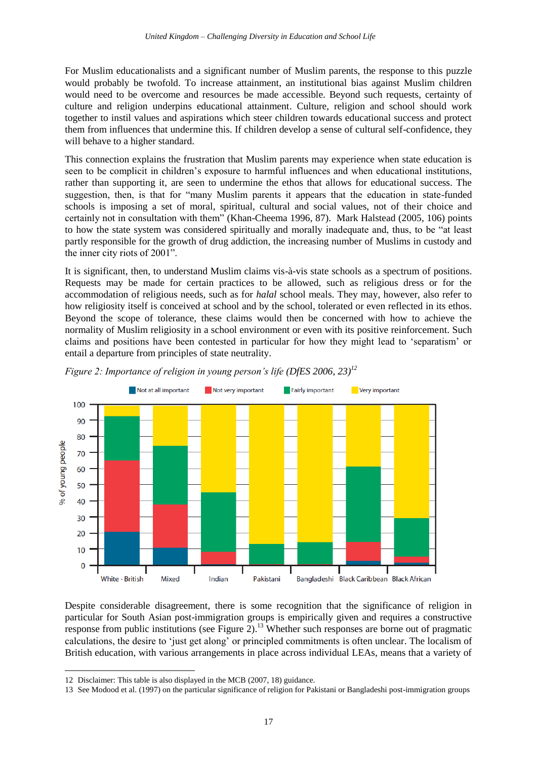For Muslim educationalists and a significant number of Muslim parents, the response to this puzzle would probably be twofold. To increase attainment, an institutional bias against Muslim children would need to be overcome and resources be made accessible. Beyond such requests, certainty of culture and religion underpins educational attainment. Culture, religion and school should work together to instil values and aspirations which steer children towards educational success and protect them from influences that undermine this. If children develop a sense of cultural self-confidence, they will behave to a higher standard.

This connection explains the frustration that Muslim parents may experience when state education is seen to be complicit in children's exposure to harmful influences and when educational institutions, rather than supporting it, are seen to undermine the ethos that allows for educational success. The suggestion, then, is that for "many Muslim parents it appears that the education in state-funded schools is imposing a set of moral, spiritual, cultural and social values, not of their choice and certainly not in consultation with them" (Khan-Cheema 1996, 87). Mark Halstead (2005, 106) points to how the state system was considered spiritually and morally inadequate and, thus, to be "at least partly responsible for the growth of drug addiction, the increasing number of Muslims in custody and the inner city riots of 2001".

It is significant, then, to understand Muslim claims vis-à-vis state schools as a spectrum of positions. Requests may be made for certain practices to be allowed, such as religious dress or for the accommodation of religious needs, such as for *halal* school meals. They may, however, also refer to how religiosity itself is conceived at school and by the school, tolerated or even reflected in its ethos. Beyond the scope of tolerance, these claims would then be concerned with how to achieve the normality of Muslim religiosity in a school environment or even with its positive reinforcement. Such claims and positions have been contested in particular for how they might lead to 'separatism' or entail a departure from principles of state neutrality.

*Figure 2: Importance of religion in young person's life (DfES 2006, 23)*[12]

Despite considerable disagreement, there is some recognition that the significance of religion in particular for South Asian post-immigration groups is empirically given and requires a constructive response from public institutions (see Figure 2).[13] Whether such responses are borne out of pragmatic calculations, the desire to 'just get along' or principled commitments is often unclear. The localism of British education, with various arrangements in place across individual LEAs, means that a variety of

12 Disclaimer: This table is also displayed in the MCB (2007, 18) guidance.

13 See Modood et al. (1997) on the particular significance of religion for Pakistani or Bangladeshi post-immigration groups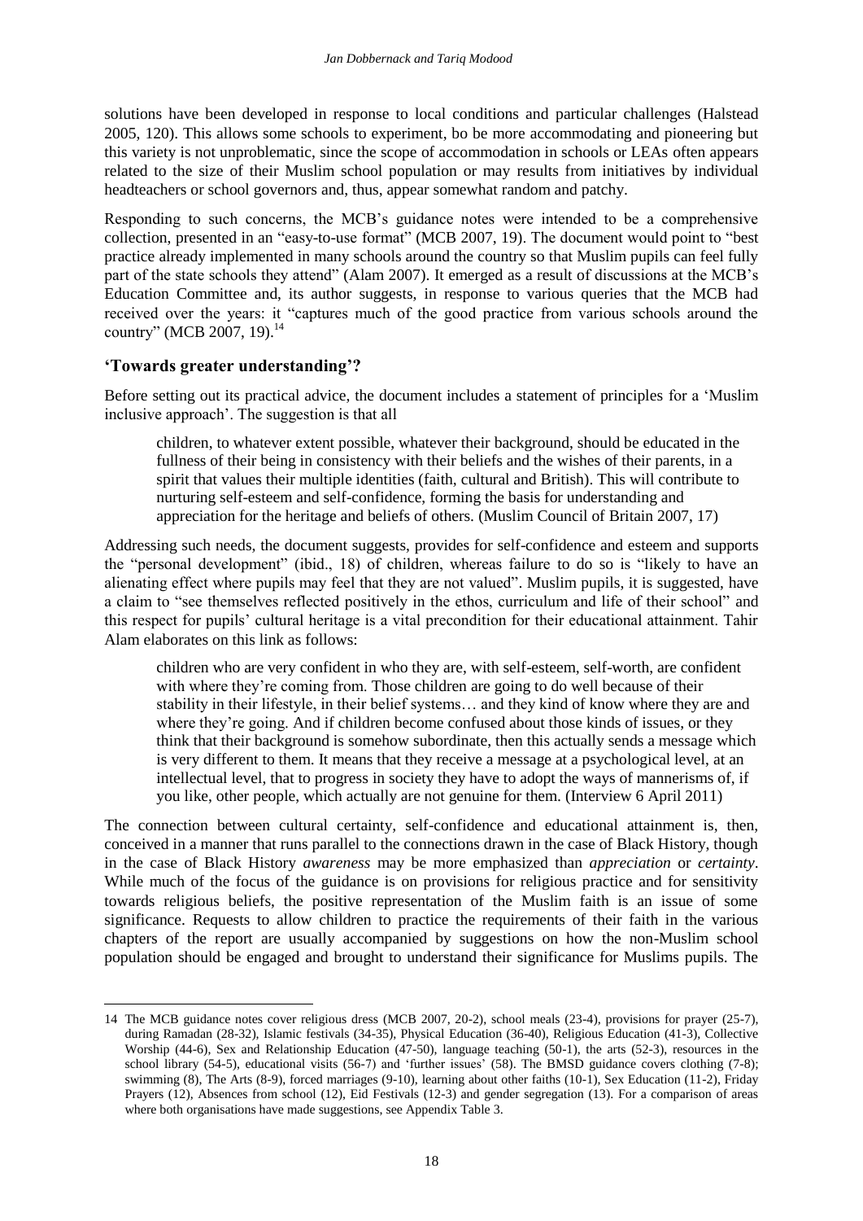solutions have been developed in response to local conditions and particular challenges (Halstead 2005, 120). This allows some schools to experiment, bo be more accommodating and pioneering but this variety is not unproblematic, since the scope of accommodation in schools or LEAs often appears related to the size of their Muslim school population or may results from initiatives by individual headteachers or school governors and, thus, appear somewhat random and patchy.

Responding to such concerns, the MCB's guidance notes were intended to be a comprehensive collection, presented in an "easy-to-use format" (MCB 2007, 19). The document would point to "best practice already implemented in many schools around the country so that Muslim pupils can feel fully part of the state schools they attend" (Alam 2007). It emerged as a result of discussions at the MCB's Education Committee and, its author suggests, in response to various queries that the MCB had received over the years: it "captures much of the good practice from various schools around the country" (MCB 2007, 19).[14]

## 'Towards greater understanding'?

Before setting out its practical advice, the document includes a statement of principles for a 'Muslim inclusive approach'. The suggestion is that all

> children, to whatever extent possible, whatever their background, should be educated in the fullness of their being in consistency with their beliefs and the wishes of their parents, in a spirit that values their multiple identities (faith, cultural and British). This will contribute to nurturing self-esteem and self-confidence, forming the basis for understanding and appreciation for the heritage and beliefs of others. (Muslim Council of Britain 2007, 17)

Addressing such needs, the document suggests, provides for self-confidence and esteem and supports the "personal development" (ibid., 18) of children, whereas failure to do so is "likely to have an alienating effect where pupils may feel that they are not valued". Muslim pupils, it is suggested, have a claim to "see themselves reflected positively in the ethos, curriculum and life of their school" and this respect for pupils' cultural heritage is a vital precondition for their educational attainment. Tahir Alam elaborates on this link as follows:

> children who are very confident in who they are, with self-esteem, self-worth, are confident with where they're coming from. Those children are going to do well because of their stability in their lifestyle, in their belief systems… and they kind of know where they are and where they're going. And if children become confused about those kinds of issues, or they think that their background is somehow subordinate, then this actually sends a message which is very different to them. It means that they receive a message at a psychological level, at an intellectual level, that to progress in society they have to adopt the ways of mannerisms of, if you like, other people, which actually are not genuine for them. (Interview 6 April 2011)

The connection between cultural certainty, self-confidence and educational attainment is, then, conceived in a manner that runs parallel to the connections drawn in the case of Black History, though in the case of Black History *awareness* may be more emphasized than *appreciation* or *certainty*. While much of the focus of the guidance is on provisions for religious practice and for sensitivity towards religious beliefs, the positive representation of the Muslim faith is an issue of some significance. Requests to allow children to practice the requirements of their faith in the various chapters of the report are usually accompanied by suggestions on how the non-Muslim school population should be engaged and brought to understand their significance for Muslims pupils. The

---

14 The MCB guidance notes cover religious dress (MCB 2007, 20-2), school meals (23-4), provisions for prayer (25-7), during Ramadan (28-32), Islamic festivals (34-35), Physical Education (36-40), Religious Education (41-3), Collective Worship (44-6), Sex and Relationship Education (47-50), language teaching (50-1), the arts (52-3), resources in the school library (54-5), educational visits (56-7) and 'further issues' (58). The BMSD guidance covers clothing (7-8); swimming (8), The Arts (8-9), forced marriages (9-10), learning about other faiths (10-1), Sex Education (11-2), Friday Prayers (12), Absences from school (12), Eid Festivals (12-3) and gender segregation (13). For a comparison of areas where both organisations have made suggestions, see Appendix Table 3.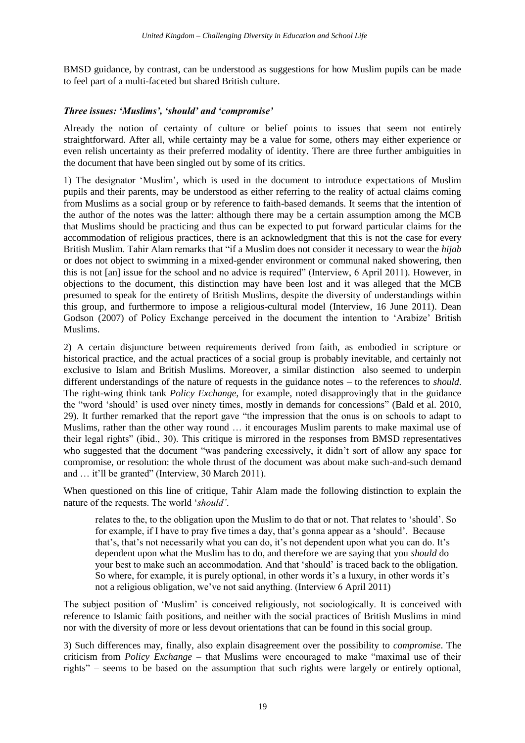BMSD guidance, by contrast, can be understood as suggestions for how Muslim pupils can be made to feel part of a multi-faceted but shared British culture.

### *Three issues: 'Muslims', 'should' and 'compromise'*

Already the notion of certainty of culture or belief points to issues that seem not entirely straightforward. After all, while certainty may be a value for some, others may either experience or even relish uncertainty as their preferred modality of identity. There are three further ambiguities in the document that have been singled out by some of its critics.

1) The designator 'Muslim', which is used in the document to introduce expectations of Muslim pupils and their parents, may be understood as either referring to the reality of actual claims coming from Muslims as a social group or by reference to faith-based demands. It seems that the intention of the author of the notes was the latter: although there may be a certain assumption among the MCB that Muslims should be practicing and thus can be expected to put forward particular claims for the accommodation of religious practices, there is an acknowledgment that this is not the case for every British Muslim. Tahir Alam remarks that "if a Muslim does not consider it necessary to wear the *hijab* or does not object to swimming in a mixed-gender environment or communal naked showering, then this is not [an] issue for the school and no advice is required" (Interview, 6 April 2011). However, in objections to the document, this distinction may have been lost and it was alleged that the MCB presumed to speak for the entirety of British Muslims, despite the diversity of understandings within this group, and furthermore to impose a religious-cultural model (Interview, 16 June 2011). Dean Godson (2007) of Policy Exchange perceived in the document the intention to 'Arabize' British Muslims.

2) A certain disjuncture between requirements derived from faith, as embodied in scripture or historical practice, and the actual practices of a social group is probably inevitable, and certainly not exclusive to Islam and British Muslims. Moreover, a similar distinction also seemed to underpin different understandings of the nature of requests in the guidance notes – to the references to *should*. The right-wing think tank *Policy Exchange*, for example, noted disapprovingly that in the guidance the "word 'should' is used over ninety times, mostly in demands for concessions" (Bald et al. 2010, 29). It further remarked that the report gave "the impression that the onus is on schools to adapt to Muslims, rather than the other way round … it encourages Muslim parents to make maximal use of their legal rights" (ibid., 30). This critique is mirrored in the responses from BMSD representatives who suggested that the document "was pandering excessively, it didn't sort of allow any space for compromise, or resolution: the whole thrust of the document was about make such-and-such demand and … it'll be granted" (Interview, 30 March 2011).

When questioned on this line of critique, Tahir Alam made the following distinction to explain the nature of the requests. The world '*should'*.

> relates to the, to the obligation upon the Muslim to do that or not. That relates to 'should'. So for example, if I have to pray five times a day, that's gonna appear as a 'should'. Because that's, that's not necessarily what you can do, it's not dependent upon what you can do. It's dependent upon what the Muslim has to do, and therefore we are saying that you *should* do your best to make such an accommodation. And that 'should' is traced back to the obligation. So where, for example, it is purely optional, in other words it's a luxury, in other words it's not a religious obligation, we've not said anything. (Interview 6 April 2011)

The subject position of 'Muslim' is conceived religiously, not sociologically. It is conceived with reference to Islamic faith positions, and neither with the social practices of British Muslims in mind nor with the diversity of more or less devout orientations that can be found in this social group.

3) Such differences may, finally, also explain disagreement over the possibility to *compromise*. The criticism from *Policy Exchange* – that Muslims were encouraged to make "maximal use of their rights" – seems to be based on the assumption that such rights were largely or entirely optional,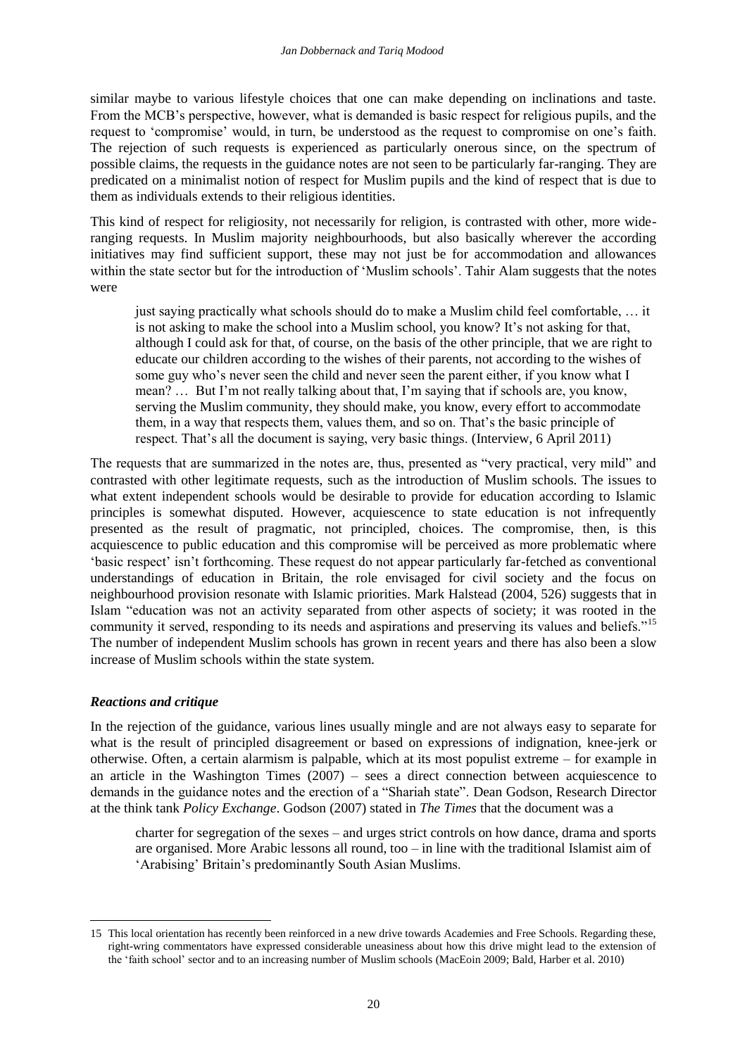similar maybe to various lifestyle choices that one can make depending on inclinations and taste. From the MCB's perspective, however, what is demanded is basic respect for religious pupils, and the request to 'compromise' would, in turn, be understood as the request to compromise on one's faith. The rejection of such requests is experienced as particularly onerous since, on the spectrum of possible claims, the requests in the guidance notes are not seen to be particularly far-ranging. They are predicated on a minimalist notion of respect for Muslim pupils and the kind of respect that is due to them as individuals extends to their religious identities.

This kind of respect for religiosity, not necessarily for religion, is contrasted with other, more wide-ranging requests. In Muslim majority neighbourhoods, but also basically wherever the according initiatives may find sufficient support, these may not just be for accommodation and allowances within the state sector but for the introduction of 'Muslim schools'. Tahir Alam suggests that the notes were

> just saying practically what schools should do to make a Muslim child feel comfortable, … it is not asking to make the school into a Muslim school, you know? It's not asking for that, although I could ask for that, of course, on the basis of the other principle, that we are right to educate our children according to the wishes of their parents, not according to the wishes of some guy who's never seen the child and never seen the parent either, if you know what I mean? … But I'm not really talking about that, I'm saying that if schools are, you know, serving the Muslim community, they should make, you know, every effort to accommodate them, in a way that respects them, values them, and so on. That's the basic principle of respect. That's all the document is saying, very basic things. (Interview, 6 April 2011)

The requests that are summarized in the notes are, thus, presented as "very practical, very mild" and contrasted with other legitimate requests, such as the introduction of Muslim schools. The issues to what extent independent schools would be desirable to provide for education according to Islamic principles is somewhat disputed. However, acquiescence to state education is not infrequently presented as the result of pragmatic, not principled, choices. The compromise, then, is this acquiescence to public education and this compromise will be perceived as more problematic where 'basic respect' isn't forthcoming. These request do not appear particularly far-fetched as conventional understandings of education in Britain, the role envisaged for civil society and the focus on neighbourhood provision resonate with Islamic priorities. Mark Halstead (2004, 526) suggests that in Islam "education was not an activity separated from other aspects of society; it was rooted in the community it served, responding to its needs and aspirations and preserving its values and beliefs."[15] The number of independent Muslim schools has grown in recent years and there has also been a slow increase of Muslim schools within the state system.

### *Reactions and critique*

In the rejection of the guidance, various lines usually mingle and are not always easy to separate for what is the result of principled disagreement or based on expressions of indignation, knee-jerk or otherwise. Often, a certain alarmism is palpable, which at its most populist extreme – for example in an article in the Washington Times (2007) – sees a direct connection between acquiescence to demands in the guidance notes and the erection of a "Shariah state". Dean Godson, Research Director at the think tank *Policy Exchange*. Godson (2007) stated in *The Times* that the document was a

> charter for segregation of the sexes – and urges strict controls on how dance, drama and sports are organised. More Arabic lessons all round, too – in line with the traditional Islamist aim of 'Arabising' Britain's predominantly South Asian Muslims.

---

15 This local orientation has recently been reinforced in a new drive towards Academies and Free Schools. Regarding these, right-wring commentators have expressed considerable uneasiness about how this drive might lead to the extension of the 'faith school' sector and to an increasing number of Muslim schools (MacEoin 2009; Bald, Harber et al. 2010)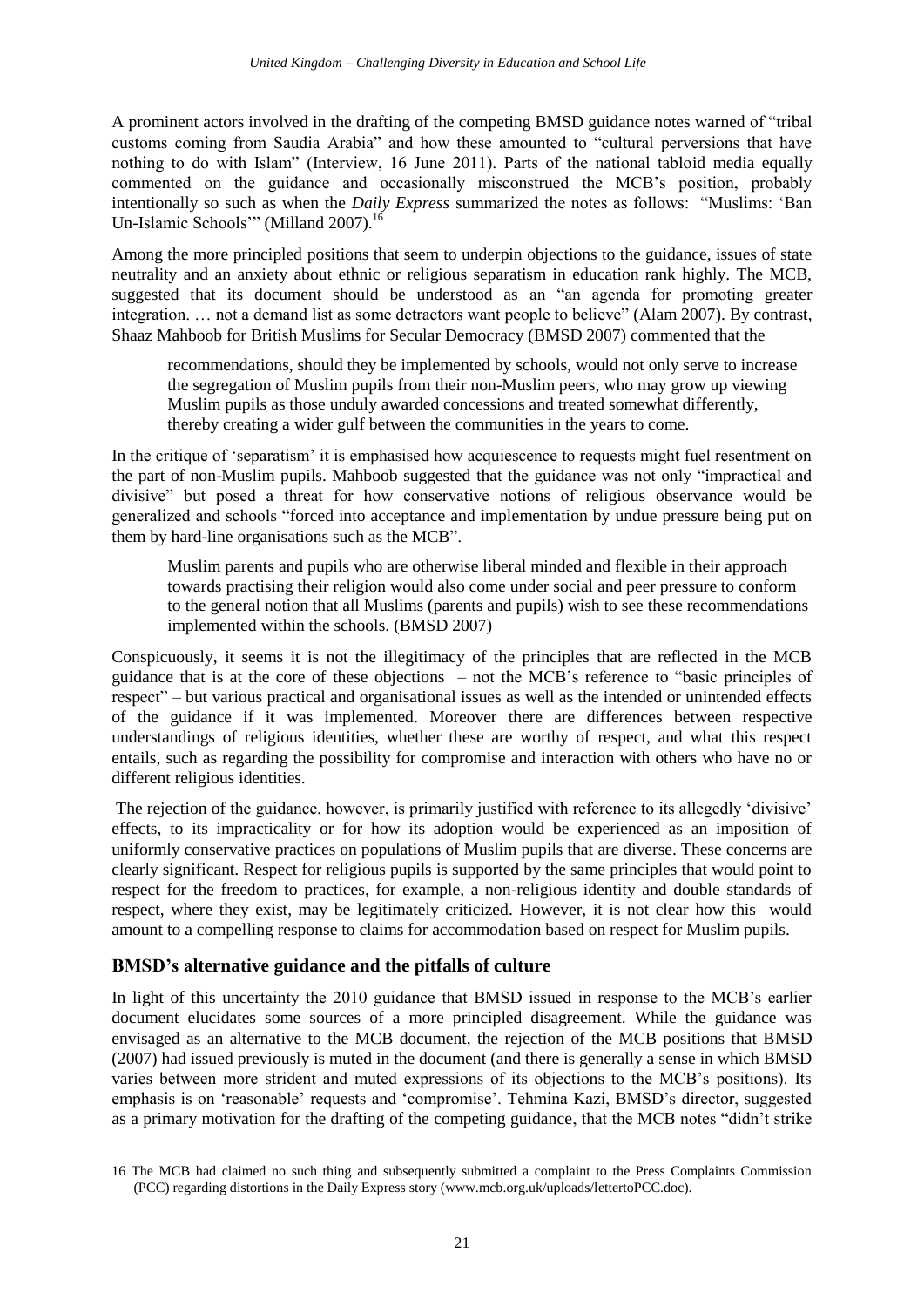A prominent actors involved in the drafting of the competing BMSD guidance notes warned of "tribal customs coming from Saudia Arabia" and how these amounted to "cultural perversions that have nothing to do with Islam" (Interview, 16 June 2011). Parts of the national tabloid media equally commented on the guidance and occasionally misconstrued the MCB's position, probably intentionally so such as when the *Daily Express* summarized the notes as follows: "Muslims: 'Ban Un-Islamic Schools'" (Milland 2007).[16]

Among the more principled positions that seem to underpin objections to the guidance, issues of state neutrality and an anxiety about ethnic or religious separatism in education rank highly. The MCB, suggested that its document should be understood as an "an agenda for promoting greater integration. … not a demand list as some detractors want people to believe" (Alam 2007). By contrast, Shaaz Mahboob for British Muslims for Secular Democracy (BMSD 2007) commented that the

> recommendations, should they be implemented by schools, would not only serve to increase the segregation of Muslim pupils from their non-Muslim peers, who may grow up viewing Muslim pupils as those unduly awarded concessions and treated somewhat differently, thereby creating a wider gulf between the communities in the years to come.

In the critique of 'separatism' it is emphasised how acquiescence to requests might fuel resentment on the part of non-Muslim pupils. Mahboob suggested that the guidance was not only "impractical and divisive" but posed a threat for how conservative notions of religious observance would be generalized and schools "forced into acceptance and implementation by undue pressure being put on them by hard-line organisations such as the MCB".

> Muslim parents and pupils who are otherwise liberal minded and flexible in their approach towards practising their religion would also come under social and peer pressure to conform to the general notion that all Muslims (parents and pupils) wish to see these recommendations implemented within the schools. (BMSD 2007)

Conspicuously, it seems it is not the illegitimacy of the principles that are reflected in the MCB guidance that is at the core of these objections – not the MCB's reference to "basic principles of respect" – but various practical and organisational issues as well as the intended or unintended effects of the guidance if it was implemented. Moreover there are differences between respective understandings of religious identities, whether these are worthy of respect, and what this respect entails, such as regarding the possibility for compromise and interaction with others who have no or different religious identities.

The rejection of the guidance, however, is primarily justified with reference to its allegedly 'divisive' effects, to its impracticality or for how its adoption would be experienced as an imposition of uniformly conservative practices on populations of Muslim pupils that are diverse. These concerns are clearly significant. Respect for religious pupils is supported by the same principles that would point to respect for the freedom to practices, for example, a non-religious identity and double standards of respect, where they exist, may be legitimately criticized. However, it is not clear how this would amount to a compelling response to claims for accommodation based on respect for Muslim pupils.

### BMSD's alternative guidance and the pitfalls of culture

In light of this uncertainty the 2010 guidance that BMSD issued in response to the MCB's earlier document elucidates some sources of a more principled disagreement. While the guidance was envisaged as an alternative to the MCB document, the rejection of the MCB positions that BMSD (2007) had issued previously is muted in the document (and there is generally a sense in which BMSD varies between more strident and muted expressions of its objections to the MCB's positions). Its emphasis is on 'reasonable' requests and 'compromise'. Tehmina Kazi, BMSD's director, suggested as a primary motivation for the drafting of the competing guidance, that the MCB notes "didn't strike

---

16 The MCB had claimed no such thing and subsequently submitted a complaint to the Press Complaints Commission (PCC) regarding distortions in the Daily Express story (www.mcb.org.uk/uploads/lettertoPCC.doc).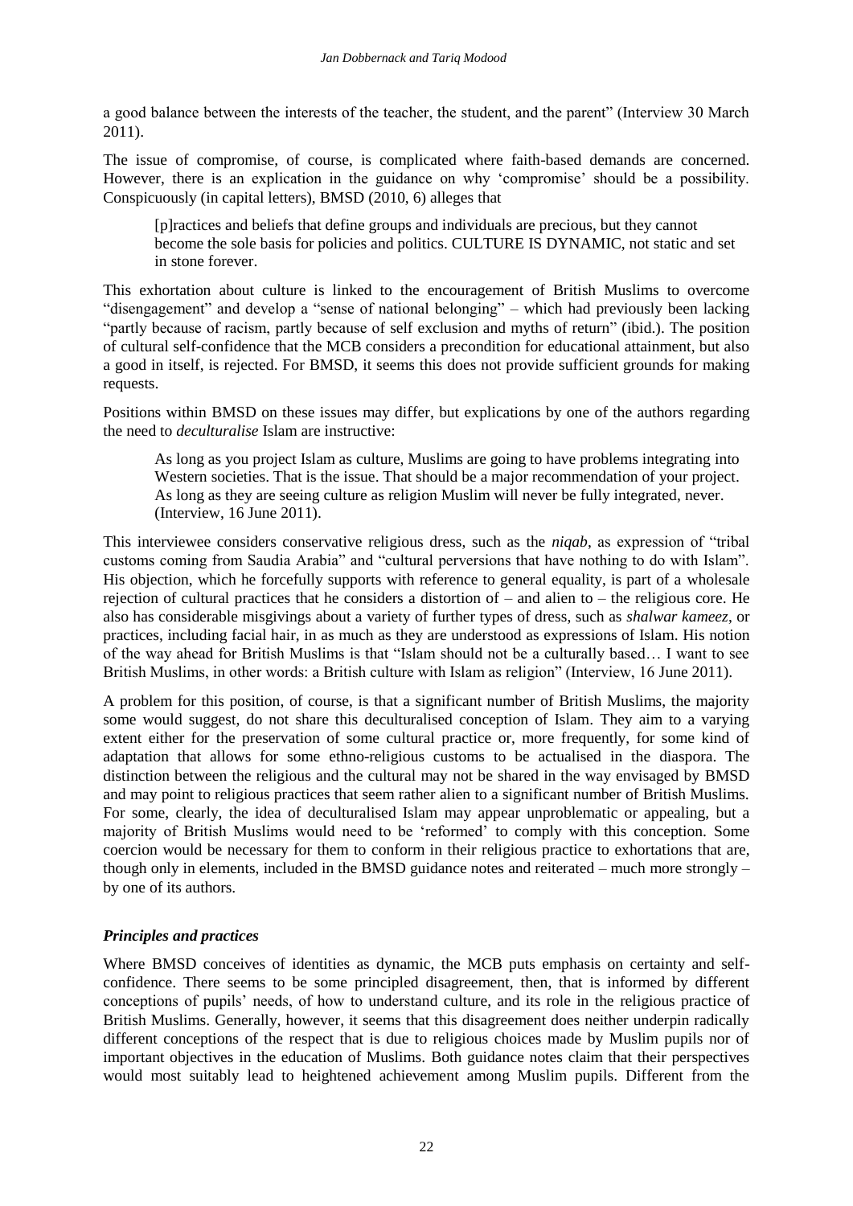a good balance between the interests of the teacher, the student, and the parent" (Interview 30 March 2011).

The issue of compromise, of course, is complicated where faith-based demands are concerned. However, there is an explication in the guidance on why 'compromise' should be a possibility. Conspicuously (in capital letters), BMSD (2010, 6) alleges that

> [p]ractices and beliefs that define groups and individuals are precious, but they cannot become the sole basis for policies and politics. CULTURE IS DYNAMIC, not static and set in stone forever.

This exhortation about culture is linked to the encouragement of British Muslims to overcome "disengagement" and develop a "sense of national belonging" – which had previously been lacking "partly because of racism, partly because of self exclusion and myths of return" (ibid.). The position of cultural self-confidence that the MCB considers a precondition for educational attainment, but also a good in itself, is rejected. For BMSD, it seems this does not provide sufficient grounds for making requests.

Positions within BMSD on these issues may differ, but explications by one of the authors regarding the need to *deculturalise* Islam are instructive:

> As long as you project Islam as culture, Muslims are going to have problems integrating into Western societies. That is the issue. That should be a major recommendation of your project. As long as they are seeing culture as religion Muslim will never be fully integrated, never. (Interview, 16 June 2011).

This interviewee considers conservative religious dress, such as the *niqab*, as expression of "tribal customs coming from Saudia Arabia" and "cultural perversions that have nothing to do with Islam". His objection, which he forcefully supports with reference to general equality, is part of a wholesale rejection of cultural practices that he considers a distortion of – and alien to – the religious core. He also has considerable misgivings about a variety of further types of dress, such as *shalwar kameez*, or practices, including facial hair, in as much as they are understood as expressions of Islam. His notion of the way ahead for British Muslims is that "Islam should not be a culturally based… I want to see British Muslims, in other words: a British culture with Islam as religion" (Interview, 16 June 2011).

A problem for this position, of course, is that a significant number of British Muslims, the majority some would suggest, do not share this deculturalised conception of Islam. They aim to a varying extent either for the preservation of some cultural practice or, more frequently, for some kind of adaptation that allows for some ethno-religious customs to be actualised in the diaspora. The distinction between the religious and the cultural may not be shared in the way envisaged by BMSD and may point to religious practices that seem rather alien to a significant number of British Muslims. For some, clearly, the idea of deculturalised Islam may appear unproblematic or appealing, but a majority of British Muslims would need to be 'reformed' to comply with this conception. Some coercion would be necessary for them to conform in their religious practice to exhortations that are, though only in elements, included in the BMSD guidance notes and reiterated – much more strongly – by one of its authors.

### *Principles and practices*

Where BMSD conceives of identities as dynamic, the MCB puts emphasis on certainty and self-confidence. There seems to be some principled disagreement, then, that is informed by different conceptions of pupils' needs, of how to understand culture, and its role in the religious practice of British Muslims. Generally, however, it seems that this disagreement does neither underpin radically different conceptions of the respect that is due to religious choices made by Muslim pupils nor of important objectives in the education of Muslims. Both guidance notes claim that their perspectives would most suitably lead to heightened achievement among Muslim pupils. Different from the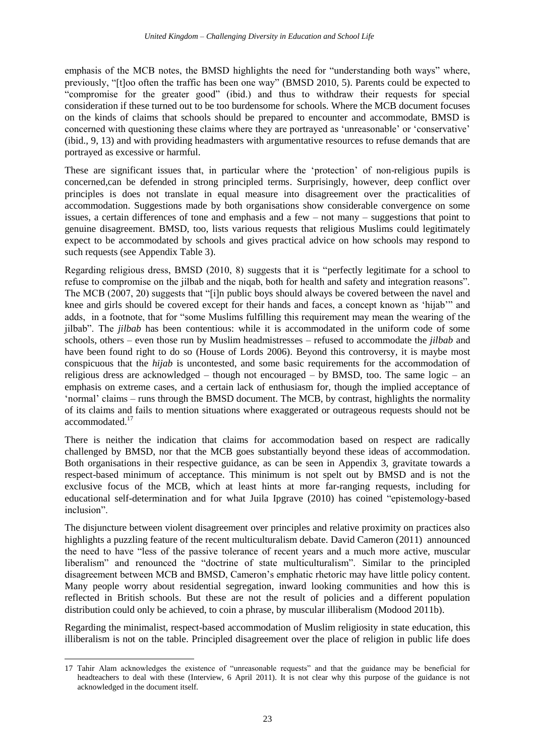emphasis of the MCB notes, the BMSD highlights the need for "understanding both ways" where, previously, "[t]oo often the traffic has been one way" (BMSD 2010, 5). Parents could be expected to "compromise for the greater good" (ibid.) and thus to withdraw their requests for special consideration if these turned out to be too burdensome for schools. Where the MCB document focuses on the kinds of claims that schools should be prepared to encounter and accommodate, BMSD is concerned with questioning these claims where they are portrayed as 'unreasonable' or 'conservative' (ibid., 9, 13) and with providing headmasters with argumentative resources to refuse demands that are portrayed as excessive or harmful.

These are significant issues that, in particular where the 'protection' of non-religious pupils is concerned,can be defended in strong principled terms. Surprisingly, however, deep conflict over principles is does not translate in equal measure into disagreement over the practicalities of accommodation. Suggestions made by both organisations show considerable convergence on some issues, a certain differences of tone and emphasis and a few – not many – suggestions that point to genuine disagreement. BMSD, too, lists various requests that religious Muslims could legitimately expect to be accommodated by schools and gives practical advice on how schools may respond to such requests (see Appendix Table 3).

Regarding religious dress, BMSD (2010, 8) suggests that it is "perfectly legitimate for a school to refuse to compromise on the jilbab and the niqab, both for health and safety and integration reasons". The MCB (2007, 20) suggests that "[i]n public boys should always be covered between the navel and knee and girls should be covered except for their hands and faces, a concept known as 'hijab'" and adds, in a footnote, that for "some Muslims fulfilling this requirement may mean the wearing of the jilbab". The *jilbab* has been contentious: while it is accommodated in the uniform code of some schools, others – even those run by Muslim headmistresses – refused to accommodate the *jilbab* and have been found right to do so (House of Lords 2006). Beyond this controversy, it is maybe most conspicuous that the *hijab* is uncontested, and some basic requirements for the accommodation of religious dress are acknowledged – though not encouraged – by BMSD, too. The same logic – an emphasis on extreme cases, and a certain lack of enthusiasm for, though the implied acceptance of 'normal' claims – runs through the BMSD document. The MCB, by contrast, highlights the normality of its claims and fails to mention situations where exaggerated or outrageous requests should not be accommodated.[17]

There is neither the indication that claims for accommodation based on respect are radically challenged by BMSD, nor that the MCB goes substantially beyond these ideas of accommodation. Both organisations in their respective guidance, as can be seen in Appendix 3, gravitate towards a respect-based minimum of acceptance. This minimum is not spelt out by BMSD and is not the exclusive focus of the MCB, which at least hints at more far-ranging requests, including for educational self-determination and for what Juila Ipgrave (2010) has coined "epistemology-based inclusion".

The disjuncture between violent disagreement over principles and relative proximity on practices also highlights a puzzling feature of the recent multiculturalism debate. David Cameron (2011) announced the need to have "less of the passive tolerance of recent years and a much more active, muscular liberalism" and renounced the "doctrine of state multiculturalism". Similar to the principled disagreement between MCB and BMSD, Cameron's emphatic rhetoric may have little policy content. Many people worry about residential segregation, inward looking communities and how this is reflected in British schools. But these are not the result of policies and a different population distribution could only be achieved, to coin a phrase, by muscular illiberalism (Modood 2011b).

Regarding the minimalist, respect-based accommodation of Muslim religiosity in state education, this illiberalism is not on the table. Principled disagreement over the place of religion in public life does

---

17 Tahir Alam acknowledges the existence of "unreasonable requests" and that the guidance may be beneficial for headteachers to deal with these (Interview, 6 April 2011). It is not clear why this purpose of the guidance is not acknowledged in the document itself.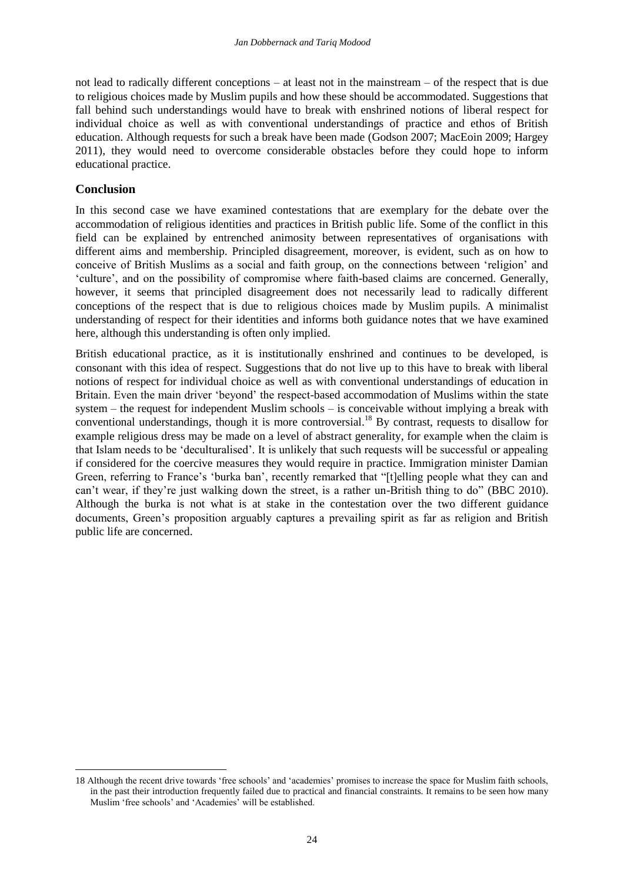not lead to radically different conceptions – at least not in the mainstream – of the respect that is due to religious choices made by Muslim pupils and how these should be accommodated. Suggestions that fall behind such understandings would have to break with enshrined notions of liberal respect for individual choice as well as with conventional understandings of practice and ethos of British education. Although requests for such a break have been made (Godson 2007; MacEoin 2009; Hargey 2011), they would need to overcome considerable obstacles before they could hope to inform educational practice.

## Conclusion

In this second case we have examined contestations that are exemplary for the debate over the accommodation of religious identities and practices in British public life. Some of the conflict in this field can be explained by entrenched animosity between representatives of organisations with different aims and membership. Principled disagreement, moreover, is evident, such as on how to conceive of British Muslims as a social and faith group, on the connections between 'religion' and 'culture', and on the possibility of compromise where faith-based claims are concerned. Generally, however, it seems that principled disagreement does not necessarily lead to radically different conceptions of the respect that is due to religious choices made by Muslim pupils. A minimalist understanding of respect for their identities and informs both guidance notes that we have examined here, although this understanding is often only implied.

British educational practice, as it is institutionally enshrined and continues to be developed, is consonant with this idea of respect. Suggestions that do not live up to this have to break with liberal notions of respect for individual choice as well as with conventional understandings of education in Britain. Even the main driver 'beyond' the respect-based accommodation of Muslims within the state system – the request for independent Muslim schools – is conceivable without implying a break with conventional understandings, though it is more controversial.[18] By contrast, requests to disallow for example religious dress may be made on a level of abstract generality, for example when the claim is that Islam needs to be 'deculturalised'. It is unlikely that such requests will be successful or appealing if considered for the coercive measures they would require in practice. Immigration minister Damian Green, referring to France's 'burka ban', recently remarked that "[t]elling people what they can and can't wear, if they're just walking down the street, is a rather un-British thing to do" (BBC 2010). Although the burka is not what is at stake in the contestation over the two different guidance documents, Green's proposition arguably captures a prevailing spirit as far as religion and British public life are concerned.

---

18 Although the recent drive towards 'free schools' and 'academies' promises to increase the space for Muslim faith schools, in the past their introduction frequently failed due to practical and financial constraints. It remains to be seen how many Muslim 'free schools' and 'Academies' will be established.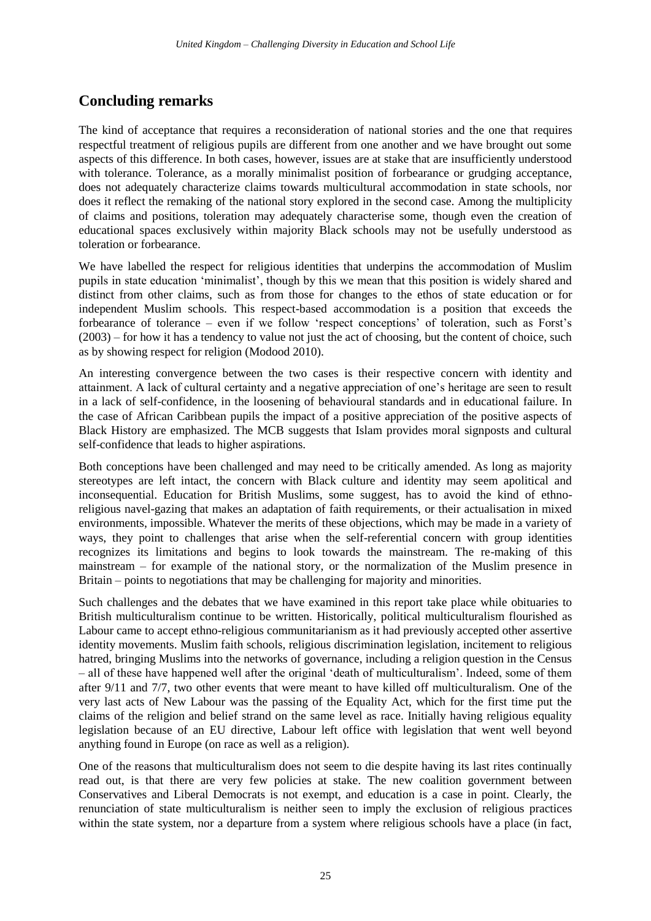## Concluding remarks

The kind of acceptance that requires a reconsideration of national stories and the one that requires respectful treatment of religious pupils are different from one another and we have brought out some aspects of this difference. In both cases, however, issues are at stake that are insufficiently understood with tolerance. Tolerance, as a morally minimalist position of forbearance or grudging acceptance, does not adequately characterize claims towards multicultural accommodation in state schools, nor does it reflect the remaking of the national story explored in the second case. Among the multiplicity of claims and positions, toleration may adequately characterise some, though even the creation of educational spaces exclusively within majority Black schools may not be usefully understood as toleration or forbearance.

We have labelled the respect for religious identities that underpins the accommodation of Muslim pupils in state education 'minimalist', though by this we mean that this position is widely shared and distinct from other claims, such as from those for changes to the ethos of state education or for independent Muslim schools. This respect-based accommodation is a position that exceeds the forbearance of tolerance – even if we follow 'respect conceptions' of toleration, such as Forst's (2003) – for how it has a tendency to value not just the act of choosing, but the content of choice, such as by showing respect for religion (Modood 2010).

An interesting convergence between the two cases is their respective concern with identity and attainment. A lack of cultural certainty and a negative appreciation of one's heritage are seen to result in a lack of self-confidence, in the loosening of behavioural standards and in educational failure. In the case of African Caribbean pupils the impact of a positive appreciation of the positive aspects of Black History are emphasized. The MCB suggests that Islam provides moral signposts and cultural self-confidence that leads to higher aspirations.

Both conceptions have been challenged and may need to be critically amended. As long as majority stereotypes are left intact, the concern with Black culture and identity may seem apolitical and inconsequential. Education for British Muslims, some suggest, has to avoid the kind of ethno-religious navel-gazing that makes an adaptation of faith requirements, or their actualisation in mixed environments, impossible. Whatever the merits of these objections, which may be made in a variety of ways, they point to challenges that arise when the self-referential concern with group identities recognizes its limitations and begins to look towards the mainstream. The re-making of this mainstream – for example of the national story, or the normalization of the Muslim presence in Britain – points to negotiations that may be challenging for majority and minorities.

Such challenges and the debates that we have examined in this report take place while obituaries to British multiculturalism continue to be written. Historically, political multiculturalism flourished as Labour came to accept ethno-religious communitarianism as it had previously accepted other assertive identity movements. Muslim faith schools, religious discrimination legislation, incitement to religious hatred, bringing Muslims into the networks of governance, including a religion question in the Census – all of these have happened well after the original 'death of multiculturalism'. Indeed, some of them after 9/11 and 7/7, two other events that were meant to have killed off multiculturalism. One of the very last acts of New Labour was the passing of the Equality Act, which for the first time put the claims of the religion and belief strand on the same level as race. Initially having religious equality legislation because of an EU directive, Labour left office with legislation that went well beyond anything found in Europe (on race as well as a religion).

One of the reasons that multiculturalism does not seem to die despite having its last rites continually read out, is that there are very few policies at stake. The new coalition government between Conservatives and Liberal Democrats is not exempt, and education is a case in point. Clearly, the renunciation of state multiculturalism is neither seen to imply the exclusion of religious practices within the state system, nor a departure from a system where religious schools have a place (in fact,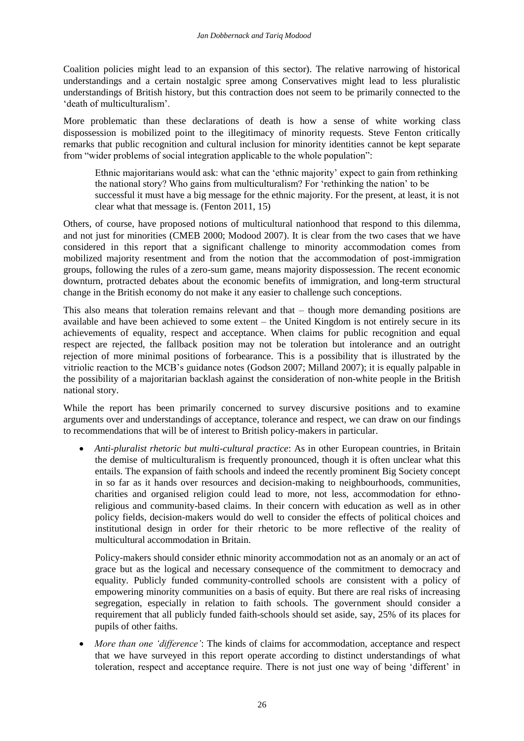Coalition policies might lead to an expansion of this sector). The relative narrowing of historical understandings and a certain nostalgic spree among Conservatives might lead to less pluralistic understandings of British history, but this contraction does not seem to be primarily connected to the 'death of multiculturalism'.

More problematic than these declarations of death is how a sense of white working class dispossession is mobilized point to the illegitimacy of minority requests. Steve Fenton critically remarks that public recognition and cultural inclusion for minority identities cannot be kept separate from "wider problems of social integration applicable to the whole population":

> Ethnic majoritarians would ask: what can the 'ethnic majority' expect to gain from rethinking the national story? Who gains from multiculturalism? For 'rethinking the nation' to be successful it must have a big message for the ethnic majority. For the present, at least, it is not clear what that message is. (Fenton 2011, 15)

Others, of course, have proposed notions of multicultural nationhood that respond to this dilemma, and not just for minorities (CMEB 2000; Modood 2007). It is clear from the two cases that we have considered in this report that a significant challenge to minority accommodation comes from mobilized majority resentment and from the notion that the accommodation of post-immigration groups, following the rules of a zero-sum game, means majority dispossession. The recent economic downturn, protracted debates about the economic benefits of immigration, and long-term structural change in the British economy do not make it any easier to challenge such conceptions.

This also means that toleration remains relevant and that – though more demanding positions are available and have been achieved to some extent – the United Kingdom is not entirely secure in its achievements of equality, respect and acceptance. When claims for public recognition and equal respect are rejected, the fallback position may not be toleration but intolerance and an outright rejection of more minimal positions of forbearance. This is a possibility that is illustrated by the vitriolic reaction to the MCB's guidance notes (Godson 2007; Milland 2007); it is equally palpable in the possibility of a majoritarian backlash against the consideration of non-white people in the British national story.

While the report has been primarily concerned to survey discursive positions and to examine arguments over and understandings of acceptance, tolerance and respect, we can draw on our findings to recommendations that will be of interest to British policy-makers in particular.

- *Anti-pluralist rhetoric but multi-cultural practice*: As in other European countries, in Britain the demise of multiculturalism is frequently pronounced, though it is often unclear what this entails. The expansion of faith schools and indeed the recently prominent Big Society concept in so far as it hands over resources and decision-making to neighbourhoods, communities, charities and organised religion could lead to more, not less, accommodation for ethno-religious and community-based claims. In their concern with education as well as in other policy fields, decision-makers would do well to consider the effects of political choices and institutional design in order for their rhetoric to be more reflective of the reality of multicultural accommodation in Britain.

  Policy-makers should consider ethnic minority accommodation not as an anomaly or an act of grace but as the logical and necessary consequence of the commitment to democracy and equality. Publicly funded community-controlled schools are consistent with a policy of empowering minority communities on a basis of equity. But there are real risks of increasing segregation, especially in relation to faith schools. The government should consider a requirement that all publicly funded faith-schools should set aside, say, 25% of its places for pupils of other faiths.

- *More than one 'difference'*: The kinds of claims for accommodation, acceptance and respect that we have surveyed in this report operate according to distinct understandings of what toleration, respect and acceptance require. There is not just one way of being 'different' in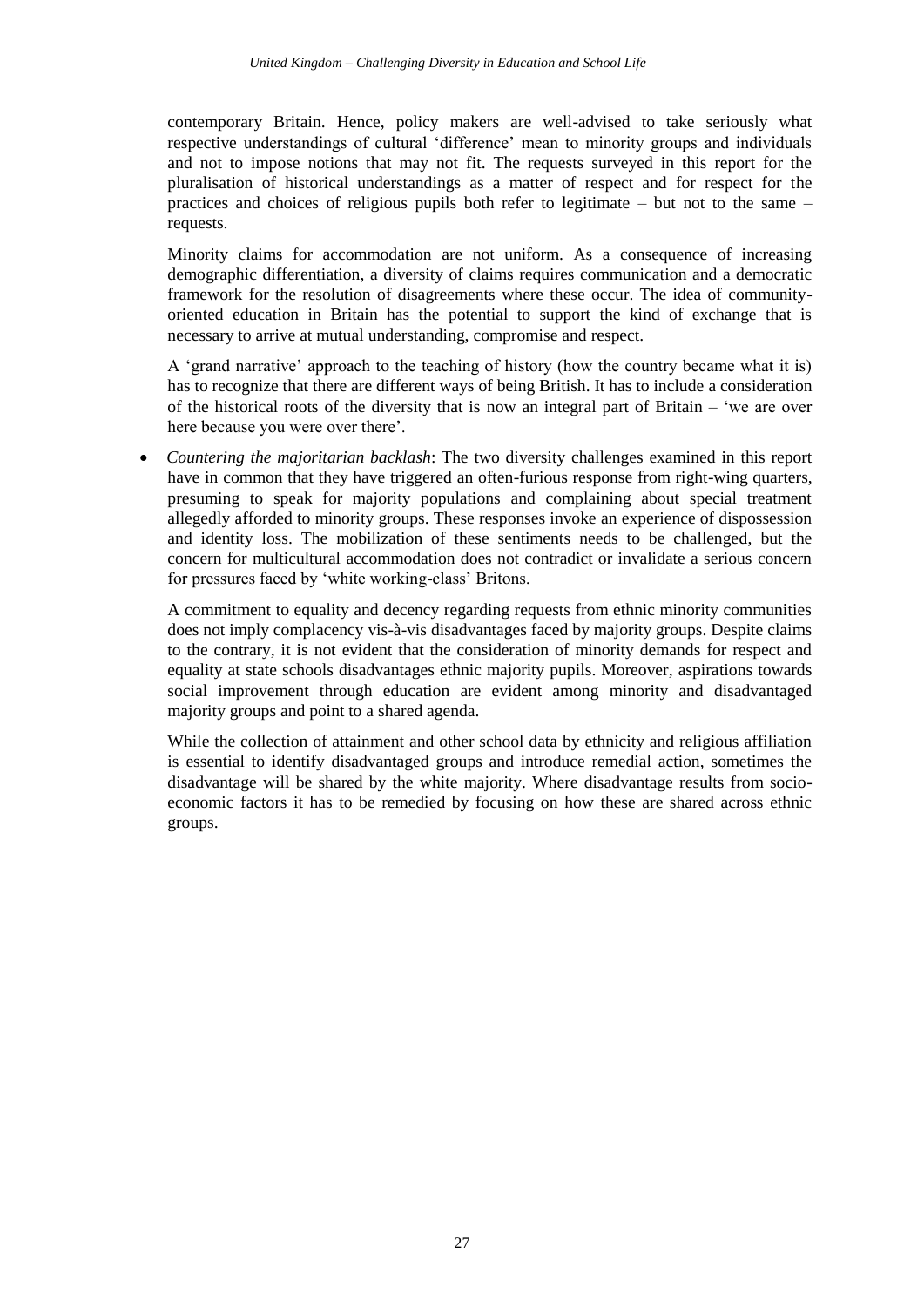contemporary Britain. Hence, policy makers are well-advised to take seriously what respective understandings of cultural 'difference' mean to minority groups and individuals and not to impose notions that may not fit. The requests surveyed in this report for the pluralisation of historical understandings as a matter of respect and for respect for the practices and choices of religious pupils both refer to legitimate – but not to the same – requests.

Minority claims for accommodation are not uniform. As a consequence of increasing demographic differentiation, a diversity of claims requires communication and a democratic framework for the resolution of disagreements where these occur. The idea of community-oriented education in Britain has the potential to support the kind of exchange that is necessary to arrive at mutual understanding, compromise and respect.

A 'grand narrative' approach to the teaching of history (how the country became what it is) has to recognize that there are different ways of being British. It has to include a consideration of the historical roots of the diversity that is now an integral part of Britain – 'we are over here because you were over there'.

- *Countering the majoritarian backlash*: The two diversity challenges examined in this report have in common that they have triggered an often-furious response from right-wing quarters, presuming to speak for majority populations and complaining about special treatment allegedly afforded to minority groups. These responses invoke an experience of dispossession and identity loss. The mobilization of these sentiments needs to be challenged, but the concern for multicultural accommodation does not contradict or invalidate a serious concern for pressures faced by 'white working-class' Britons.

  A commitment to equality and decency regarding requests from ethnic minority communities does not imply complacency vis-à-vis disadvantages faced by majority groups. Despite claims to the contrary, it is not evident that the consideration of minority demands for respect and equality at state schools disadvantages ethnic majority pupils. Moreover, aspirations towards social improvement through education are evident among minority and disadvantaged majority groups and point to a shared agenda.

  While the collection of attainment and other school data by ethnicity and religious affiliation is essential to identify disadvantaged groups and introduce remedial action, sometimes the disadvantage will be shared by the white majority. Where disadvantage results from socio-economic factors it has to be remedied by focusing on how these are shared across ethnic groups.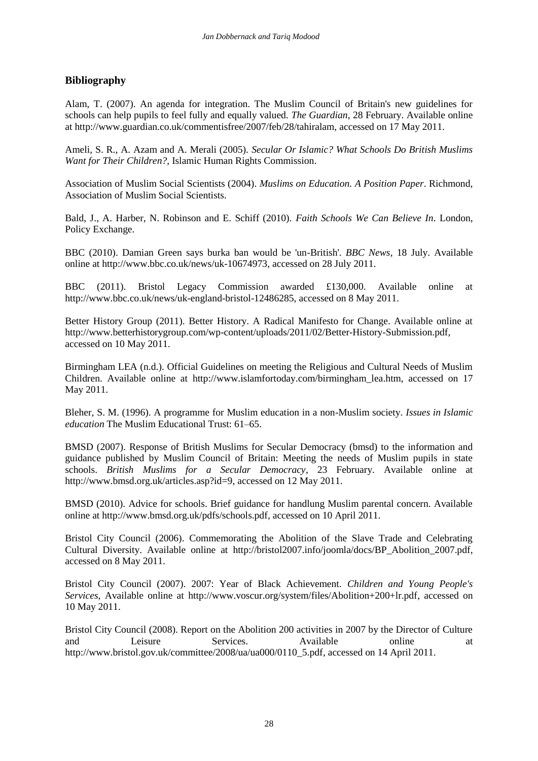## Bibliography

Alam, T. (2007). An agenda for integration. The Muslim Council of Britain's new guidelines for schools can help pupils to feel fully and equally valued. *The Guardian*, 28 February. Available online at http://www.guardian.co.uk/commentisfree/2007/feb/28/tahiralam, accessed on 17 May 2011.

Ameli, S. R., A. Azam and A. Merali (2005). *Secular Or Islamic? What Schools Do British Muslims Want for Their Children?*, Islamic Human Rights Commission.

Association of Muslim Social Scientists (2004). *Muslims on Education. A Position Paper*. Richmond, Association of Muslim Social Scientists.

Bald, J., A. Harber, N. Robinson and E. Schiff (2010). *Faith Schools We Can Believe In*. London, Policy Exchange.

BBC (2010). Damian Green says burka ban would be 'un-British'. *BBC News*, 18 July. Available online at http://www.bbc.co.uk/news/uk-10674973, accessed on 28 July 2011.

BBC (2011). Bristol Legacy Commission awarded £130,000. Available online at http://www.bbc.co.uk/news/uk-england-bristol-12486285, accessed on 8 May 2011.

Better History Group (2011). Better History. A Radical Manifesto for Change. Available online at http://www.betterhistorygroup.com/wp-content/uploads/2011/02/Better-History-Submission.pdf, accessed on 10 May 2011.

Birmingham LEA (n.d.). Official Guidelines on meeting the Religious and Cultural Needs of Muslim Children. Available online at http://www.islamfortoday.com/birmingham_lea.htm, accessed on 17 May 2011.

Bleher, S. M. (1996). A programme for Muslim education in a non-Muslim society. *Issues in Islamic education* The Muslim Educational Trust: 61–65.

BMSD (2007). Response of British Muslims for Secular Democracy (bmsd) to the information and guidance published by Muslim Council of Britain: Meeting the needs of Muslim pupils in state schools. *British Muslims for a Secular Democracy*, 23 February. Available online at http://www.bmsd.org.uk/articles.asp?id=9, accessed on 12 May 2011.

BMSD (2010). Advice for schools. Brief guidance for handlung Muslim parental concern. Available online at http://www.bmsd.org.uk/pdfs/schools.pdf, accessed on 10 April 2011.

Bristol City Council (2006). Commemorating the Abolition of the Slave Trade and Celebrating Cultural Diversity. Available online at http://bristol2007.info/joomla/docs/BP_Abolition_2007.pdf, accessed on 8 May 2011.

Bristol City Council (2007). 2007: Year of Black Achievement. *Children and Young People's Services*, Available online at http://www.voscur.org/system/files/Abolition+200+lr.pdf, accessed on 10 May 2011.

Bristol City Council (2008). Report on the Abolition 200 activities in 2007 by the Director of Culture and Leisure Services. Available online at http://www.bristol.gov.uk/committee/2008/ua/ua000/0110_5.pdf, accessed on 14 April 2011.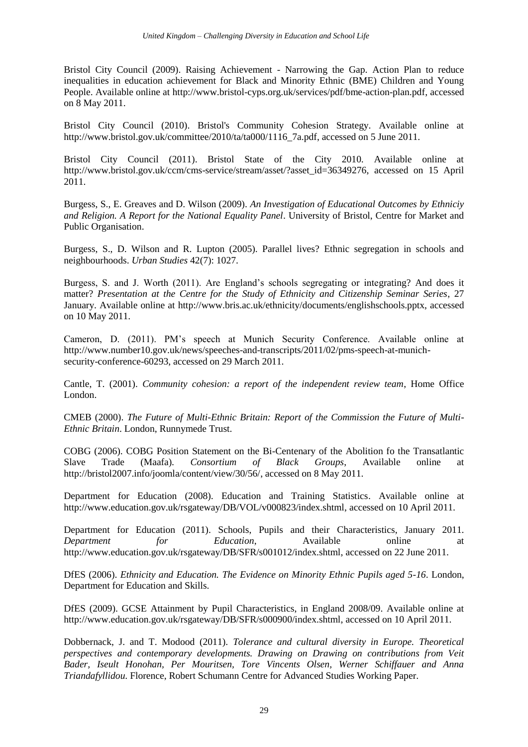Bristol City Council (2009). Raising Achievement - Narrowing the Gap. Action Plan to reduce inequalities in education achievement for Black and Minority Ethnic (BME) Children and Young People. Available online at http://www.bristol-cyps.org.uk/services/pdf/bme-action-plan.pdf, accessed on 8 May 2011.

Bristol City Council (2010). Bristol's Community Cohesion Strategy. Available online at http://www.bristol.gov.uk/committee/2010/ta/ta000/1116_7a.pdf, accessed on 5 June 2011.

Bristol City Council (2011). Bristol State of the City 2010. Available online at http://www.bristol.gov.uk/ccm/cms-service/stream/asset/?asset_id=36349276, accessed on 15 April 2011.

Burgess, S., E. Greaves and D. Wilson (2009). *An Investigation of Educational Outcomes by Ethniciy and Religion. A Report for the National Equality Panel*. University of Bristol, Centre for Market and Public Organisation.

Burgess, S., D. Wilson and R. Lupton (2005). Parallel lives? Ethnic segregation in schools and neighbourhoods. *Urban Studies* 42(7): 1027.

Burgess, S. and J. Worth (2011). Are England's schools segregating or integrating? And does it matter? *Presentation at the Centre for the Study of Ethnicity and Citizenship Seminar Series*, 27 January. Available online at http://www.bris.ac.uk/ethnicity/documents/englishschools.pptx, accessed on 10 May 2011.

Cameron, D. (2011). PM's speech at Munich Security Conference. Available online at http://www.number10.gov.uk/news/speeches-and-transcripts/2011/02/pms-speech-at-munich-security-conference-60293, accessed on 29 March 2011.

Cantle, T. (2001). *Community cohesion: a report of the independent review team*, Home Office London.

CMEB (2000). *The Future of Multi-Ethnic Britain: Report of the Commission the Future of Multi-Ethnic Britain*. London, Runnymede Trust.

COBG (2006). COBG Position Statement on the Bi-Centenary of the Abolition fo the Transatlantic Slave Trade (Maafa). *Consortium of Black Groups*, Available online at http://bristol2007.info/joomla/content/view/30/56/, accessed on 8 May 2011.

Department for Education (2008). Education and Training Statistics. Available online at http://www.education.gov.uk/rsgateway/DB/VOL/v000823/index.shtml, accessed on 10 April 2011.

Department for Education (2011). Schools, Pupils and their Characteristics, January 2011. *Department for Education*, Available online at http://www.education.gov.uk/rsgateway/DB/SFR/s001012/index.shtml, accessed on 22 June 2011.

DfES (2006). *Ethnicity and Education. The Evidence on Minority Ethnic Pupils aged 5-16*. London, Department for Education and Skills.

DfES (2009). GCSE Attainment by Pupil Characteristics, in England 2008/09. Available online at http://www.education.gov.uk/rsgateway/DB/SFR/s000900/index.shtml, accessed on 10 April 2011.

Dobbernack, J. and T. Modood (2011). *Tolerance and cultural diversity in Europe. Theoretical perspectives and contemporary developments. Drawing on Drawing on contributions from Veit Bader, Iseult Honohan, Per Mouritsen, Tore Vincents Olsen, Werner Schiffauer and Anna Triandafyllidou.* Florence, Robert Schumann Centre for Advanced Studies Working Paper.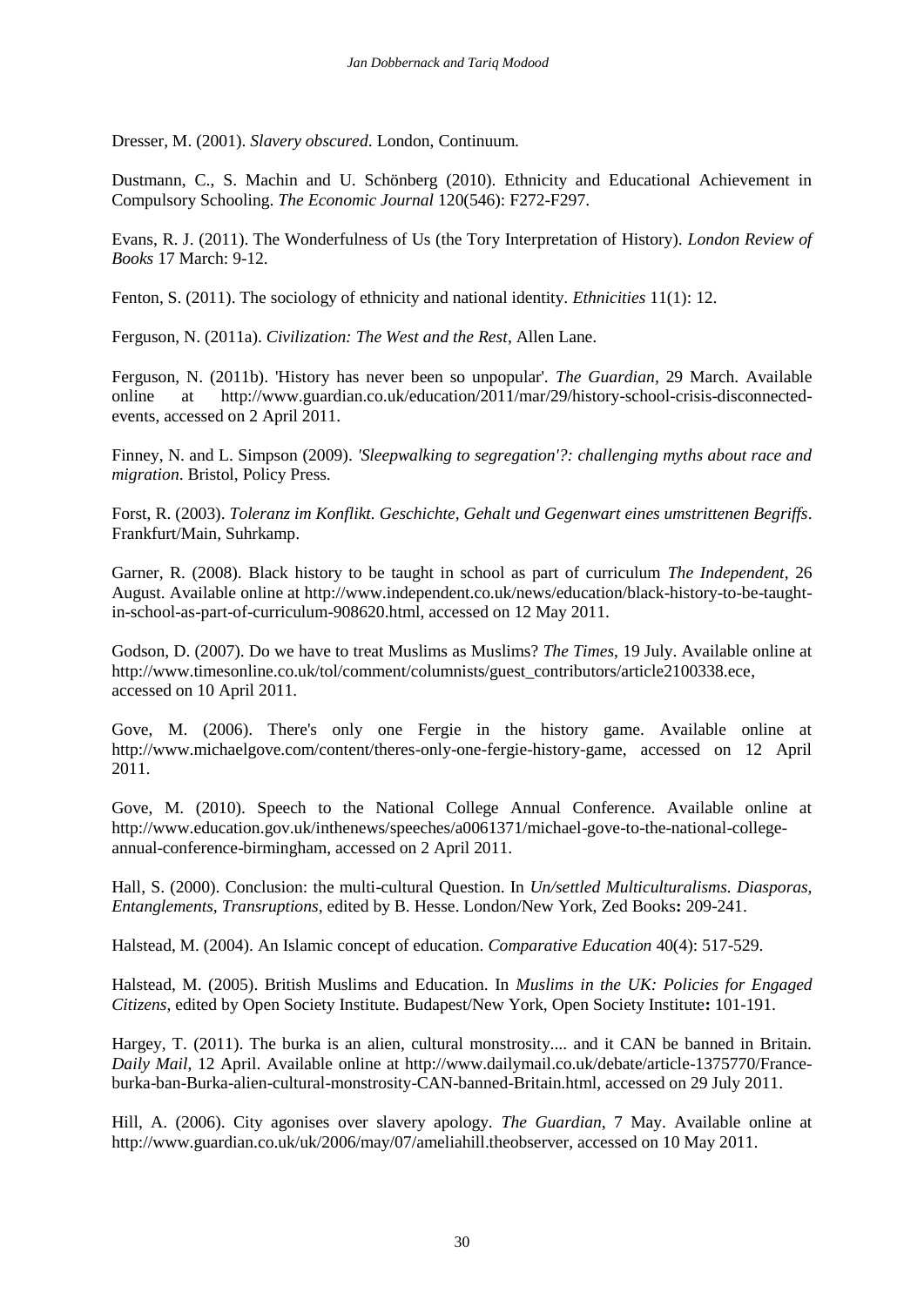Dresser, M. (2001). *Slavery obscured*. London, Continuum.

Dustmann, C., S. Machin and U. Schönberg (2010). Ethnicity and Educational Achievement in Compulsory Schooling. *The Economic Journal* 120(546): F272-F297.

Evans, R. J. (2011). The Wonderfulness of Us (the Tory Interpretation of History). *London Review of Books* 17 March: 9-12.

Fenton, S. (2011). The sociology of ethnicity and national identity. *Ethnicities* 11(1): 12.

Ferguson, N. (2011a). *Civilization: The West and the Rest*, Allen Lane.

Ferguson, N. (2011b). 'History has never been so unpopular'. *The Guardian*, 29 March. Available online at http://www.guardian.co.uk/education/2011/mar/29/history-school-crisis-disconnected-events, accessed on 2 April 2011.

Finney, N. and L. Simpson (2009). *'Sleepwalking to segregation'?: challenging myths about race and migration*. Bristol, Policy Press.

Forst, R. (2003). *Toleranz im Konflikt. Geschichte, Gehalt und Gegenwart eines umstrittenen Begriffs*. Frankfurt/Main, Suhrkamp.

Garner, R. (2008). Black history to be taught in school as part of curriculum *The Independent*, 26 August. Available online at http://www.independent.co.uk/news/education/black-history-to-be-taught-in-school-as-part-of-curriculum-908620.html, accessed on 12 May 2011.

Godson, D. (2007). Do we have to treat Muslims as Muslims? *The Times*, 19 July. Available online at http://www.timesonline.co.uk/tol/comment/columnists/guest_contributors/article2100338.ece, accessed on 10 April 2011.

Gove, M. (2006). There's only one Fergie in the history game. Available online at http://www.michaelgove.com/content/theres-only-one-fergie-history-game, accessed on 12 April 2011.

Gove, M. (2010). Speech to the National College Annual Conference. Available online at http://www.education.gov.uk/inthenews/speeches/a0061371/michael-gove-to-the-national-college-annual-conference-birmingham, accessed on 2 April 2011.

Hall, S. (2000). Conclusion: the multi-cultural Question. In *Un/settled Multiculturalisms. Diasporas, Entanglements, Transruptions*, edited by B. Hesse. London/New York, Zed Books**:** 209-241.

Halstead, M. (2004). An Islamic concept of education. *Comparative Education* 40(4): 517-529.

Halstead, M. (2005). British Muslims and Education. In *Muslims in the UK: Policies for Engaged Citizens*, edited by Open Society Institute. Budapest/New York, Open Society Institute**:** 101-191.

Hargey, T. (2011). The burka is an alien, cultural monstrosity.... and it CAN be banned in Britain. *Daily Mail*, 12 April. Available online at http://www.dailymail.co.uk/debate/article-1375770/France-burka-ban-Burka-alien-cultural-monstrosity-CAN-banned-Britain.html, accessed on 29 July 2011.

Hill, A. (2006). City agonises over slavery apology. *The Guardian*, 7 May. Available online at http://www.guardian.co.uk/uk/2006/may/07/ameliahill.theobserver, accessed on 10 May 2011.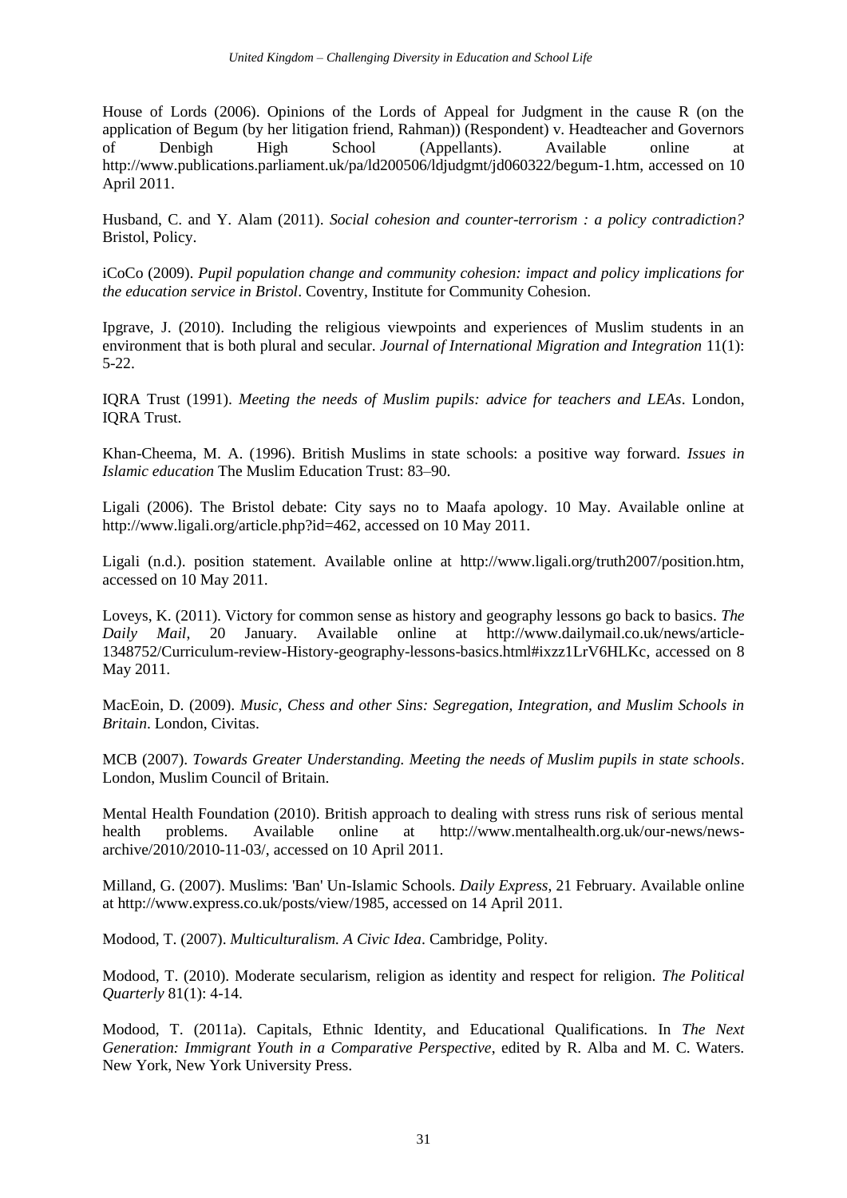House of Lords (2006). Opinions of the Lords of Appeal for Judgment in the cause R (on the application of Begum (by her litigation friend, Rahman)) (Respondent) v. Headteacher and Governors of Denbigh High School (Appellants). Available online at http://www.publications.parliament.uk/pa/ld200506/ldjudgmt/jd060322/begum-1.htm, accessed on 10 April 2011.

Husband, C. and Y. Alam (2011). *Social cohesion and counter-terrorism : a policy contradiction?* Bristol, Policy.

iCoCo (2009). *Pupil population change and community cohesion: impact and policy implications for the education service in Bristol*. Coventry, Institute for Community Cohesion.

Ipgrave, J. (2010). Including the religious viewpoints and experiences of Muslim students in an environment that is both plural and secular. *Journal of International Migration and Integration* 11(1): 5-22.

IQRA Trust (1991). *Meeting the needs of Muslim pupils: advice for teachers and LEAs*. London, IQRA Trust.

Khan-Cheema, M. A. (1996). British Muslims in state schools: a positive way forward. *Issues in Islamic education* The Muslim Education Trust: 83–90.

Ligali (2006). The Bristol debate: City says no to Maafa apology. 10 May. Available online at http://www.ligali.org/article.php?id=462, accessed on 10 May 2011.

Ligali (n.d.). position statement. Available online at http://www.ligali.org/truth2007/position.htm, accessed on 10 May 2011.

Loveys, K. (2011). Victory for common sense as history and geography lessons go back to basics. *The Daily Mail*, 20 January. Available online at http://www.dailymail.co.uk/news/article-1348752/Curriculum-review-History-geography-lessons-basics.html#ixzz1LrV6HLKc, accessed on 8 May 2011.

MacEoin, D. (2009). *Music, Chess and other Sins: Segregation, Integration, and Muslim Schools in Britain*. London, Civitas.

MCB (2007). *Towards Greater Understanding. Meeting the needs of Muslim pupils in state schools*. London, Muslim Council of Britain.

Mental Health Foundation (2010). British approach to dealing with stress runs risk of serious mental health problems. Available online at http://www.mentalhealth.org.uk/our-news/news-archive/2010/2010-11-03/, accessed on 10 April 2011.

Milland, G. (2007). Muslims: 'Ban' Un-Islamic Schools. *Daily Express*, 21 February. Available online at http://www.express.co.uk/posts/view/1985, accessed on 14 April 2011.

Modood, T. (2007). *Multiculturalism. A Civic Idea*. Cambridge, Polity.

Modood, T. (2010). Moderate secularism, religion as identity and respect for religion. *The Political Quarterly* 81(1): 4-14.

Modood, T. (2011a). Capitals, Ethnic Identity, and Educational Qualifications. In *The Next Generation: Immigrant Youth in a Comparative Perspective*, edited by R. Alba and M. C. Waters. New York, New York University Press.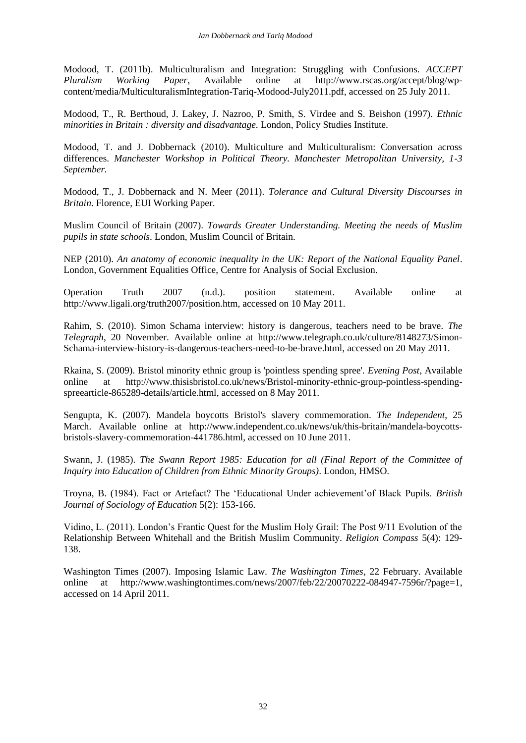Modood, T. (2011b). Multiculturalism and Integration: Struggling with Confusions. *ACCEPT Pluralism Working Paper*, Available online at http://www.rscas.org/accept/blog/wp-content/media/MulticulturalismIntegration-Tariq-Modood-July2011.pdf, accessed on 25 July 2011.

Modood, T., R. Berthoud, J. Lakey, J. Nazroo, P. Smith, S. Virdee and S. Beishon (1997). *Ethnic minorities in Britain : diversity and disadvantage*. London, Policy Studies Institute.

Modood, T. and J. Dobbernack (2010). Multiculture and Multiculturalism: Conversation across differences. *Manchester Workshop in Political Theory. Manchester Metropolitan University, 1-3 September.*

Modood, T., J. Dobbernack and N. Meer (2011). *Tolerance and Cultural Diversity Discourses in Britain*. Florence, EUI Working Paper.

Muslim Council of Britain (2007). *Towards Greater Understanding. Meeting the needs of Muslim pupils in state schools*. London, Muslim Council of Britain.

NEP (2010). *An anatomy of economic inequality in the UK: Report of the National Equality Panel*. London, Government Equalities Office, Centre for Analysis of Social Exclusion.

Operation Truth 2007 (n.d.). position statement. Available online at http://www.ligali.org/truth2007/position.htm, accessed on 10 May 2011.

Rahim, S. (2010). Simon Schama interview: history is dangerous, teachers need to be brave. *The Telegraph*, 20 November. Available online at http://www.telegraph.co.uk/culture/8148273/Simon-Schama-interview-history-is-dangerous-teachers-need-to-be-brave.html, accessed on 20 May 2011.

Rkaina, S. (2009). Bristol minority ethnic group is 'pointless spending spree'. *Evening Post*, Available online at http://www.thisisbristol.co.uk/news/Bristol-minority-ethnic-group-pointless-spending-spreearticle-865289-details/article.html, accessed on 8 May 2011.

Sengupta, K. (2007). Mandela boycotts Bristol's slavery commemoration. *The Independent*, 25 March. Available online at http://www.independent.co.uk/news/uk/this-britain/mandela-boycotts-bristols-slavery-commemoration-441786.html, accessed on 10 June 2011.

Swann, J. (1985). *The Swann Report 1985: Education for all (Final Report of the Committee of Inquiry into Education of Children from Ethnic Minority Groups)*. London, HMSO.

Troyna, B. (1984). Fact or Artefact? The 'Educational Under achievement'of Black Pupils. *British Journal of Sociology of Education* 5(2): 153-166.

Vidino, L. (2011). London's Frantic Quest for the Muslim Holy Grail: The Post 9/11 Evolution of the Relationship Between Whitehall and the British Muslim Community. *Religion Compass* 5(4): 129-138.

Washington Times (2007). Imposing Islamic Law. *The Washington Times*, 22 February. Available online at http://www.washingtontimes.com/news/2007/feb/22/20070222-084947-7596r/?page=1, accessed on 14 April 2011.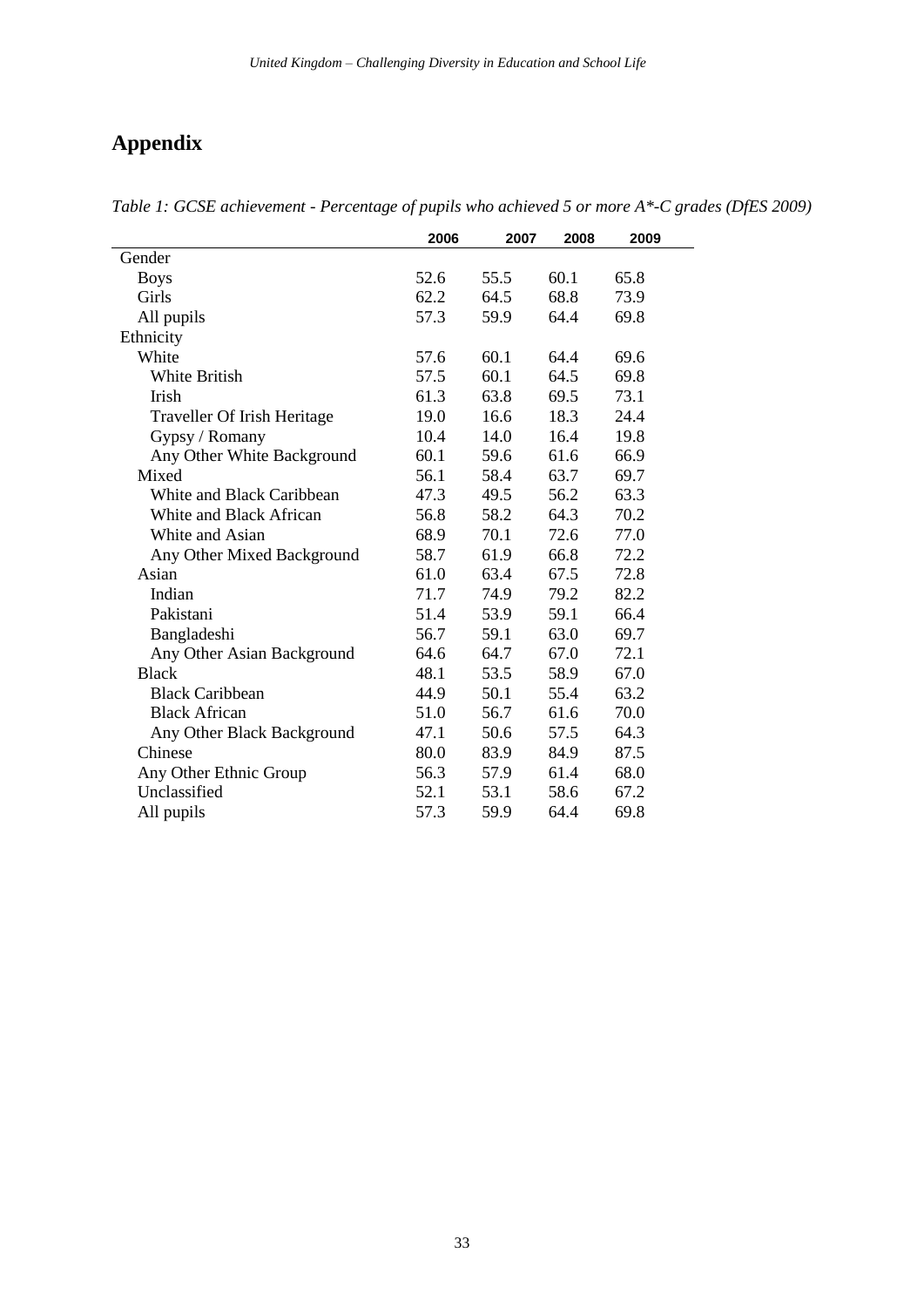# Appendix

*Table 1: GCSE achievement - Percentage of pupils who achieved 5 or more A*-C grades (DfES 2009)*

| | 2006 | 2007 | 2008 | 2009 |
|---|---|---|---|---|
| Gender | | | | |
| Boys | 52.6 | 55.5 | 60.1 | 65.8 |
| Girls | 62.2 | 64.5 | 68.8 | 73.9 |
| All pupils | 57.3 | 59.9 | 64.4 | 69.8 |
| Ethnicity | | | | |
| White | 57.6 | 60.1 | 64.4 | 69.6 |
| White British | 57.5 | 60.1 | 64.5 | 69.8 |
| Irish | 61.3 | 63.8 | 69.5 | 73.1 |
| Traveller Of Irish Heritage | 19.0 | 16.6 | 18.3 | 24.4 |
| Gypsy / Romany | 10.4 | 14.0 | 16.4 | 19.8 |
| Any Other White Background | 60.1 | 59.6 | 61.6 | 66.9 |
| Mixed | 56.1 | 58.4 | 63.7 | 69.7 |
| White and Black Caribbean | 47.3 | 49.5 | 56.2 | 63.3 |
| White and Black African | 56.8 | 58.2 | 64.3 | 70.2 |
| White and Asian | 68.9 | 70.1 | 72.6 | 77.0 |
| Any Other Mixed Background | 58.7 | 61.9 | 66.8 | 72.2 |
| Asian | 61.0 | 63.4 | 67.5 | 72.8 |
| Indian | 71.7 | 74.9 | 79.2 | 82.2 |
| Pakistani | 51.4 | 53.9 | 59.1 | 66.4 |
| Bangladeshi | 56.7 | 59.1 | 63.0 | 69.7 |
| Any Other Asian Background | 64.6 | 64.7 | 67.0 | 72.1 |
| Black | 48.1 | 53.5 | 58.9 | 67.0 |
| Black Caribbean | 44.9 | 50.1 | 55.4 | 63.2 |
| Black African | 51.0 | 56.7 | 61.6 | 70.0 |
| Any Other Black Background | 47.1 | 50.6 | 57.5 | 64.3 |
| Chinese | 80.0 | 83.9 | 84.9 | 87.5 |
| Any Other Ethnic Group | 56.3 | 57.9 | 61.4 | 68.0 |
| Unclassified | 52.1 | 53.1 | 58.6 | 67.2 |
| All pupils | 57.3 | 59.9 | 64.4 | 69.8 |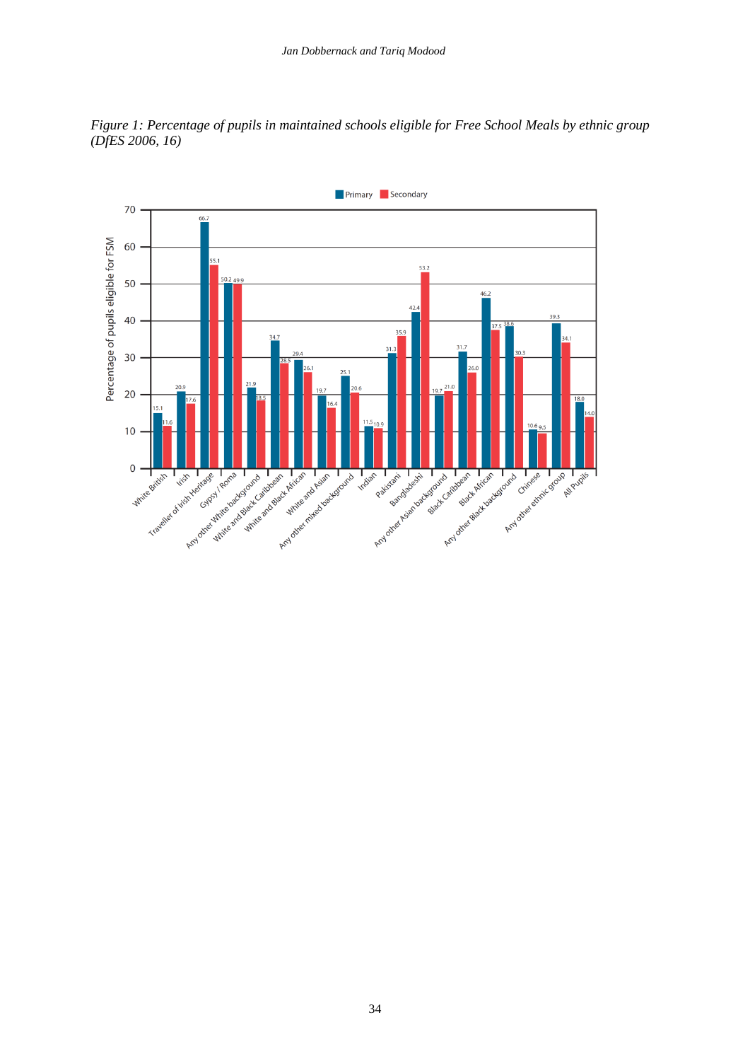*Figure 1: Percentage of pupils in maintained schools eligible for Free School Meals by ethnic group (DfES 2006, 16)*

| Ethnic group | Primary | Secondary |
|---|---|---|
| White British | 15.1 | 11.6 |
| Irish | 20.9 | 17.6 |
| Traveller of Irish Heritage | 66.7 | 55.1 |
| Gypsy / Roma | 50.2 | 49.9 |
| Any other White background | 21.9 | 18.5 |
| White and Black Caribbean | 34.7 | 28.5 |
| White and Black African | 29.4 | 26.1 |
| White and Asian | 19.7 | 16.4 |
| Any other mixed background | 25.1 | 20.6 |
| Indian | 11.5 | 10.9 |
| Pakistani | 31.3 | 35.9 |
| Bangladeshi | 42.4 | 53.2 |
| Any other Asian background | 19.7 | 21.0 |
| Black Caribbean | 31.7 | 26.0 |
| Black African | 46.2 | 37.5 |
| Any other Black background | 38.6 | 30.3 |
| Chinese | 10.6 | 9.5 |
| Any other ethnic group | 39.3 | 34.1 |
| All Pupils | 18.0 | 14.0 |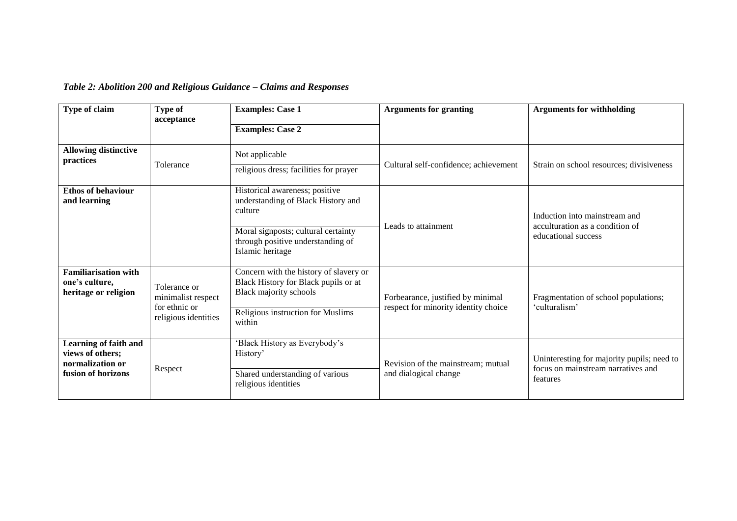*Table 2: Abolition 200 and Religious Guidance – Claims and Responses*

| Type of claim | Type of acceptance | Examples: Case 1 / Examples: Case 2 | Arguments for granting | Arguments for withholding |
|---|---|---|---|---|
| **Allowing distinctive practices** | Tolerance | Not applicable | Cultural self-confidence; achievement | Strain on school resources; divisiveness |
| | | religious dress; facilities for prayer | | |
| **Ethos of behaviour and learning** | | Historical awareness; positive understanding of Black History and culture | Leads to attainment | Induction into mainstream and acculturation as a condition of educational success |
| | | Moral signposts; cultural certainty through positive understanding of Islamic heritage | | |
| **Familiarisation with one's culture, heritage or religion** | Tolerance or minimalist respect for ethnic or religious identities | Concern with the history of slavery or Black History for Black pupils or at Black majority schools | Forbearance, justified by minimal respect for minority identity choice | Fragmentation of school populations; 'culturalism' |
| | | Religious instruction for Muslims within | | |
| **Learning of faith and views of others; normalization or fusion of horizons** | Respect | 'Black History as Everybody's History' | Revision of the mainstream; mutual and dialogical change | Uninteresting for majority pupils; need to focus on mainstream narratives and features |
| | | Shared understanding of various religious identities | | |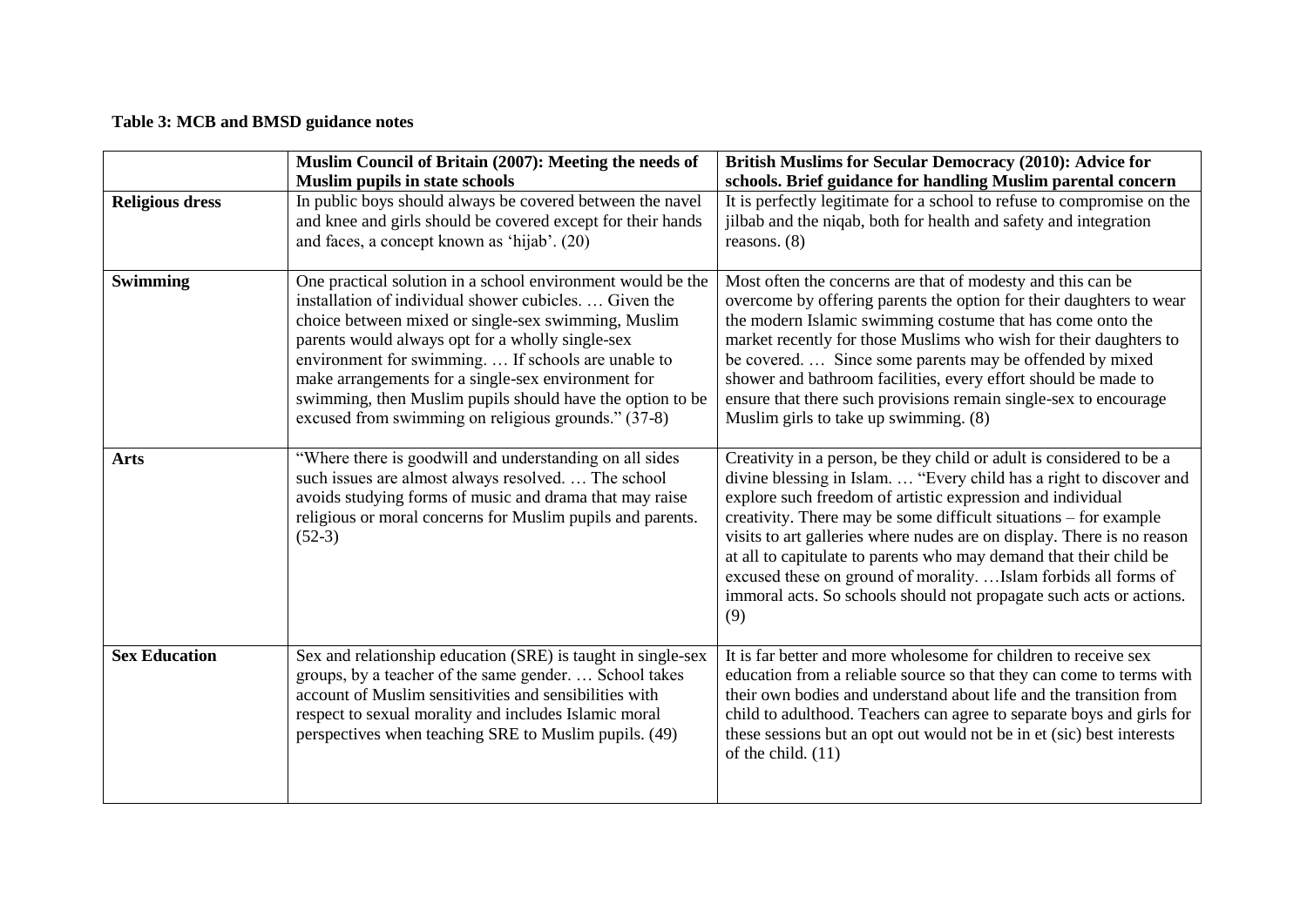**Table 3: MCB and BMSD guidance notes**

| | Muslim Council of Britain (2007): Meeting the needs of Muslim pupils in state schools | British Muslims for Secular Democracy (2010): Advice for schools. Brief guidance for handling Muslim parental concern |
|---|---|---|
| **Religious dress** | In public boys should always be covered between the navel and knee and girls should be covered except for their hands and faces, a concept known as 'hijab'. (20) | It is perfectly legitimate for a school to refuse to compromise on the jilbab and the niqab, both for health and safety and integration reasons. (8) |
| **Swimming** | One practical solution in a school environment would be the installation of individual shower cubicles. … Given the choice between mixed or single-sex swimming, Muslim parents would always opt for a wholly single-sex environment for swimming. … If schools are unable to make arrangements for a single-sex environment for swimming, then Muslim pupils should have the option to be excused from swimming on religious grounds." (37-8) | Most often the concerns are that of modesty and this can be overcome by offering parents the option for their daughters to wear the modern Islamic swimming costume that has come onto the market recently for those Muslims who wish for their daughters to be covered. … Since some parents may be offended by mixed shower and bathroom facilities, every effort should be made to ensure that there such provisions remain single-sex to encourage Muslim girls to take up swimming. (8) |
| **Arts** | "Where there is goodwill and understanding on all sides such issues are almost always resolved. … The school avoids studying forms of music and drama that may raise religious or moral concerns for Muslim pupils and parents. (52-3) | Creativity in a person, be they child or adult is considered to be a divine blessing in Islam. … "Every child has a right to discover and explore such freedom of artistic expression and individual creativity. There may be some difficult situations – for example visits to art galleries where nudes are on display. There is no reason at all to capitulate to parents who may demand that their child be excused these on ground of morality. …Islam forbids all forms of immoral acts. So schools should not propagate such acts or actions. (9) |
| **Sex Education** | Sex and relationship education (SRE) is taught in single-sex groups, by a teacher of the same gender. … School takes account of Muslim sensitivities and sensibilities with respect to sexual morality and includes Islamic moral perspectives when teaching SRE to Muslim pupils. (49) | It is far better and more wholesome for children to receive sex education from a reliable source so that they can come to terms with their own bodies and understand about life and the transition from child to adulthood. Teachers can agree to separate boys and girls for these sessions but an opt out would not be in et (sic) best interests of the child. (11) |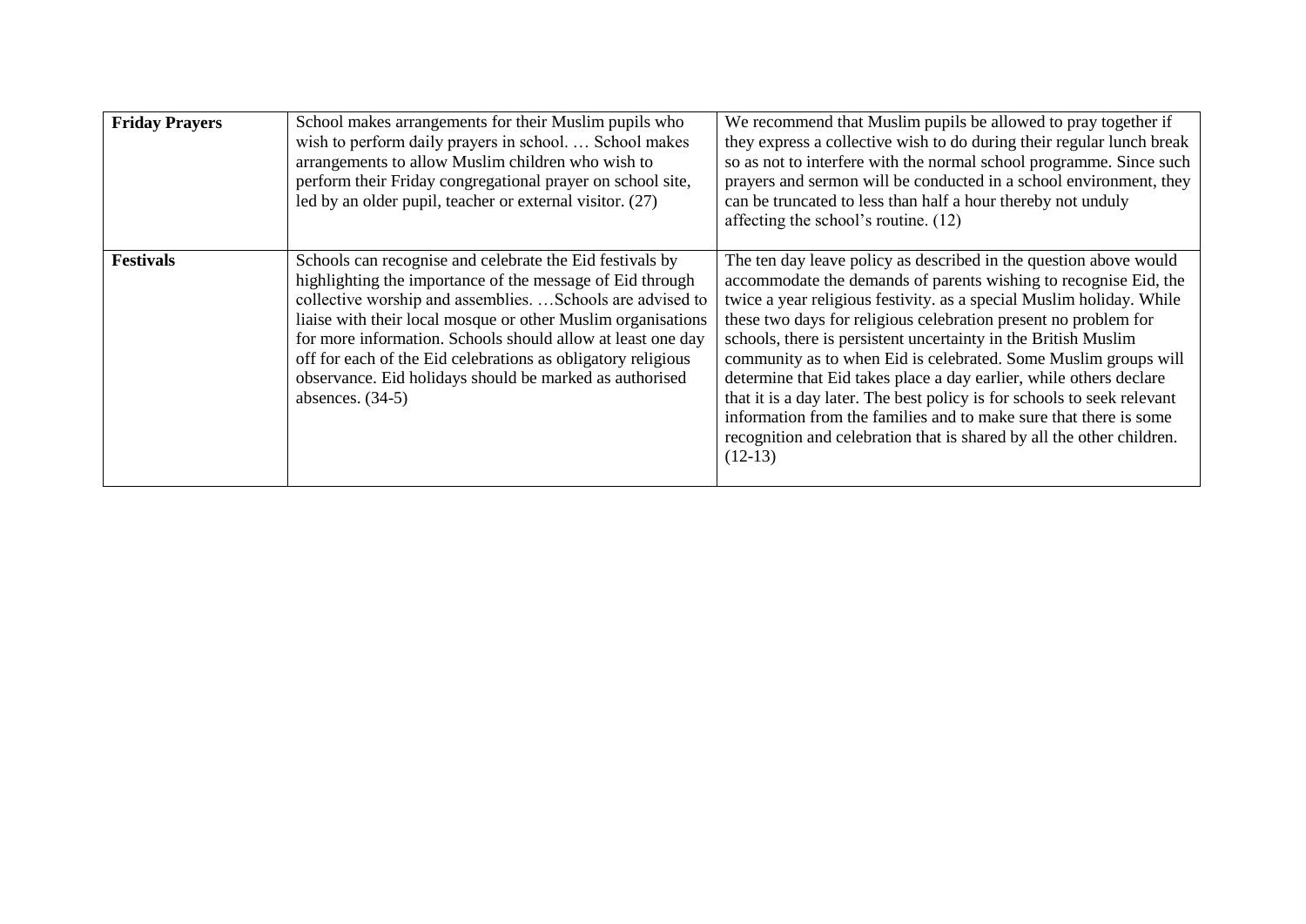| | | |
|---|---|---|
| **Friday Prayers** | School makes arrangements for their Muslim pupils who wish to perform daily prayers in school. … School makes arrangements to allow Muslim children who wish to perform their Friday congregational prayer on school site, led by an older pupil, teacher or external visitor. (27) | We recommend that Muslim pupils be allowed to pray together if they express a collective wish to do during their regular lunch break so as not to interfere with the normal school programme. Since such prayers and sermon will be conducted in a school environment, they can be truncated to less than half a hour thereby not unduly affecting the school's routine. (12) |
| **Festivals** | Schools can recognise and celebrate the Eid festivals by highlighting the importance of the message of Eid through collective worship and assemblies. …Schools are advised to liaise with their local mosque or other Muslim organisations for more information. Schools should allow at least one day off for each of the Eid celebrations as obligatory religious observance. Eid holidays should be marked as authorised absences. (34-5) | The ten day leave policy as described in the question above would accommodate the demands of parents wishing to recognise Eid, the twice a year religious festivity. as a special Muslim holiday. While these two days for religious celebration present no problem for schools, there is persistent uncertainty in the British Muslim community as to when Eid is celebrated. Some Muslim groups will determine that Eid takes place a day earlier, while others declare that it is a day later. The best policy is for schools to seek relevant information from the families and to make sure that there is some recognition and celebration that is shared by all the other children. (12-13) |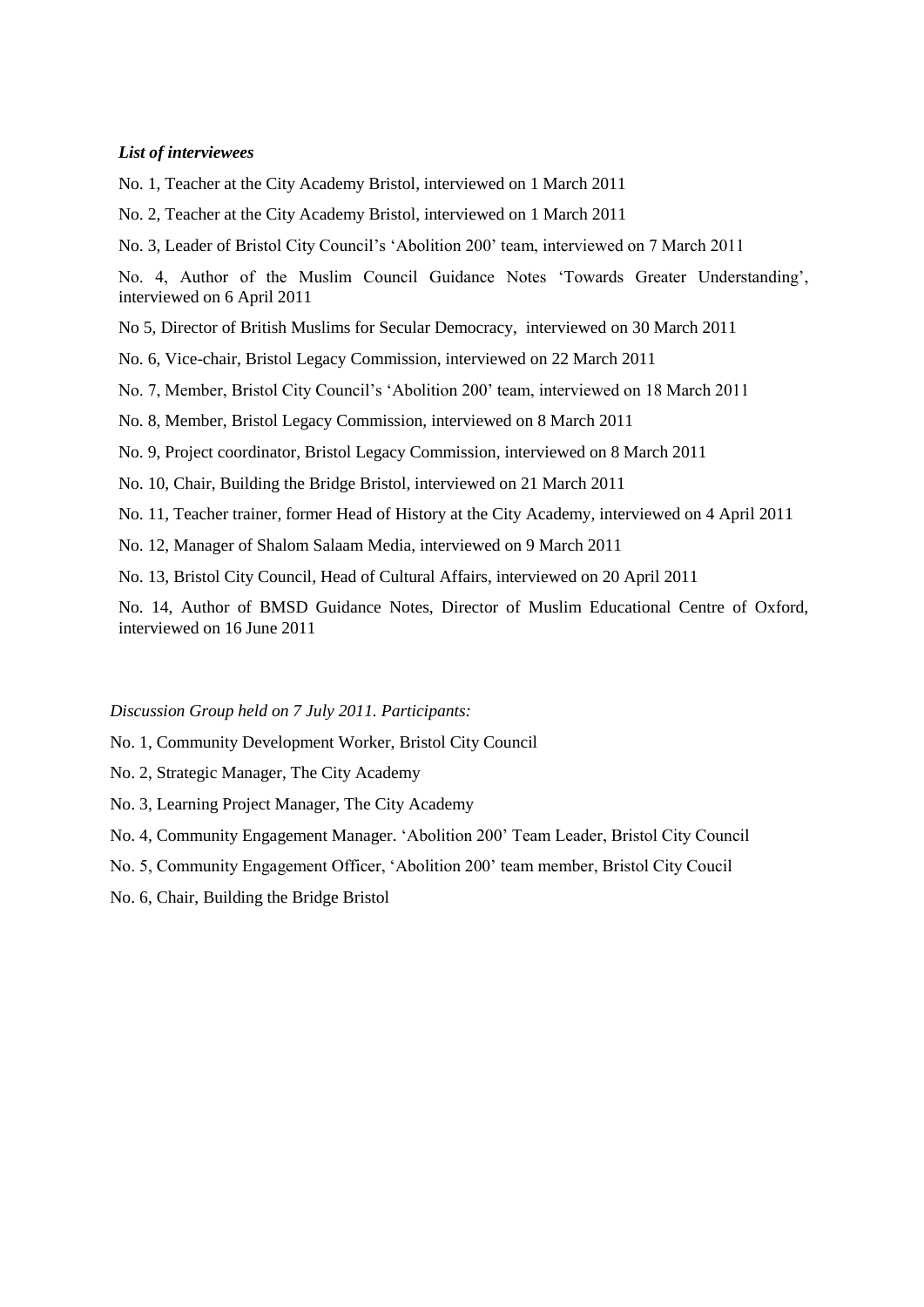***List of interviewees***

No. 1, Teacher at the City Academy Bristol, interviewed on 1 March 2011

No. 2, Teacher at the City Academy Bristol, interviewed on 1 March 2011

No. 3, Leader of Bristol City Council's 'Abolition 200' team, interviewed on 7 March 2011

No. 4, Author of the Muslim Council Guidance Notes 'Towards Greater Understanding', interviewed on 6 April 2011

No 5, Director of British Muslims for Secular Democracy, interviewed on 30 March 2011

No. 6, Vice-chair, Bristol Legacy Commission, interviewed on 22 March 2011

No. 7, Member, Bristol City Council's 'Abolition 200' team, interviewed on 18 March 2011

No. 8, Member, Bristol Legacy Commission, interviewed on 8 March 2011

No. 9, Project coordinator, Bristol Legacy Commission, interviewed on 8 March 2011

No. 10, Chair, Building the Bridge Bristol, interviewed on 21 March 2011

No. 11, Teacher trainer, former Head of History at the City Academy, interviewed on 4 April 2011

No. 12, Manager of Shalom Salaam Media, interviewed on 9 March 2011

No. 13, Bristol City Council, Head of Cultural Affairs, interviewed on 20 April 2011

No. 14, Author of BMSD Guidance Notes, Director of Muslim Educational Centre of Oxford, interviewed on 16 June 2011

*Discussion Group held on 7 July 2011. Participants:*

No. 1, Community Development Worker, Bristol City Council

No. 2, Strategic Manager, The City Academy

No. 3, Learning Project Manager, The City Academy

No. 4, Community Engagement Manager. 'Abolition 200' Team Leader, Bristol City Council

No. 5, Community Engagement Officer, 'Abolition 200' team member, Bristol City Coucil

No. 6, Chair, Building the Bridge Bristol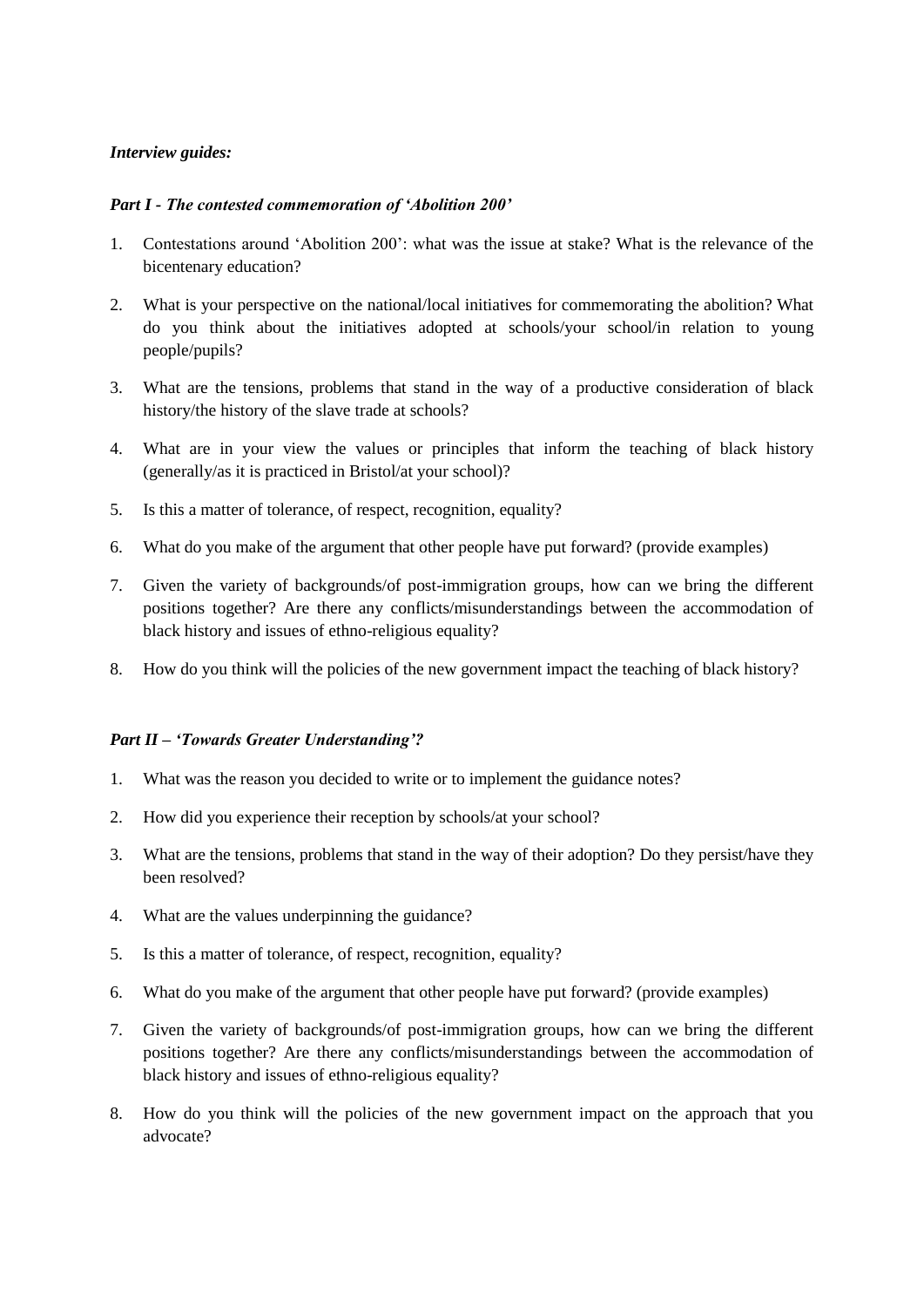***Interview guides:***

***Part I - The contested commemoration of 'Abolition 200'***

1. Contestations around 'Abolition 200': what was the issue at stake? What is the relevance of the bicentenary education?
2. What is your perspective on the national/local initiatives for commemorating the abolition? What do you think about the initiatives adopted at schools/your school/in relation to young people/pupils?
3. What are the tensions, problems that stand in the way of a productive consideration of black history/the history of the slave trade at schools?
4. What are in your view the values or principles that inform the teaching of black history (generally/as it is practiced in Bristol/at your school)?
5. Is this a matter of tolerance, of respect, recognition, equality?
6. What do you make of the argument that other people have put forward? (provide examples)
7. Given the variety of backgrounds/of post-immigration groups, how can we bring the different positions together? Are there any conflicts/misunderstandings between the accommodation of black history and issues of ethno-religious equality?
8. How do you think will the policies of the new government impact the teaching of black history?

***Part II – 'Towards Greater Understanding'?***

1. What was the reason you decided to write or to implement the guidance notes?
2. How did you experience their reception by schools/at your school?
3. What are the tensions, problems that stand in the way of their adoption? Do they persist/have they been resolved?
4. What are the values underpinning the guidance?
5. Is this a matter of tolerance, of respect, recognition, equality?
6. What do you make of the argument that other people have put forward? (provide examples)
7. Given the variety of backgrounds/of post-immigration groups, how can we bring the different positions together? Are there any conflicts/misunderstandings between the accommodation of black history and issues of ethno-religious equality?
8. How do you think will the policies of the new government impact on the approach that you advocate?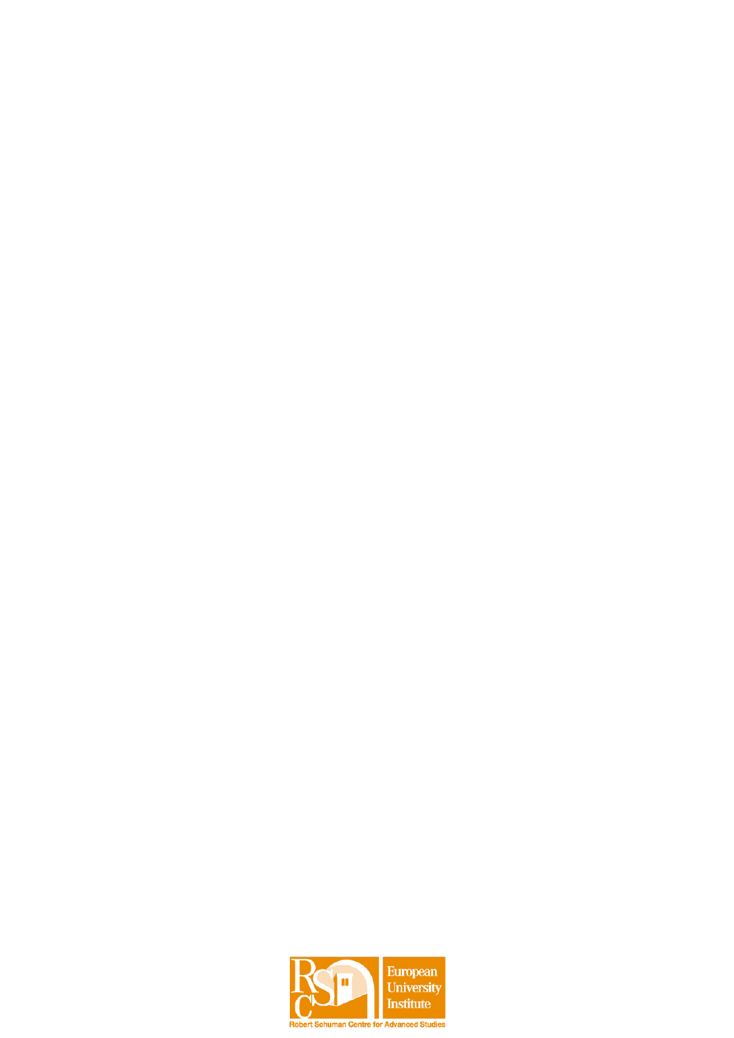European
University
Institute

Robert Schuman Centre for Advanced Studies